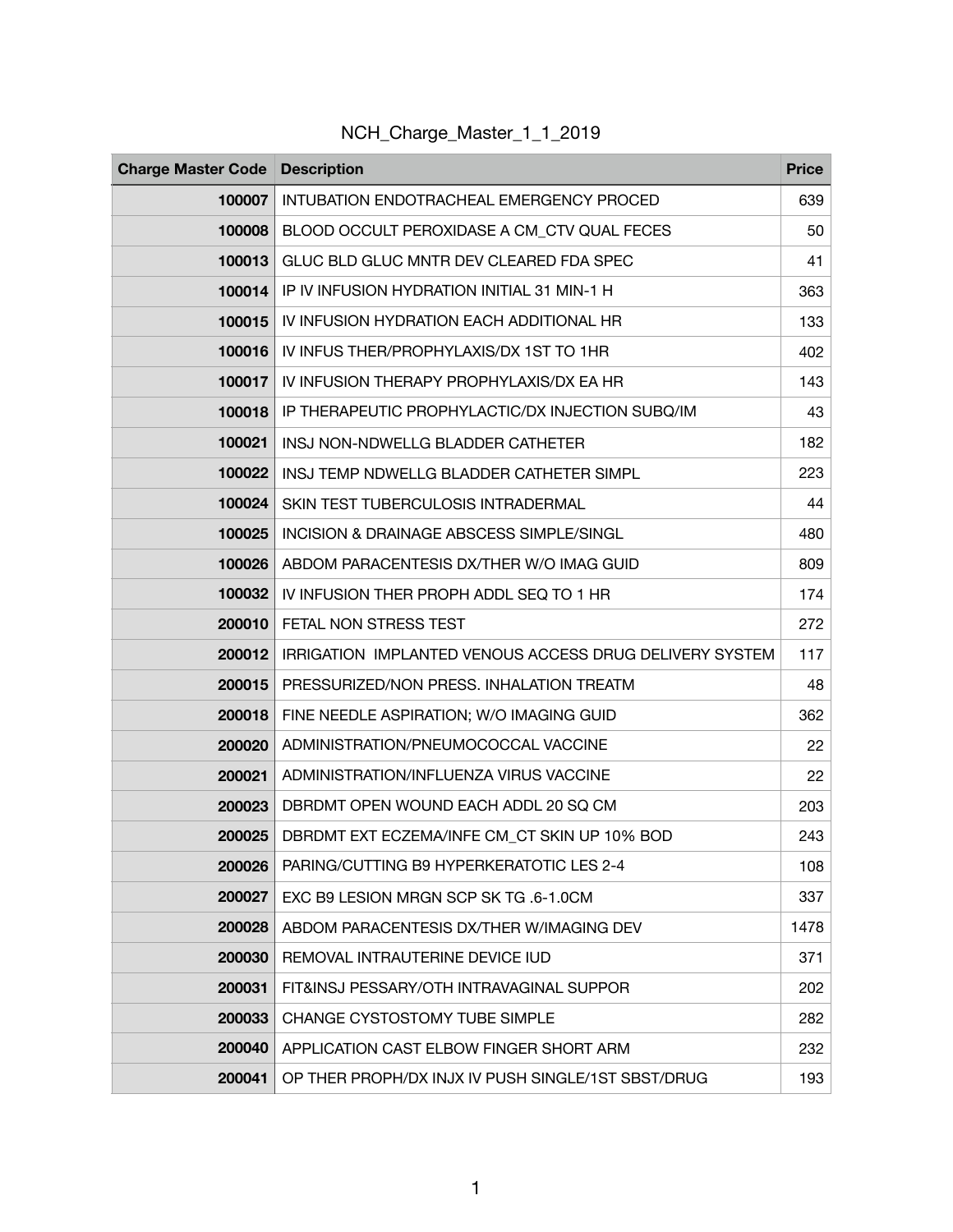# NCH_Charge_Master_1_1_2019

| Charge Master Code | Description | Price |
|---:|---|---:|
| 100007 | INTUBATION ENDOTRACHEAL EMERGENCY PROCED | 639 |
| 100008 | BLOOD OCCULT PEROXIDASE A CM_CTV QUAL FECES | 50 |
| 100013 | GLUC BLD GLUC MNTR DEV CLEARED FDA SPEC | 41 |
| 100014 | IP IV INFUSION HYDRATION INITIAL 31 MIN-1 H | 363 |
| 100015 | IV INFUSION HYDRATION EACH ADDITIONAL HR | 133 |
| 100016 | IV INFUS THER/PROPHYLAXIS/DX 1ST TO 1HR | 402 |
| 100017 | IV INFUSION THERAPY PROPHYLAXIS/DX EA HR | 143 |
| 100018 | IP THERAPEUTIC PROPHYLACTIC/DX INJECTION SUBQ/IM | 43 |
| 100021 | INSJ NON-NDWELLG BLADDER CATHETER | 182 |
| 100022 | INSJ TEMP NDWELLG BLADDER CATHETER SIMPL | 223 |
| 100024 | SKIN TEST TUBERCULOSIS INTRADERMAL | 44 |
| 100025 | INCISION & DRAINAGE ABSCESS SIMPLE/SINGL | 480 |
| 100026 | ABDOM PARACENTESIS DX/THER W/O IMAG GUID | 809 |
| 100032 | IV INFUSION THER PROPH ADDL SEQ TO 1 HR | 174 |
| 200010 | FETAL NON STRESS TEST | 272 |
| 200012 | IRRIGATION  IMPLANTED VENOUS ACCESS DRUG DELIVERY SYSTEM | 117 |
| 200015 | PRESSURIZED/NON PRESS. INHALATION TREATM | 48 |
| 200018 | FINE NEEDLE ASPIRATION; W/O IMAGING GUID | 362 |
| 200020 | ADMINISTRATION/PNEUMOCOCCAL VACCINE | 22 |
| 200021 | ADMINISTRATION/INFLUENZA VIRUS VACCINE | 22 |
| 200023 | DBRDMT OPEN WOUND EACH ADDL 20 SQ CM | 203 |
| 200025 | DBRDMT EXT ECZEMA/INFE CM_CT SKIN UP 10% BOD | 243 |
| 200026 | PARING/CUTTING B9 HYPERKERATOTIC LES 2-4 | 108 |
| 200027 | EXC B9 LESION MRGN SCP SK TG .6-1.0CM | 337 |
| 200028 | ABDOM PARACENTESIS DX/THER W/IMAGING DEV | 1478 |
| 200030 | REMOVAL INTRAUTERINE DEVICE IUD | 371 |
| 200031 | FIT&INSJ PESSARY/OTH INTRAVAGINAL SUPPOR | 202 |
| 200033 | CHANGE CYSTOSTOMY TUBE SIMPLE | 282 |
| 200040 | APPLICATION CAST ELBOW FINGER SHORT ARM | 232 |
| 200041 | OP THER PROPH/DX INJX IV PUSH SINGLE/1ST SBST/DRUG | 193 |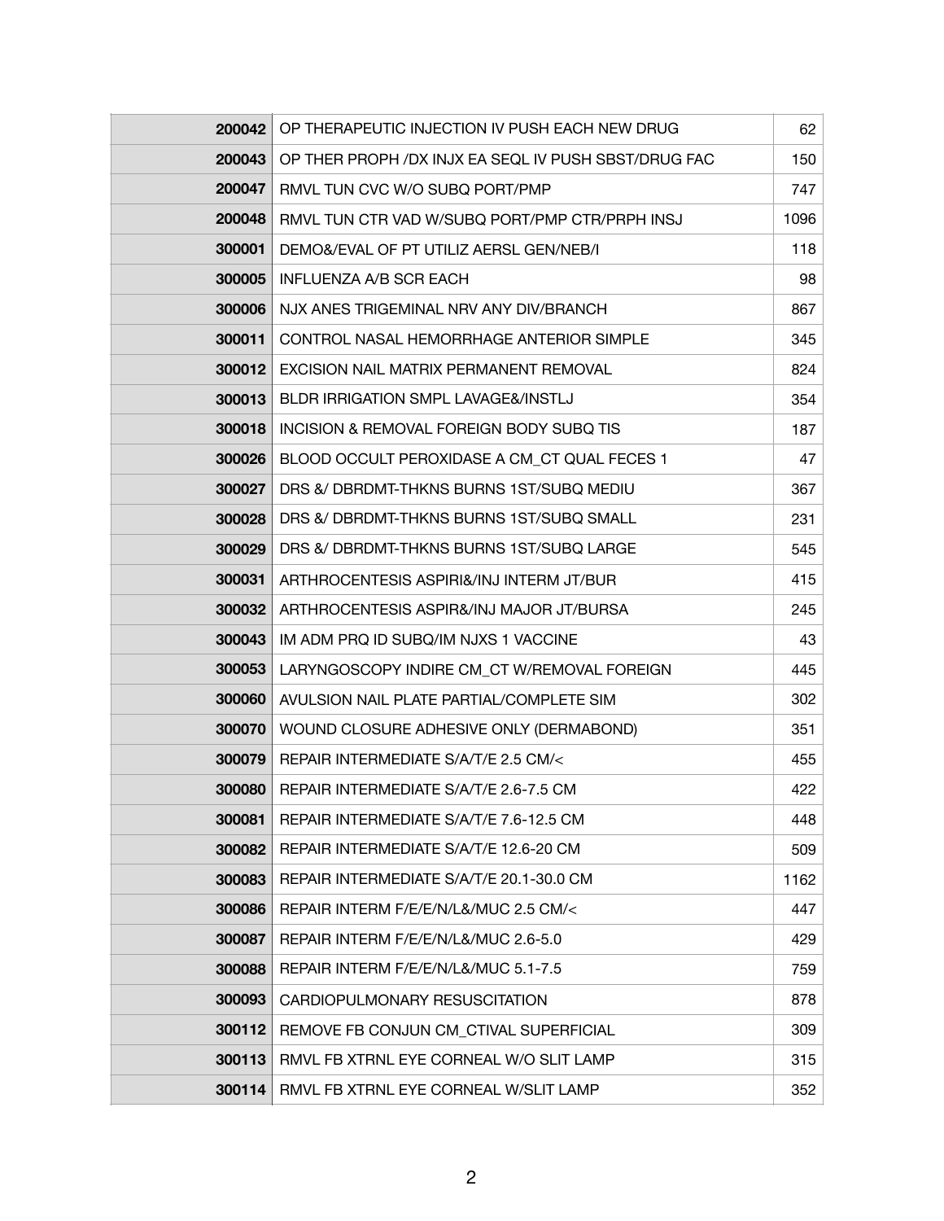| | | |
|---|---|---|
| **200042** | OP THERAPEUTIC INJECTION IV PUSH EACH NEW DRUG | 62 |
| **200043** | OP THER PROPH /DX INJX EA SEQL IV PUSH SBST/DRUG FAC | 150 |
| **200047** | RMVL TUN CVC W/O SUBQ PORT/PMP | 747 |
| **200048** | RMVL TUN CTR VAD W/SUBQ PORT/PMP CTR/PRPH INSJ | 1096 |
| **300001** | DEMO&/EVAL OF PT UTILIZ AERSL GEN/NEB/I | 118 |
| **300005** | INFLUENZA A/B SCR EACH | 98 |
| **300006** | NJX ANES TRIGEMINAL NRV ANY DIV/BRANCH | 867 |
| **300011** | CONTROL NASAL HEMORRHAGE ANTERIOR SIMPLE | 345 |
| **300012** | EXCISION NAIL MATRIX PERMANENT REMOVAL | 824 |
| **300013** | BLDR IRRIGATION SMPL LAVAGE&/INSTLJ | 354 |
| **300018** | INCISION & REMOVAL FOREIGN BODY SUBQ TIS | 187 |
| **300026** | BLOOD OCCULT PEROXIDASE A CM_CT QUAL FECES 1 | 47 |
| **300027** | DRS &/ DBRDMT-THKNS BURNS 1ST/SUBQ MEDIU | 367 |
| **300028** | DRS &/ DBRDMT-THKNS BURNS 1ST/SUBQ SMALL | 231 |
| **300029** | DRS &/ DBRDMT-THKNS BURNS 1ST/SUBQ LARGE | 545 |
| **300031** | ARTHROCENTESIS ASPIRI&/INJ INTERM JT/BUR | 415 |
| **300032** | ARTHROCENTESIS ASPIR&/INJ MAJOR JT/BURSA | 245 |
| **300043** | IM ADM PRQ ID SUBQ/IM NJXS 1 VACCINE | 43 |
| **300053** | LARYNGOSCOPY INDIRE CM_CT W/REMOVAL FOREIGN | 445 |
| **300060** | AVULSION NAIL PLATE PARTIAL/COMPLETE SIM | 302 |
| **300070** | WOUND CLOSURE ADHESIVE ONLY (DERMABOND) | 351 |
| **300079** | REPAIR INTERMEDIATE S/A/T/E 2.5 CM/< | 455 |
| **300080** | REPAIR INTERMEDIATE S/A/T/E 2.6-7.5 CM | 422 |
| **300081** | REPAIR INTERMEDIATE S/A/T/E 7.6-12.5 CM | 448 |
| **300082** | REPAIR INTERMEDIATE S/A/T/E 12.6-20 CM | 509 |
| **300083** | REPAIR INTERMEDIATE S/A/T/E 20.1-30.0 CM | 1162 |
| **300086** | REPAIR INTERM F/E/E/N/L&/MUC 2.5 CM/< | 447 |
| **300087** | REPAIR INTERM F/E/E/N/L&/MUC 2.6-5.0 | 429 |
| **300088** | REPAIR INTERM F/E/E/N/L&/MUC 5.1-7.5 | 759 |
| **300093** | CARDIOPULMONARY RESUSCITATION | 878 |
| **300112** | REMOVE FB CONJUN CM_CTIVAL SUPERFICIAL | 309 |
| **300113** | RMVL FB XTRNL EYE CORNEAL W/O SLIT LAMP | 315 |
| **300114** | RMVL FB XTRNL EYE CORNEAL W/SLIT LAMP | 352 |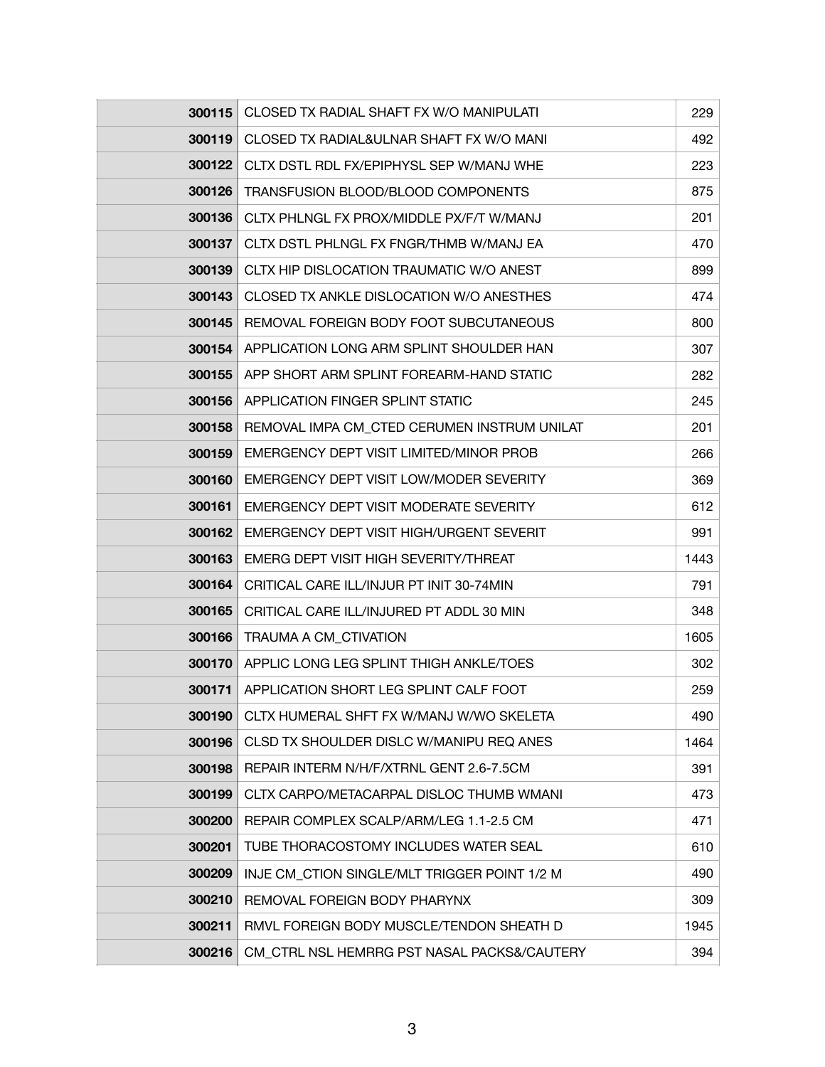| | | |
|---|---|---|
| **300115** | CLOSED TX RADIAL SHAFT FX W/O MANIPULATI | 229 |
| **300119** | CLOSED TX RADIAL&ULNAR SHAFT FX W/O MANI | 492 |
| **300122** | CLTX DSTL RDL FX/EPIPHYSL SEP W/MANJ WHE | 223 |
| **300126** | TRANSFUSION BLOOD/BLOOD COMPONENTS | 875 |
| **300136** | CLTX PHLNGL FX PROX/MIDDLE PX/F/T W/MANJ | 201 |
| **300137** | CLTX DSTL PHLNGL FX FNGR/THMB W/MANJ EA | 470 |
| **300139** | CLTX HIP DISLOCATION TRAUMATIC W/O ANEST | 899 |
| **300143** | CLOSED TX ANKLE DISLOCATION W/O ANESTHES | 474 |
| **300145** | REMOVAL FOREIGN BODY FOOT SUBCUTANEOUS | 800 |
| **300154** | APPLICATION LONG ARM SPLINT SHOULDER HAN | 307 |
| **300155** | APP SHORT ARM SPLINT FOREARM-HAND STATIC | 282 |
| **300156** | APPLICATION FINGER SPLINT STATIC | 245 |
| **300158** | REMOVAL IMPA CM_CTED CERUMEN INSTRUM UNILAT | 201 |
| **300159** | EMERGENCY DEPT VISIT LIMITED/MINOR PROB | 266 |
| **300160** | EMERGENCY DEPT VISIT LOW/MODER SEVERITY | 369 |
| **300161** | EMERGENCY DEPT VISIT MODERATE SEVERITY | 612 |
| **300162** | EMERGENCY DEPT VISIT HIGH/URGENT SEVERIT | 991 |
| **300163** | EMERG DEPT VISIT HIGH SEVERITY/THREAT | 1443 |
| **300164** | CRITICAL CARE ILL/INJUR PT INIT 30-74MIN | 791 |
| **300165** | CRITICAL CARE ILL/INJURED PT ADDL 30 MIN | 348 |
| **300166** | TRAUMA A CM_CTIVATION | 1605 |
| **300170** | APPLIC LONG LEG SPLINT THIGH ANKLE/TOES | 302 |
| **300171** | APPLICATION SHORT LEG SPLINT CALF FOOT | 259 |
| **300190** | CLTX HUMERAL SHFT FX W/MANJ W/WO SKELETA | 490 |
| **300196** | CLSD TX SHOULDER DISLC W/MANIPU REQ ANES | 1464 |
| **300198** | REPAIR INTERM N/H/F/XTRNL GENT 2.6-7.5CM | 391 |
| **300199** | CLTX CARPO/METACARPAL DISLOC THUMB WMANI | 473 |
| **300200** | REPAIR COMPLEX SCALP/ARM/LEG 1.1-2.5 CM | 471 |
| **300201** | TUBE THORACOSTOMY INCLUDES WATER SEAL | 610 |
| **300209** | INJE CM_CTION SINGLE/MLT TRIGGER POINT 1/2 M | 490 |
| **300210** | REMOVAL FOREIGN BODY PHARYNX | 309 |
| **300211** | RMVL FOREIGN BODY MUSCLE/TENDON SHEATH D | 1945 |
| **300216** | CM_CTRL NSL HEMRRG PST NASAL PACKS&/CAUTERY | 394 |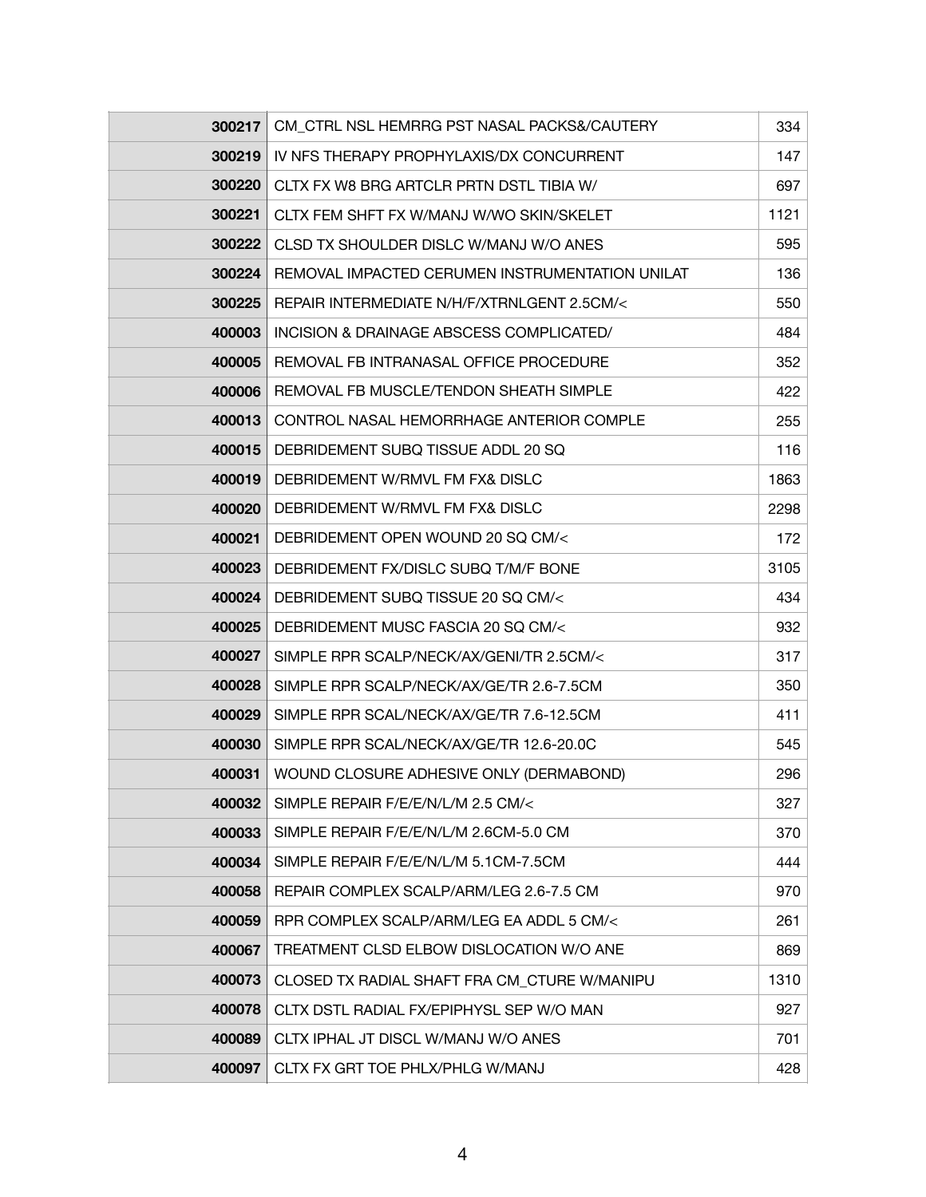| | | |
|---|---|---|
| **300217** | CM_CTRL NSL HEMRRG PST NASAL PACKS&/CAUTERY | 334 |
| **300219** | IV NFS THERAPY PROPHYLAXIS/DX CONCURRENT | 147 |
| **300220** | CLTX FX W8 BRG ARTCLR PRTN DSTL TIBIA W/ | 697 |
| **300221** | CLTX FEM SHFT FX W/MANJ W/WO SKIN/SKELET | 1121 |
| **300222** | CLSD TX SHOULDER DISLC W/MANJ W/O ANES | 595 |
| **300224** | REMOVAL IMPACTED CERUMEN INSTRUMENTATION UNILAT | 136 |
| **300225** | REPAIR INTERMEDIATE N/H/F/XTRNLGENT 2.5CM/< | 550 |
| **400003** | INCISION & DRAINAGE ABSCESS COMPLICATED/ | 484 |
| **400005** | REMOVAL FB INTRANASAL OFFICE PROCEDURE | 352 |
| **400006** | REMOVAL FB MUSCLE/TENDON SHEATH SIMPLE | 422 |
| **400013** | CONTROL NASAL HEMORRHAGE ANTERIOR COMPLE | 255 |
| **400015** | DEBRIDEMENT SUBQ TISSUE ADDL 20 SQ | 116 |
| **400019** | DEBRIDEMENT W/RMVL FM FX& DISLC | 1863 |
| **400020** | DEBRIDEMENT W/RMVL FM FX& DISLC | 2298 |
| **400021** | DEBRIDEMENT OPEN WOUND 20 SQ CM/< | 172 |
| **400023** | DEBRIDEMENT FX/DISLC SUBQ T/M/F BONE | 3105 |
| **400024** | DEBRIDEMENT SUBQ TISSUE 20 SQ CM/< | 434 |
| **400025** | DEBRIDEMENT MUSC FASCIA 20 SQ CM/< | 932 |
| **400027** | SIMPLE RPR SCALP/NECK/AX/GENI/TR 2.5CM/< | 317 |
| **400028** | SIMPLE RPR SCALP/NECK/AX/GE/TR 2.6-7.5CM | 350 |
| **400029** | SIMPLE RPR SCAL/NECK/AX/GE/TR 7.6-12.5CM | 411 |
| **400030** | SIMPLE RPR SCAL/NECK/AX/GE/TR 12.6-20.0C | 545 |
| **400031** | WOUND CLOSURE ADHESIVE ONLY (DERMABOND) | 296 |
| **400032** | SIMPLE REPAIR F/E/E/N/L/M 2.5 CM/< | 327 |
| **400033** | SIMPLE REPAIR F/E/E/N/L/M 2.6CM-5.0 CM | 370 |
| **400034** | SIMPLE REPAIR F/E/E/N/L/M 5.1CM-7.5CM | 444 |
| **400058** | REPAIR COMPLEX SCALP/ARM/LEG 2.6-7.5 CM | 970 |
| **400059** | RPR COMPLEX SCALP/ARM/LEG EA ADDL 5 CM/< | 261 |
| **400067** | TREATMENT CLSD ELBOW DISLOCATION W/O ANE | 869 |
| **400073** | CLOSED TX RADIAL SHAFT FRA CM_CTURE W/MANIPU | 1310 |
| **400078** | CLTX DSTL RADIAL FX/EPIPHYSL SEP W/O MAN | 927 |
| **400089** | CLTX IPHAL JT DISCL W/MANJ W/O ANES | 701 |
| **400097** | CLTX FX GRT TOE PHLX/PHLG W/MANJ | 428 |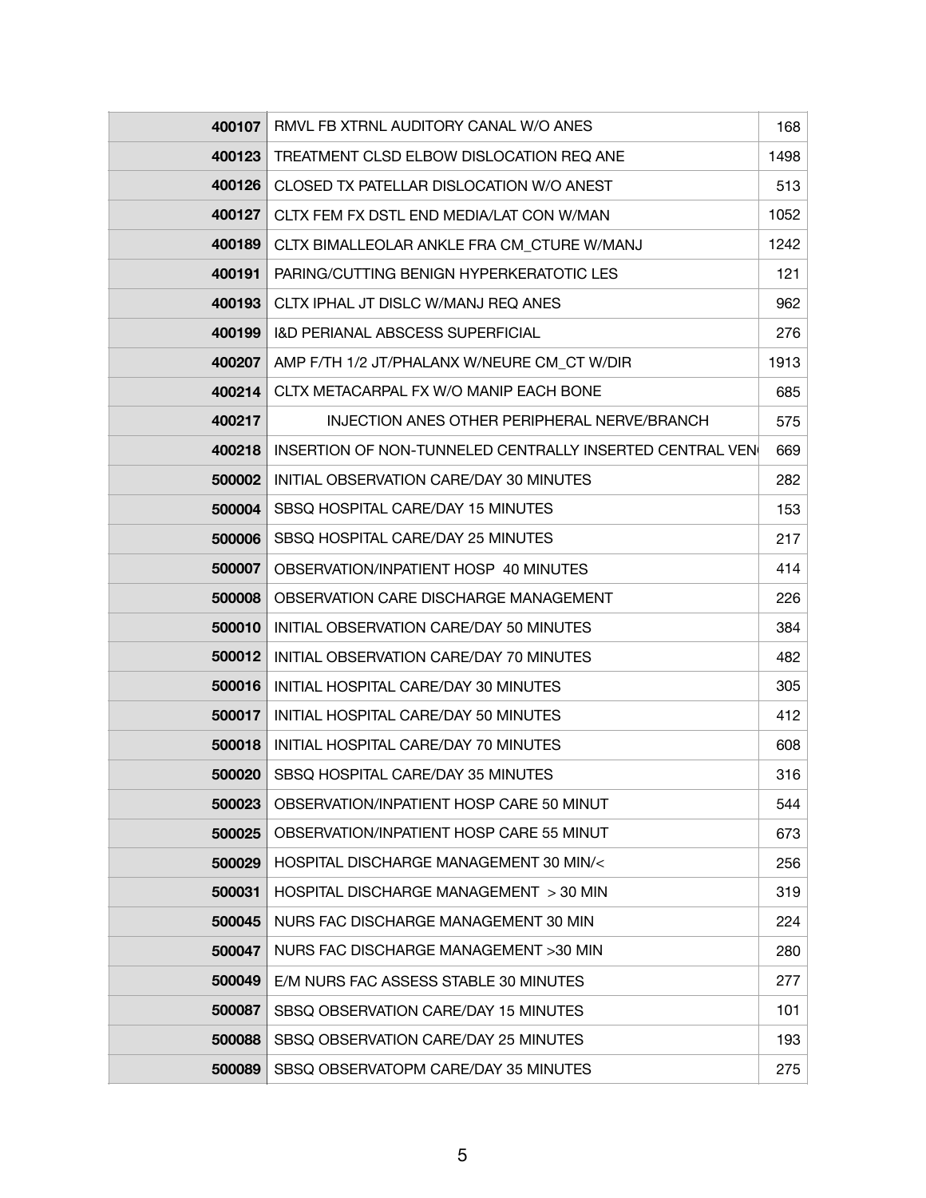| | | |
|---|---|---|
| **400107** | RMVL FB XTRNL AUDITORY CANAL W/O ANES | 168 |
| **400123** | TREATMENT CLSD ELBOW DISLOCATION REQ ANE | 1498 |
| **400126** | CLOSED TX PATELLAR DISLOCATION W/O ANEST | 513 |
| **400127** | CLTX FEM FX DSTL END MEDIA/LAT CON W/MAN | 1052 |
| **400189** | CLTX BIMALLEOLAR ANKLE FRA CM_CTURE W/MANJ | 1242 |
| **400191** | PARING/CUTTING BENIGN HYPERKERATOTIC LES | 121 |
| **400193** | CLTX IPHAL JT DISLC W/MANJ REQ ANES | 962 |
| **400199** | I&D PERIANAL ABSCESS SUPERFICIAL | 276 |
| **400207** | AMP F/TH 1/2 JT/PHALANX W/NEURE CM_CT W/DIR | 1913 |
| **400214** | CLTX METACARPAL FX W/O MANIP EACH BONE | 685 |
| **400217** | INJECTION ANES OTHER PERIPHERAL NERVE/BRANCH | 575 |
| **400218** | INSERTION OF NON-TUNNELED CENTRALLY INSERTED CENTRAL VEN | 669 |
| **500002** | INITIAL OBSERVATION CARE/DAY 30 MINUTES | 282 |
| **500004** | SBSQ HOSPITAL CARE/DAY 15 MINUTES | 153 |
| **500006** | SBSQ HOSPITAL CARE/DAY 25 MINUTES | 217 |
| **500007** | OBSERVATION/INPATIENT HOSP 40 MINUTES | 414 |
| **500008** | OBSERVATION CARE DISCHARGE MANAGEMENT | 226 |
| **500010** | INITIAL OBSERVATION CARE/DAY 50 MINUTES | 384 |
| **500012** | INITIAL OBSERVATION CARE/DAY 70 MINUTES | 482 |
| **500016** | INITIAL HOSPITAL CARE/DAY 30 MINUTES | 305 |
| **500017** | INITIAL HOSPITAL CARE/DAY 50 MINUTES | 412 |
| **500018** | INITIAL HOSPITAL CARE/DAY 70 MINUTES | 608 |
| **500020** | SBSQ HOSPITAL CARE/DAY 35 MINUTES | 316 |
| **500023** | OBSERVATION/INPATIENT HOSP CARE 50 MINUT | 544 |
| **500025** | OBSERVATION/INPATIENT HOSP CARE 55 MINUT | 673 |
| **500029** | HOSPITAL DISCHARGE MANAGEMENT 30 MIN/< | 256 |
| **500031** | HOSPITAL DISCHARGE MANAGEMENT > 30 MIN | 319 |
| **500045** | NURS FAC DISCHARGE MANAGEMENT 30 MIN | 224 |
| **500047** | NURS FAC DISCHARGE MANAGEMENT >30 MIN | 280 |
| **500049** | E/M NURS FAC ASSESS STABLE 30 MINUTES | 277 |
| **500087** | SBSQ OBSERVATION CARE/DAY 15 MINUTES | 101 |
| **500088** | SBSQ OBSERVATION CARE/DAY 25 MINUTES | 193 |
| **500089** | SBSQ OBSERVATOPM CARE/DAY 35 MINUTES | 275 |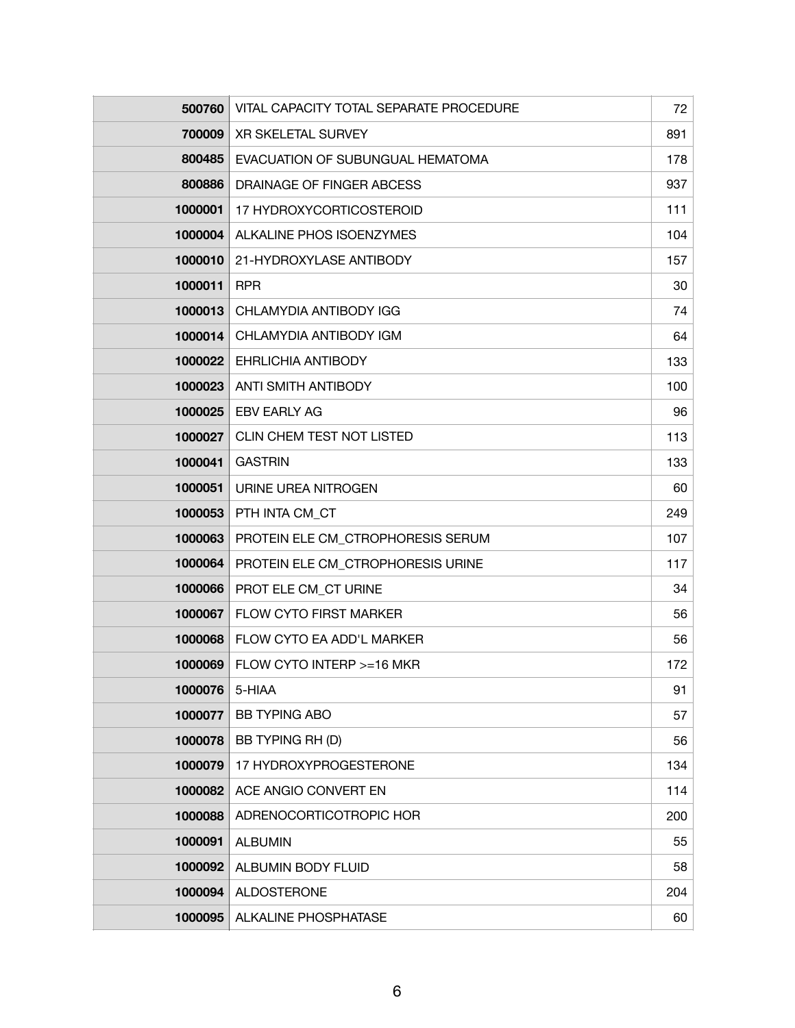| | | |
|---|---|---|
| **500760** | VITAL CAPACITY TOTAL SEPARATE PROCEDURE | 72 |
| **700009** | XR SKELETAL SURVEY | 891 |
| **800485** | EVACUATION OF SUBUNGUAL HEMATOMA | 178 |
| **800886** | DRAINAGE OF FINGER ABCESS | 937 |
| **1000001** | 17 HYDROXYCORTICOSTEROID | 111 |
| **1000004** | ALKALINE PHOS ISOENZYMES | 104 |
| **1000010** | 21-HYDROXYLASE ANTIBODY | 157 |
| **1000011** | RPR | 30 |
| **1000013** | CHLAMYDIA ANTIBODY IGG | 74 |
| **1000014** | CHLAMYDIA ANTIBODY IGM | 64 |
| **1000022** | EHRLICHIA ANTIBODY | 133 |
| **1000023** | ANTI SMITH ANTIBODY | 100 |
| **1000025** | EBV EARLY AG | 96 |
| **1000027** | CLIN CHEM TEST NOT LISTED | 113 |
| **1000041** | GASTRIN | 133 |
| **1000051** | URINE UREA NITROGEN | 60 |
| **1000053** | PTH INTA CM_CT | 249 |
| **1000063** | PROTEIN ELE CM_CTROPHORESIS SERUM | 107 |
| **1000064** | PROTEIN ELE CM_CTROPHORESIS URINE | 117 |
| **1000066** | PROT ELE CM_CT URINE | 34 |
| **1000067** | FLOW CYTO FIRST MARKER | 56 |
| **1000068** | FLOW CYTO EA ADD'L MARKER | 56 |
| **1000069** | FLOW CYTO INTERP >=16 MKR | 172 |
| **1000076** | 5-HIAA | 91 |
| **1000077** | BB TYPING ABO | 57 |
| **1000078** | BB TYPING RH (D) | 56 |
| **1000079** | 17 HYDROXYPROGESTERONE | 134 |
| **1000082** | ACE ANGIO CONVERT EN | 114 |
| **1000088** | ADRENOCORTICOTROPIC HOR | 200 |
| **1000091** | ALBUMIN | 55 |
| **1000092** | ALBUMIN BODY FLUID | 58 |
| **1000094** | ALDOSTERONE | 204 |
| **1000095** | ALKALINE PHOSPHATASE | 60 |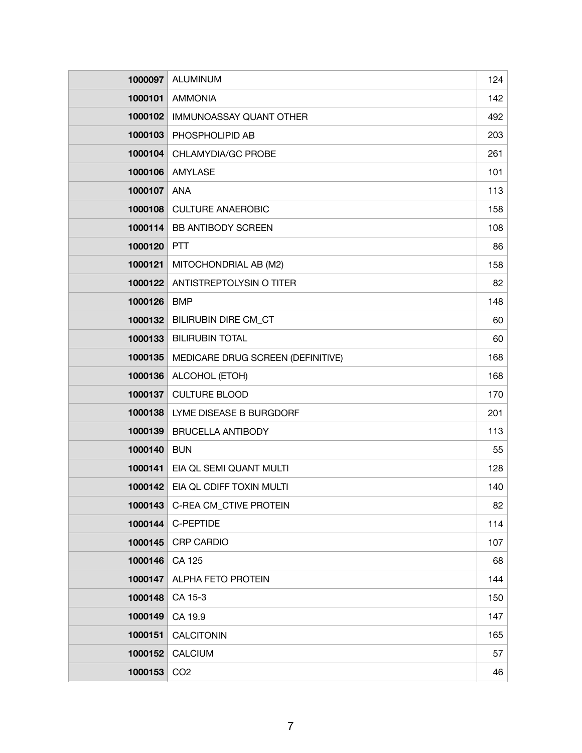| | | |
|---|---|---|
| **1000097** | ALUMINUM | 124 |
| **1000101** | AMMONIA | 142 |
| **1000102** | IMMUNOASSAY QUANT OTHER | 492 |
| **1000103** | PHOSPHOLIPID AB | 203 |
| **1000104** | CHLAMYDIA/GC PROBE | 261 |
| **1000106** | AMYLASE | 101 |
| **1000107** | ANA | 113 |
| **1000108** | CULTURE ANAEROBIC | 158 |
| **1000114** | BB ANTIBODY SCREEN | 108 |
| **1000120** | PTT | 86 |
| **1000121** | MITOCHONDRIAL AB (M2) | 158 |
| **1000122** | ANTISTREPTOLYSIN O TITER | 82 |
| **1000126** | BMP | 148 |
| **1000132** | BILIRUBIN DIRE CM_CT | 60 |
| **1000133** | BILIRUBIN TOTAL | 60 |
| **1000135** | MEDICARE DRUG SCREEN (DEFINITIVE) | 168 |
| **1000136** | ALCOHOL (ETOH) | 168 |
| **1000137** | CULTURE BLOOD | 170 |
| **1000138** | LYME DISEASE B BURGDORF | 201 |
| **1000139** | BRUCELLA ANTIBODY | 113 |
| **1000140** | BUN | 55 |
| **1000141** | EIA QL SEMI QUANT MULTI | 128 |
| **1000142** | EIA QL CDIFF TOXIN MULTI | 140 |
| **1000143** | C-REA CM_CTIVE PROTEIN | 82 |
| **1000144** | C-PEPTIDE | 114 |
| **1000145** | CRP CARDIO | 107 |
| **1000146** | CA 125 | 68 |
| **1000147** | ALPHA FETO PROTEIN | 144 |
| **1000148** | CA 15-3 | 150 |
| **1000149** | CA 19.9 | 147 |
| **1000151** | CALCITONIN | 165 |
| **1000152** | CALCIUM | 57 |
| **1000153** | CO2 | 46 |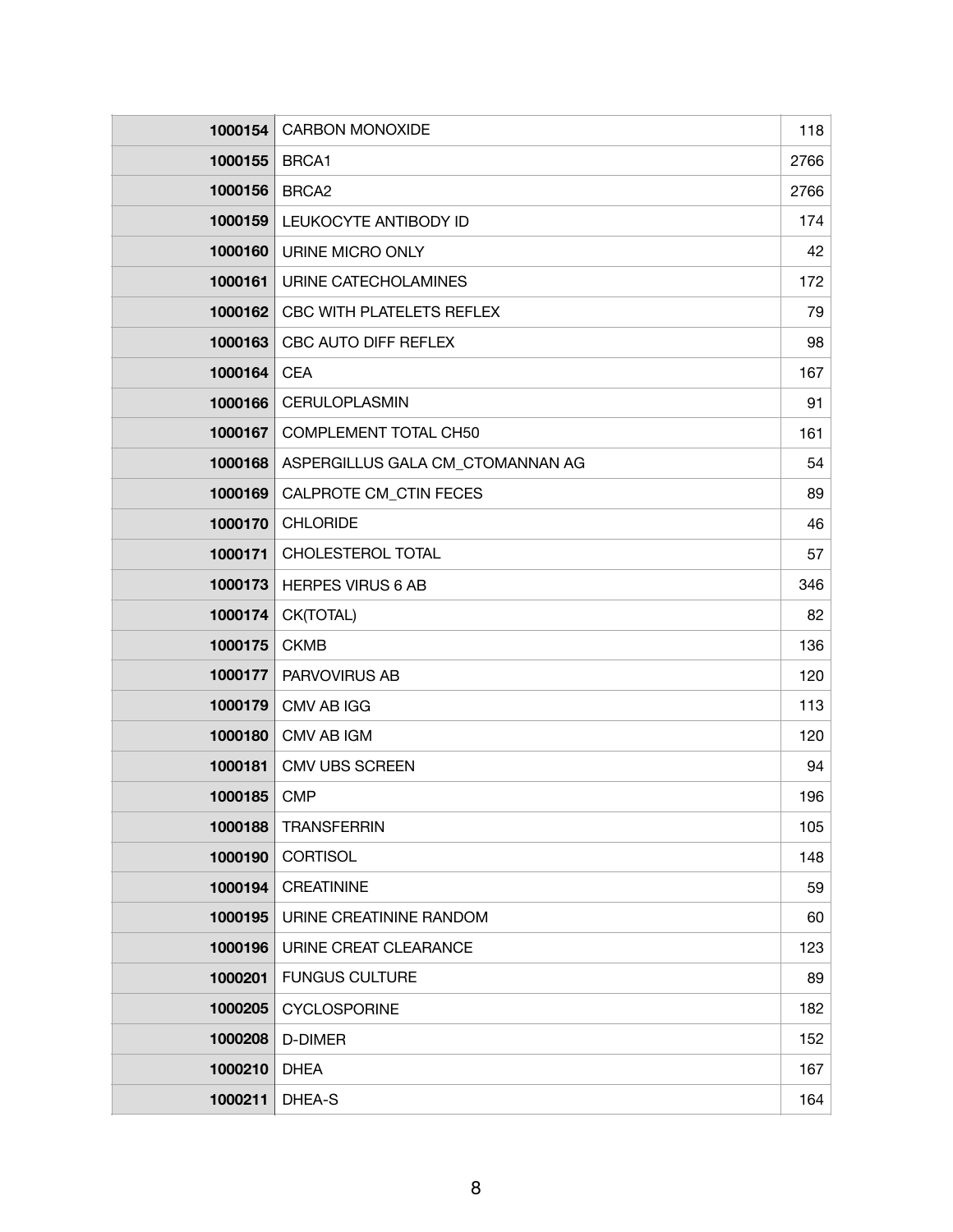| | | |
|---|---|---|
| **1000154** | CARBON MONOXIDE | 118 |
| **1000155** | BRCA1 | 2766 |
| **1000156** | BRCA2 | 2766 |
| **1000159** | LEUKOCYTE ANTIBODY ID | 174 |
| **1000160** | URINE MICRO ONLY | 42 |
| **1000161** | URINE CATECHOLAMINES | 172 |
| **1000162** | CBC WITH PLATELETS REFLEX | 79 |
| **1000163** | CBC AUTO DIFF REFLEX | 98 |
| **1000164** | CEA | 167 |
| **1000166** | CERULOPLASMIN | 91 |
| **1000167** | COMPLEMENT TOTAL CH50 | 161 |
| **1000168** | ASPERGILLUS GALA CM_CTOMANNAN AG | 54 |
| **1000169** | CALPROTE CM_CTIN FECES | 89 |
| **1000170** | CHLORIDE | 46 |
| **1000171** | CHOLESTEROL TOTAL | 57 |
| **1000173** | HERPES VIRUS 6 AB | 346 |
| **1000174** | CK(TOTAL) | 82 |
| **1000175** | CKMB | 136 |
| **1000177** | PARVOVIRUS AB | 120 |
| **1000179** | CMV AB IGG | 113 |
| **1000180** | CMV AB IGM | 120 |
| **1000181** | CMV UBS SCREEN | 94 |
| **1000185** | CMP | 196 |
| **1000188** | TRANSFERRIN | 105 |
| **1000190** | CORTISOL | 148 |
| **1000194** | CREATININE | 59 |
| **1000195** | URINE CREATININE RANDOM | 60 |
| **1000196** | URINE CREAT CLEARANCE | 123 |
| **1000201** | FUNGUS CULTURE | 89 |
| **1000205** | CYCLOSPORINE | 182 |
| **1000208** | D-DIMER | 152 |
| **1000210** | DHEA | 167 |
| **1000211** | DHEA-S | 164 |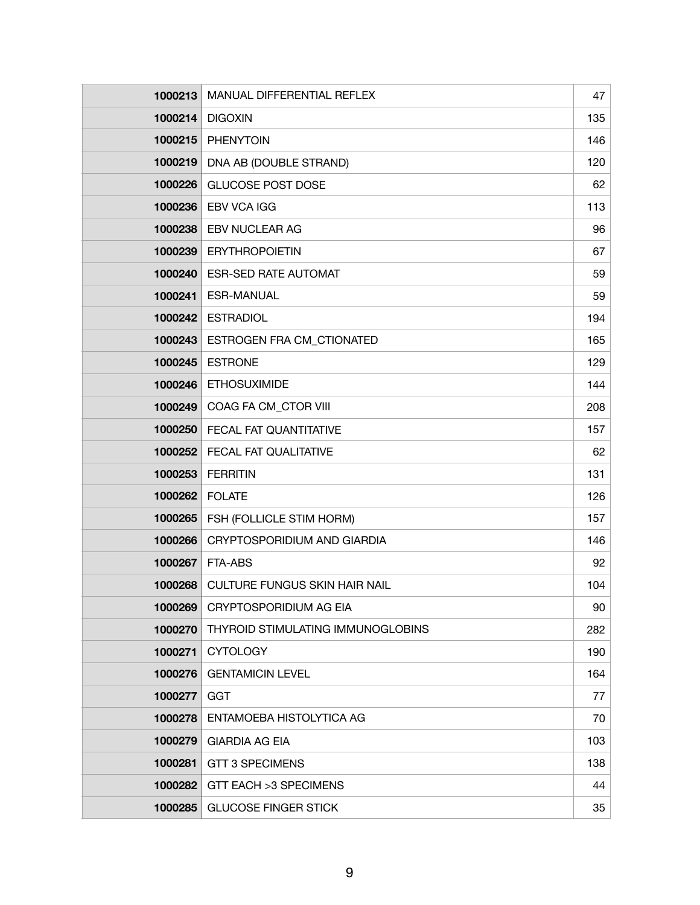| | | |
|---|---|---|
| **1000213** | MANUAL DIFFERENTIAL REFLEX | 47 |
| **1000214** | DIGOXIN | 135 |
| **1000215** | PHENYTOIN | 146 |
| **1000219** | DNA AB (DOUBLE STRAND) | 120 |
| **1000226** | GLUCOSE POST DOSE | 62 |
| **1000236** | EBV VCA IGG | 113 |
| **1000238** | EBV NUCLEAR AG | 96 |
| **1000239** | ERYTHROPOIETIN | 67 |
| **1000240** | ESR-SED RATE AUTOMAT | 59 |
| **1000241** | ESR-MANUAL | 59 |
| **1000242** | ESTRADIOL | 194 |
| **1000243** | ESTROGEN FRA CM_CTIONATED | 165 |
| **1000245** | ESTRONE | 129 |
| **1000246** | ETHOSUXIMIDE | 144 |
| **1000249** | COAG FA CM_CTOR VIII | 208 |
| **1000250** | FECAL FAT QUANTITATIVE | 157 |
| **1000252** | FECAL FAT QUALITATIVE | 62 |
| **1000253** | FERRITIN | 131 |
| **1000262** | FOLATE | 126 |
| **1000265** | FSH (FOLLICLE STIM HORM) | 157 |
| **1000266** | CRYPTOSPORIDIUM AND GIARDIA | 146 |
| **1000267** | FTA-ABS | 92 |
| **1000268** | CULTURE FUNGUS SKIN HAIR NAIL | 104 |
| **1000269** | CRYPTOSPORIDIUM AG EIA | 90 |
| **1000270** | THYROID STIMULATING IMMUNOGLOBINS | 282 |
| **1000271** | CYTOLOGY | 190 |
| **1000276** | GENTAMICIN LEVEL | 164 |
| **1000277** | GGT | 77 |
| **1000278** | ENTAMOEBA HISTOLYTICA AG | 70 |
| **1000279** | GIARDIA AG EIA | 103 |
| **1000281** | GTT 3 SPECIMENS | 138 |
| **1000282** | GTT EACH >3 SPECIMENS | 44 |
| **1000285** | GLUCOSE FINGER STICK | 35 |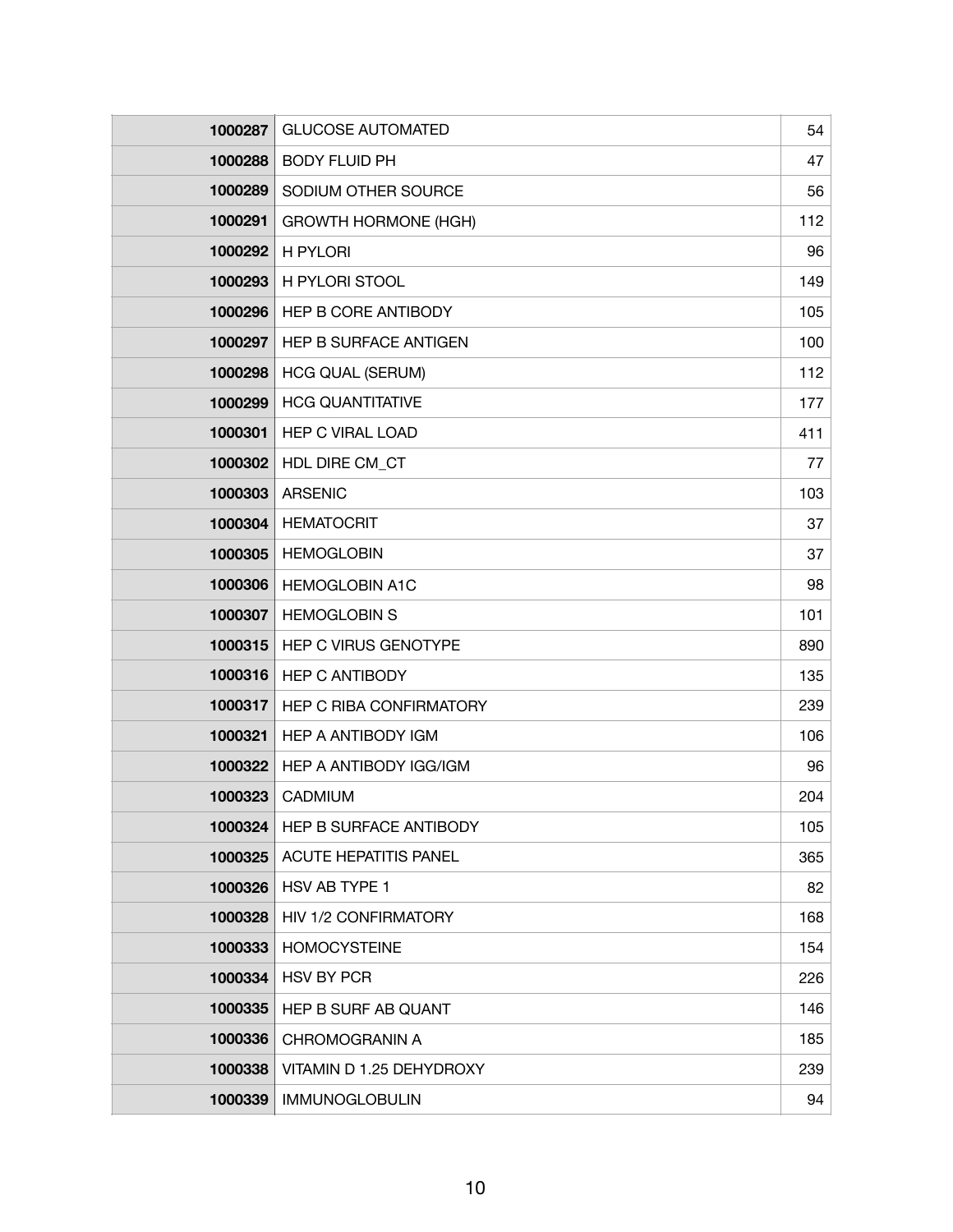| | | |
|---|---|---|
| **1000287** | GLUCOSE AUTOMATED | 54 |
| **1000288** | BODY FLUID PH | 47 |
| **1000289** | SODIUM OTHER SOURCE | 56 |
| **1000291** | GROWTH HORMONE (HGH) | 112 |
| **1000292** | H PYLORI | 96 |
| **1000293** | H PYLORI STOOL | 149 |
| **1000296** | HEP B CORE ANTIBODY | 105 |
| **1000297** | HEP B SURFACE ANTIGEN | 100 |
| **1000298** | HCG QUAL (SERUM) | 112 |
| **1000299** | HCG QUANTITATIVE | 177 |
| **1000301** | HEP C VIRAL LOAD | 411 |
| **1000302** | HDL DIRE CM_CT | 77 |
| **1000303** | ARSENIC | 103 |
| **1000304** | HEMATOCRIT | 37 |
| **1000305** | HEMOGLOBIN | 37 |
| **1000306** | HEMOGLOBIN A1C | 98 |
| **1000307** | HEMOGLOBIN S | 101 |
| **1000315** | HEP C VIRUS GENOTYPE | 890 |
| **1000316** | HEP C ANTIBODY | 135 |
| **1000317** | HEP C RIBA CONFIRMATORY | 239 |
| **1000321** | HEP A ANTIBODY IGM | 106 |
| **1000322** | HEP A ANTIBODY IGG/IGM | 96 |
| **1000323** | CADMIUM | 204 |
| **1000324** | HEP B SURFACE ANTIBODY | 105 |
| **1000325** | ACUTE HEPATITIS PANEL | 365 |
| **1000326** | HSV AB TYPE 1 | 82 |
| **1000328** | HIV 1/2 CONFIRMATORY | 168 |
| **1000333** | HOMOCYSTEINE | 154 |
| **1000334** | HSV BY PCR | 226 |
| **1000335** | HEP B SURF AB QUANT | 146 |
| **1000336** | CHROMOGRANIN A | 185 |
| **1000338** | VITAMIN D 1.25 DEHYDROXY | 239 |
| **1000339** | IMMUNOGLOBULIN | 94 |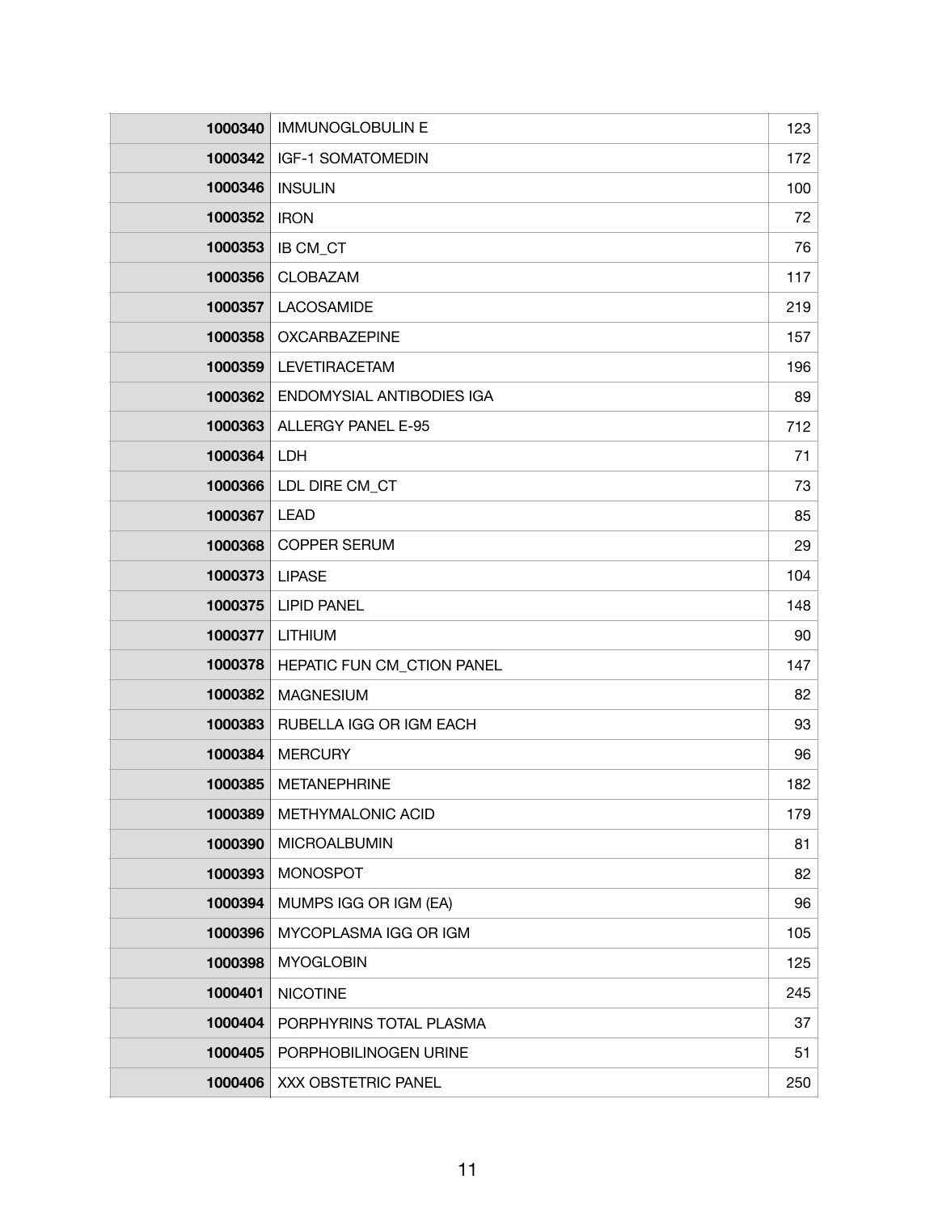| | | |
|---|---|---|
| **1000340** | IMMUNOGLOBULIN E | 123 |
| **1000342** | IGF-1 SOMATOMEDIN | 172 |
| **1000346** | INSULIN | 100 |
| **1000352** | IRON | 72 |
| **1000353** | IB CM_CT | 76 |
| **1000356** | CLOBAZAM | 117 |
| **1000357** | LACOSAMIDE | 219 |
| **1000358** | OXCARBAZEPINE | 157 |
| **1000359** | LEVETIRACETAM | 196 |
| **1000362** | ENDOMYSIAL ANTIBODIES IGA | 89 |
| **1000363** | ALLERGY PANEL E-95 | 712 |
| **1000364** | LDH | 71 |
| **1000366** | LDL DIRE CM_CT | 73 |
| **1000367** | LEAD | 85 |
| **1000368** | COPPER SERUM | 29 |
| **1000373** | LIPASE | 104 |
| **1000375** | LIPID PANEL | 148 |
| **1000377** | LITHIUM | 90 |
| **1000378** | HEPATIC FUN CM_CTION PANEL | 147 |
| **1000382** | MAGNESIUM | 82 |
| **1000383** | RUBELLA IGG OR IGM EACH | 93 |
| **1000384** | MERCURY | 96 |
| **1000385** | METANEPHRINE | 182 |
| **1000389** | METHYMALONIC ACID | 179 |
| **1000390** | MICROALBUMIN | 81 |
| **1000393** | MONOSPOT | 82 |
| **1000394** | MUMPS IGG OR IGM (EA) | 96 |
| **1000396** | MYCOPLASMA IGG OR IGM | 105 |
| **1000398** | MYOGLOBIN | 125 |
| **1000401** | NICOTINE | 245 |
| **1000404** | PORPHYRINS TOTAL PLASMA | 37 |
| **1000405** | PORPHOBILINOGEN URINE | 51 |
| **1000406** | XXX OBSTETRIC PANEL | 250 |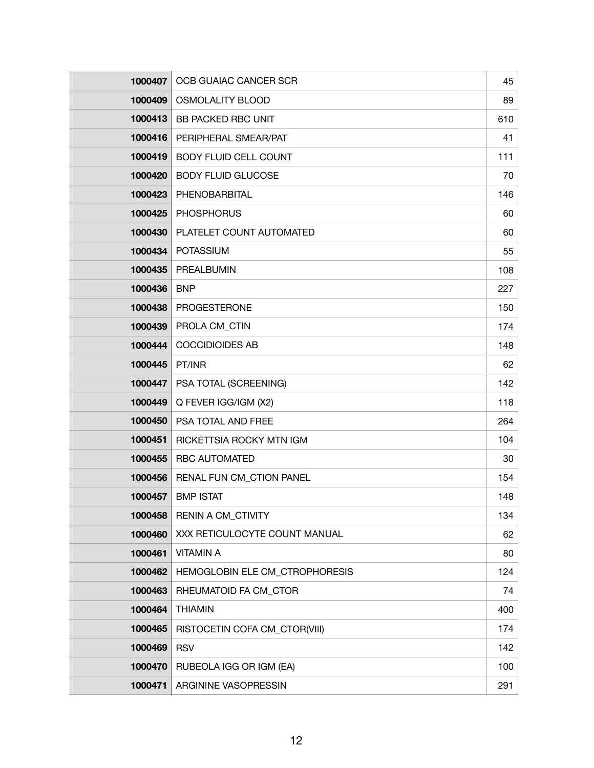| | | |
|---|---|---|
| **1000407** | OCB GUAIAC CANCER SCR | 45 |
| **1000409** | OSMOLALITY BLOOD | 89 |
| **1000413** | BB PACKED RBC UNIT | 610 |
| **1000416** | PERIPHERAL SMEAR/PAT | 41 |
| **1000419** | BODY FLUID CELL COUNT | 111 |
| **1000420** | BODY FLUID GLUCOSE | 70 |
| **1000423** | PHENOBARBITAL | 146 |
| **1000425** | PHOSPHORUS | 60 |
| **1000430** | PLATELET COUNT AUTOMATED | 60 |
| **1000434** | POTASSIUM | 55 |
| **1000435** | PREALBUMIN | 108 |
| **1000436** | BNP | 227 |
| **1000438** | PROGESTERONE | 150 |
| **1000439** | PROLA CM_CTIN | 174 |
| **1000444** | COCCIDIOIDES AB | 148 |
| **1000445** | PT/INR | 62 |
| **1000447** | PSA TOTAL (SCREENING) | 142 |
| **1000449** | Q FEVER IGG/IGM (X2) | 118 |
| **1000450** | PSA TOTAL AND FREE | 264 |
| **1000451** | RICKETTSIA ROCKY MTN IGM | 104 |
| **1000455** | RBC AUTOMATED | 30 |
| **1000456** | RENAL FUN CM_CTION PANEL | 154 |
| **1000457** | BMP ISTAT | 148 |
| **1000458** | RENIN A CM_CTIVITY | 134 |
| **1000460** | XXX RETICULOCYTE COUNT MANUAL | 62 |
| **1000461** | VITAMIN A | 80 |
| **1000462** | HEMOGLOBIN ELE CM_CTROPHORESIS | 124 |
| **1000463** | RHEUMATOID FA CM_CTOR | 74 |
| **1000464** | THIAMIN | 400 |
| **1000465** | RISTOCETIN COFA CM_CTOR(VIII) | 174 |
| **1000469** | RSV | 142 |
| **1000470** | RUBEOLA IGG OR IGM (EA) | 100 |
| **1000471** | ARGININE VASOPRESSIN | 291 |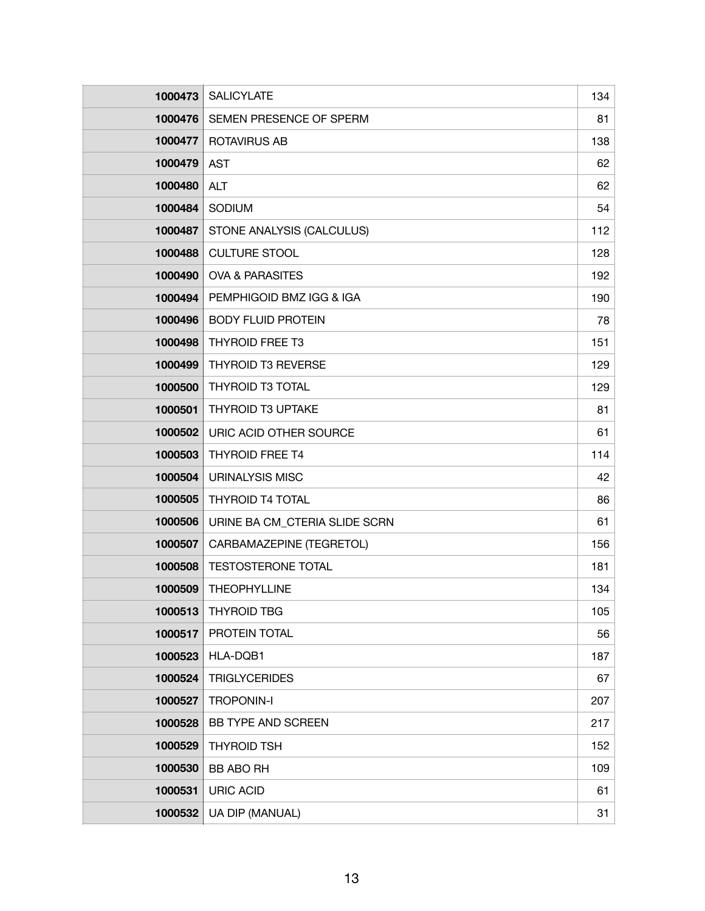| | | |
|---|---|---|
| **1000473** | SALICYLATE | 134 |
| **1000476** | SEMEN PRESENCE OF SPERM | 81 |
| **1000477** | ROTAVIRUS AB | 138 |
| **1000479** | AST | 62 |
| **1000480** | ALT | 62 |
| **1000484** | SODIUM | 54 |
| **1000487** | STONE ANALYSIS (CALCULUS) | 112 |
| **1000488** | CULTURE STOOL | 128 |
| **1000490** | OVA & PARASITES | 192 |
| **1000494** | PEMPHIGOID BMZ IGG & IGA | 190 |
| **1000496** | BODY FLUID PROTEIN | 78 |
| **1000498** | THYROID FREE T3 | 151 |
| **1000499** | THYROID T3 REVERSE | 129 |
| **1000500** | THYROID T3 TOTAL | 129 |
| **1000501** | THYROID T3 UPTAKE | 81 |
| **1000502** | URIC ACID OTHER SOURCE | 61 |
| **1000503** | THYROID FREE T4 | 114 |
| **1000504** | URINALYSIS MISC | 42 |
| **1000505** | THYROID T4 TOTAL | 86 |
| **1000506** | URINE BA CM_CTERIA SLIDE SCRN | 61 |
| **1000507** | CARBAMAZEPINE (TEGRETOL) | 156 |
| **1000508** | TESTOSTERONE TOTAL | 181 |
| **1000509** | THEOPHYLLINE | 134 |
| **1000513** | THYROID TBG | 105 |
| **1000517** | PROTEIN TOTAL | 56 |
| **1000523** | HLA-DQB1 | 187 |
| **1000524** | TRIGLYCERIDES | 67 |
| **1000527** | TROPONIN-I | 207 |
| **1000528** | BB TYPE AND SCREEN | 217 |
| **1000529** | THYROID TSH | 152 |
| **1000530** | BB ABO RH | 109 |
| **1000531** | URIC ACID | 61 |
| **1000532** | UA DIP (MANUAL) | 31 |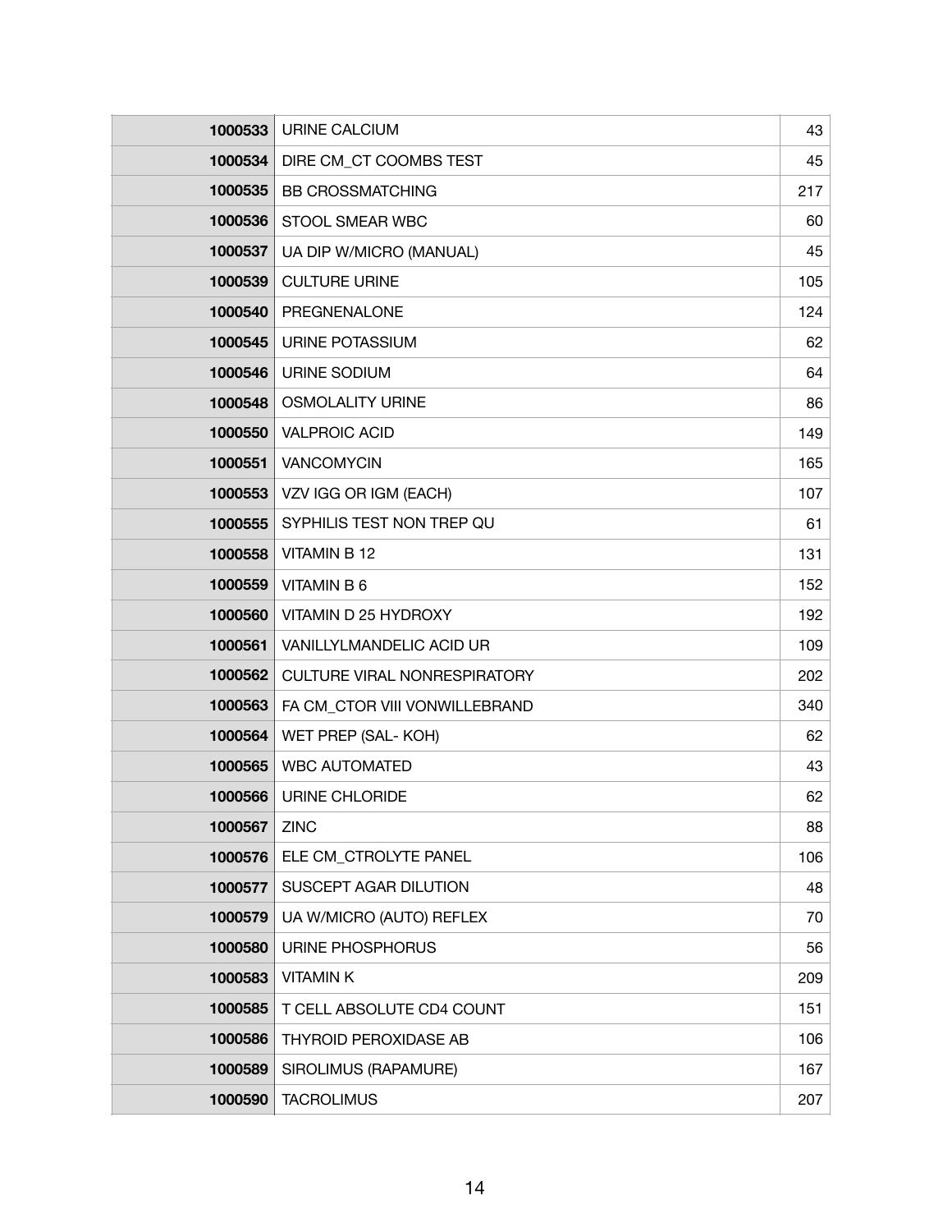| | | |
|---|---|---|
| **1000533** | URINE CALCIUM | 43 |
| **1000534** | DIRE CM_CT COOMBS TEST | 45 |
| **1000535** | BB CROSSMATCHING | 217 |
| **1000536** | STOOL SMEAR WBC | 60 |
| **1000537** | UA DIP W/MICRO (MANUAL) | 45 |
| **1000539** | CULTURE URINE | 105 |
| **1000540** | PREGNENALONE | 124 |
| **1000545** | URINE POTASSIUM | 62 |
| **1000546** | URINE SODIUM | 64 |
| **1000548** | OSMOLALITY URINE | 86 |
| **1000550** | VALPROIC ACID | 149 |
| **1000551** | VANCOMYCIN | 165 |
| **1000553** | VZV IGG OR IGM (EACH) | 107 |
| **1000555** | SYPHILIS TEST NON TREP QU | 61 |
| **1000558** | VITAMIN B 12 | 131 |
| **1000559** | VITAMIN B 6 | 152 |
| **1000560** | VITAMIN D 25 HYDROXY | 192 |
| **1000561** | VANILLYLMANDELIC ACID UR | 109 |
| **1000562** | CULTURE VIRAL NONRESPIRATORY | 202 |
| **1000563** | FA CM_CTOR VIII VONWILLEBRAND | 340 |
| **1000564** | WET PREP (SAL- KOH) | 62 |
| **1000565** | WBC AUTOMATED | 43 |
| **1000566** | URINE CHLORIDE | 62 |
| **1000567** | ZINC | 88 |
| **1000576** | ELE CM_CTROLYTE PANEL | 106 |
| **1000577** | SUSCEPT AGAR DILUTION | 48 |
| **1000579** | UA W/MICRO (AUTO) REFLEX | 70 |
| **1000580** | URINE PHOSPHORUS | 56 |
| **1000583** | VITAMIN K | 209 |
| **1000585** | T CELL ABSOLUTE CD4 COUNT | 151 |
| **1000586** | THYROID PEROXIDASE AB | 106 |
| **1000589** | SIROLIMUS (RAPAMURE) | 167 |
| **1000590** | TACROLIMUS | 207 |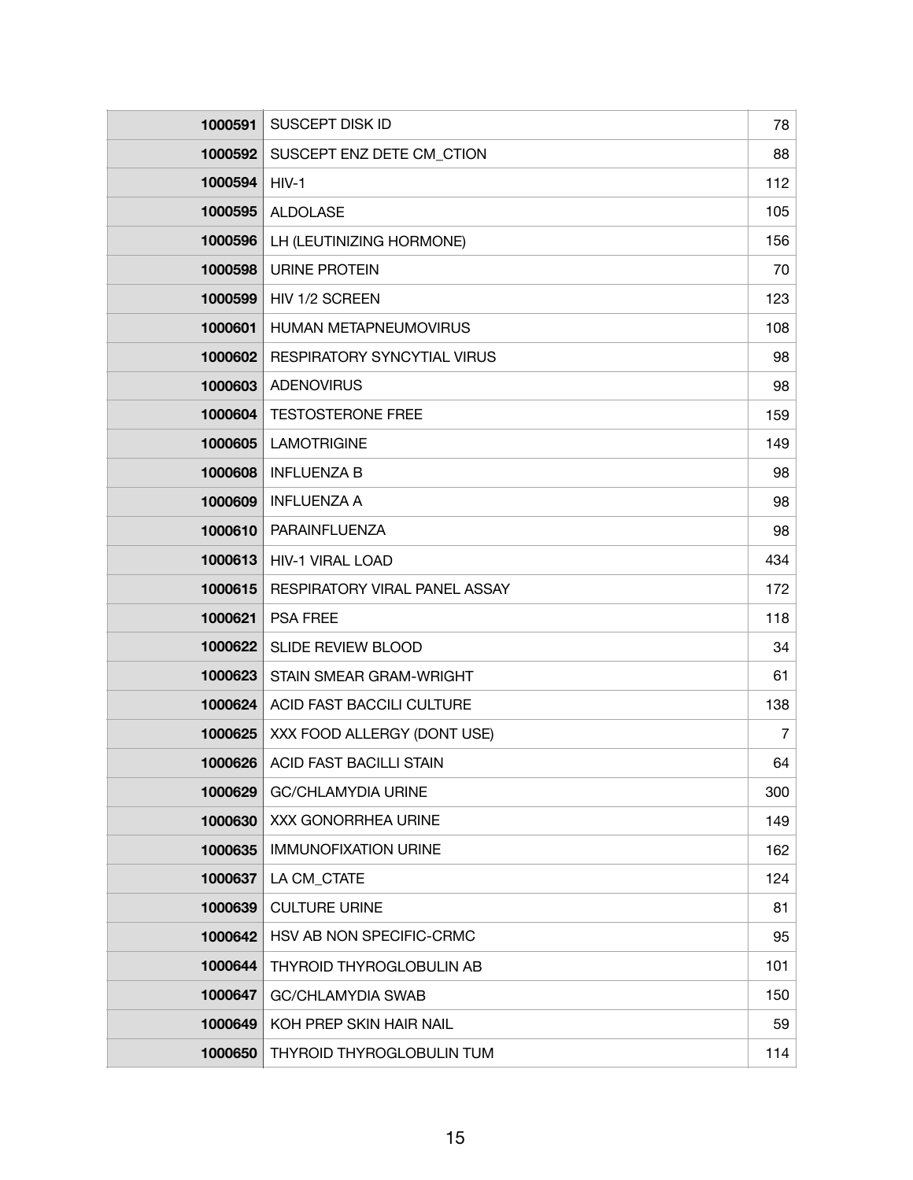| | | |
|---|---|---|
| **1000591** | SUSCEPT DISK ID | 78 |
| **1000592** | SUSCEPT ENZ DETE CM_CTION | 88 |
| **1000594** | HIV-1 | 112 |
| **1000595** | ALDOLASE | 105 |
| **1000596** | LH (LEUTINIZING HORMONE) | 156 |
| **1000598** | URINE PROTEIN | 70 |
| **1000599** | HIV 1/2 SCREEN | 123 |
| **1000601** | HUMAN METAPNEUMOVIRUS | 108 |
| **1000602** | RESPIRATORY SYNCYTIAL VIRUS | 98 |
| **1000603** | ADENOVIRUS | 98 |
| **1000604** | TESTOSTERONE FREE | 159 |
| **1000605** | LAMOTRIGINE | 149 |
| **1000608** | INFLUENZA B | 98 |
| **1000609** | INFLUENZA A | 98 |
| **1000610** | PARAINFLUENZA | 98 |
| **1000613** | HIV-1 VIRAL LOAD | 434 |
| **1000615** | RESPIRATORY VIRAL PANEL ASSAY | 172 |
| **1000621** | PSA FREE | 118 |
| **1000622** | SLIDE REVIEW BLOOD | 34 |
| **1000623** | STAIN SMEAR GRAM-WRIGHT | 61 |
| **1000624** | ACID FAST BACCILI CULTURE | 138 |
| **1000625** | XXX FOOD ALLERGY (DONT USE) | 7 |
| **1000626** | ACID FAST BACILLI STAIN | 64 |
| **1000629** | GC/CHLAMYDIA URINE | 300 |
| **1000630** | XXX GONORRHEA URINE | 149 |
| **1000635** | IMMUNOFIXATION URINE | 162 |
| **1000637** | LA CM_CTATE | 124 |
| **1000639** | CULTURE URINE | 81 |
| **1000642** | HSV AB NON SPECIFIC-CRMC | 95 |
| **1000644** | THYROID THYROGLOBULIN AB | 101 |
| **1000647** | GC/CHLAMYDIA SWAB | 150 |
| **1000649** | KOH PREP SKIN HAIR NAIL | 59 |
| **1000650** | THYROID THYROGLOBULIN TUM | 114 |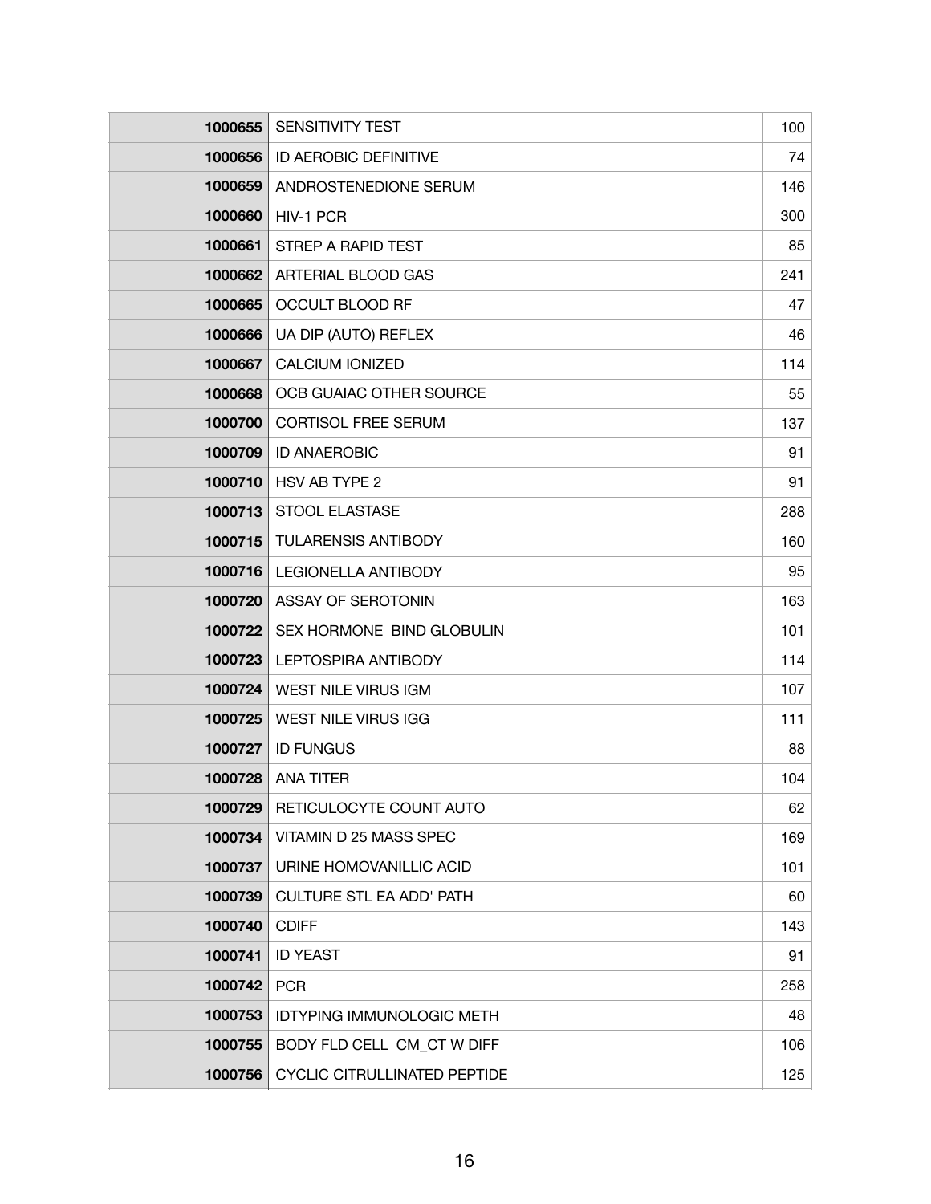| | | |
|---|---|---|
| **1000655** | SENSITIVITY TEST | 100 |
| **1000656** | ID AEROBIC DEFINITIVE | 74 |
| **1000659** | ANDROSTENEDIONE SERUM | 146 |
| **1000660** | HIV-1 PCR | 300 |
| **1000661** | STREP A RAPID TEST | 85 |
| **1000662** | ARTERIAL BLOOD GAS | 241 |
| **1000665** | OCCULT BLOOD RF | 47 |
| **1000666** | UA DIP (AUTO) REFLEX | 46 |
| **1000667** | CALCIUM IONIZED | 114 |
| **1000668** | OCB GUAIAC OTHER SOURCE | 55 |
| **1000700** | CORTISOL FREE SERUM | 137 |
| **1000709** | ID ANAEROBIC | 91 |
| **1000710** | HSV AB TYPE 2 | 91 |
| **1000713** | STOOL ELASTASE | 288 |
| **1000715** | TULARENSIS ANTIBODY | 160 |
| **1000716** | LEGIONELLA ANTIBODY | 95 |
| **1000720** | ASSAY OF SEROTONIN | 163 |
| **1000722** | SEX HORMONE BIND GLOBULIN | 101 |
| **1000723** | LEPTOSPIRA ANTIBODY | 114 |
| **1000724** | WEST NILE VIRUS IGM | 107 |
| **1000725** | WEST NILE VIRUS IGG | 111 |
| **1000727** | ID FUNGUS | 88 |
| **1000728** | ANA TITER | 104 |
| **1000729** | RETICULOCYTE COUNT AUTO | 62 |
| **1000734** | VITAMIN D 25 MASS SPEC | 169 |
| **1000737** | URINE HOMOVANILLIC ACID | 101 |
| **1000739** | CULTURE STL EA ADD' PATH | 60 |
| **1000740** | CDIFF | 143 |
| **1000741** | ID YEAST | 91 |
| **1000742** | PCR | 258 |
| **1000753** | IDTYPING IMMUNOLOGIC METH | 48 |
| **1000755** | BODY FLD CELL CM_CT W DIFF | 106 |
| **1000756** | CYCLIC CITRULLINATED PEPTIDE | 125 |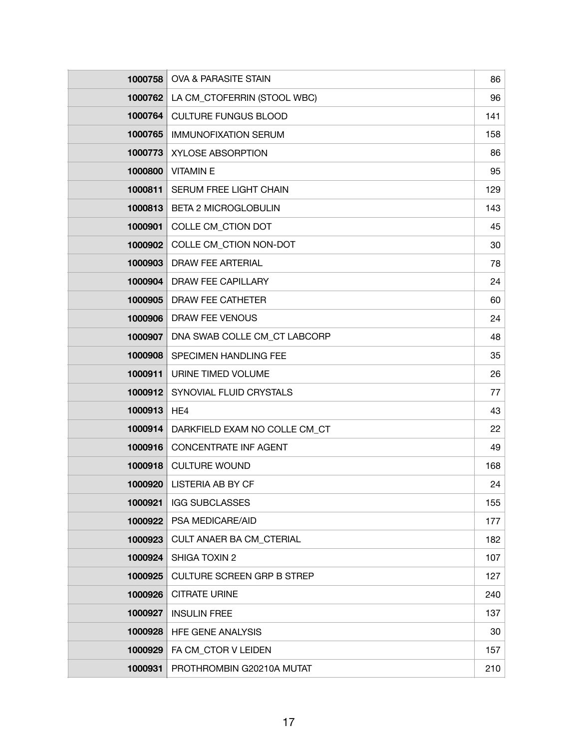| | | |
|---|---|---|
| 1000758 | OVA & PARASITE STAIN | 86 |
| 1000762 | LA CM_CTOFERRIN (STOOL WBC) | 96 |
| 1000764 | CULTURE FUNGUS BLOOD | 141 |
| 1000765 | IMMUNOFIXATION SERUM | 158 |
| 1000773 | XYLOSE ABSORPTION | 86 |
| 1000800 | VITAMIN E | 95 |
| 1000811 | SERUM FREE LIGHT CHAIN | 129 |
| 1000813 | BETA 2 MICROGLOBULIN | 143 |
| 1000901 | COLLE CM_CTION DOT | 45 |
| 1000902 | COLLE CM_CTION NON-DOT | 30 |
| 1000903 | DRAW FEE ARTERIAL | 78 |
| 1000904 | DRAW FEE CAPILLARY | 24 |
| 1000905 | DRAW FEE CATHETER | 60 |
| 1000906 | DRAW FEE VENOUS | 24 |
| 1000907 | DNA SWAB COLLE CM_CT LABCORP | 48 |
| 1000908 | SPECIMEN HANDLING FEE | 35 |
| 1000911 | URINE TIMED VOLUME | 26 |
| 1000912 | SYNOVIAL FLUID CRYSTALS | 77 |
| 1000913 | HE4 | 43 |
| 1000914 | DARKFIELD EXAM NO COLLE CM_CT | 22 |
| 1000916 | CONCENTRATE INF AGENT | 49 |
| 1000918 | CULTURE WOUND | 168 |
| 1000920 | LISTERIA AB BY CF | 24 |
| 1000921 | IGG SUBCLASSES | 155 |
| 1000922 | PSA MEDICARE/AID | 177 |
| 1000923 | CULT ANAER BA CM_CTERIAL | 182 |
| 1000924 | SHIGA TOXIN 2 | 107 |
| 1000925 | CULTURE SCREEN GRP B STREP | 127 |
| 1000926 | CITRATE URINE | 240 |
| 1000927 | INSULIN FREE | 137 |
| 1000928 | HFE GENE ANALYSIS | 30 |
| 1000929 | FA CM_CTOR V LEIDEN | 157 |
| 1000931 | PROTHROMBIN G20210A MUTAT | 210 |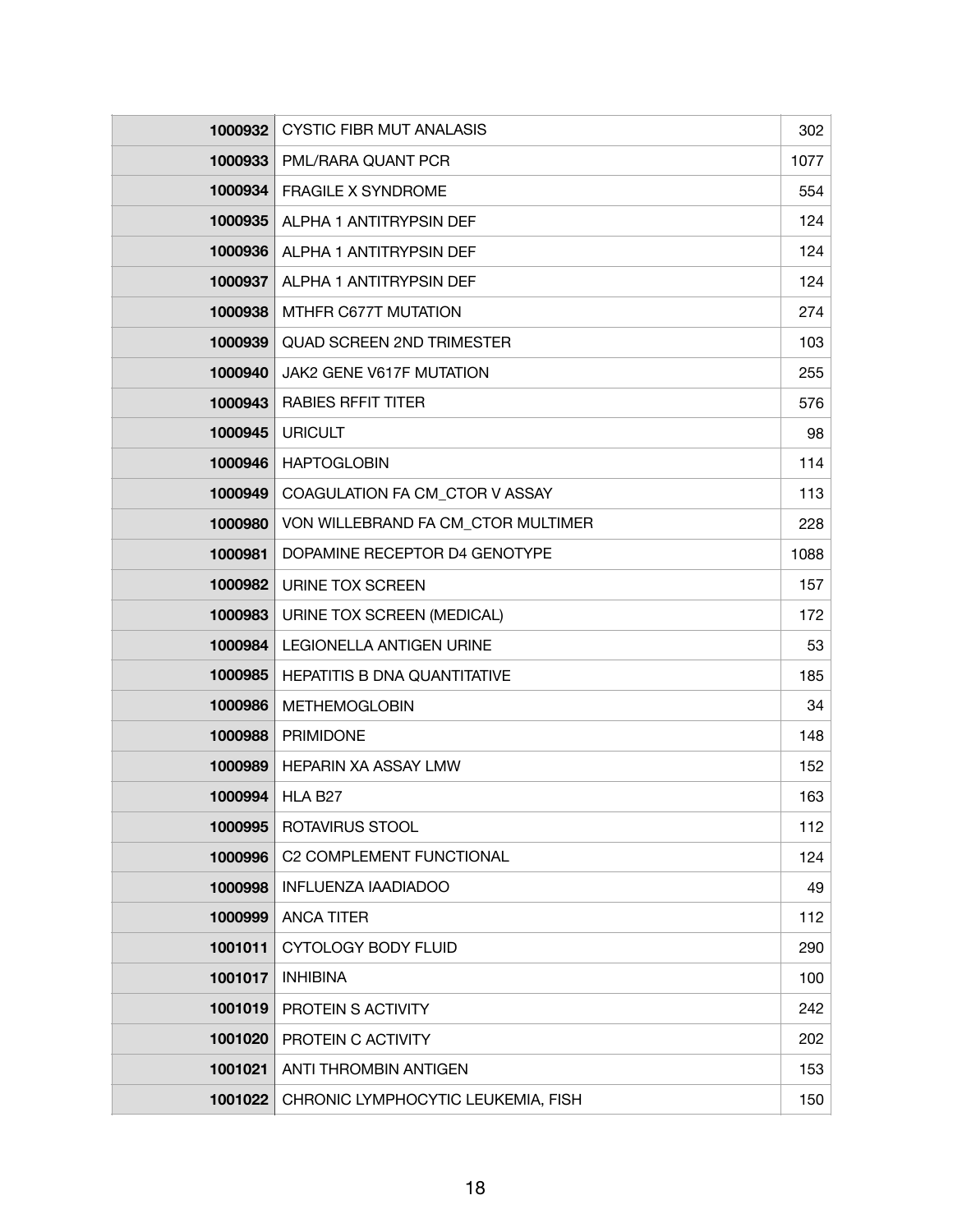| | | |
|---|---|---|
| **1000932** | CYSTIC FIBR MUT ANALASIS | 302 |
| **1000933** | PML/RARA QUANT PCR | 1077 |
| **1000934** | FRAGILE X SYNDROME | 554 |
| **1000935** | ALPHA 1 ANTITRYPSIN DEF | 124 |
| **1000936** | ALPHA 1 ANTITRYPSIN DEF | 124 |
| **1000937** | ALPHA 1 ANTITRYPSIN DEF | 124 |
| **1000938** | MTHFR C677T MUTATION | 274 |
| **1000939** | QUAD SCREEN 2ND TRIMESTER | 103 |
| **1000940** | JAK2 GENE V617F MUTATION | 255 |
| **1000943** | RABIES RFFIT TITER | 576 |
| **1000945** | URICULT | 98 |
| **1000946** | HAPTOGLOBIN | 114 |
| **1000949** | COAGULATION FA CM_CTOR V ASSAY | 113 |
| **1000980** | VON WILLEBRAND FA CM_CTOR MULTIMER | 228 |
| **1000981** | DOPAMINE RECEPTOR D4 GENOTYPE | 1088 |
| **1000982** | URINE TOX SCREEN | 157 |
| **1000983** | URINE TOX SCREEN (MEDICAL) | 172 |
| **1000984** | LEGIONELLA ANTIGEN URINE | 53 |
| **1000985** | HEPATITIS B DNA QUANTITATIVE | 185 |
| **1000986** | METHEMOGLOBIN | 34 |
| **1000988** | PRIMIDONE | 148 |
| **1000989** | HEPARIN XA ASSAY LMW | 152 |
| **1000994** | HLA B27 | 163 |
| **1000995** | ROTAVIRUS STOOL | 112 |
| **1000996** | C2 COMPLEMENT FUNCTIONAL | 124 |
| **1000998** | INFLUENZA IAADIADOO | 49 |
| **1000999** | ANCA TITER | 112 |
| **1001011** | CYTOLOGY BODY FLUID | 290 |
| **1001017** | INHIBINA | 100 |
| **1001019** | PROTEIN S ACTIVITY | 242 |
| **1001020** | PROTEIN C ACTIVITY | 202 |
| **1001021** | ANTI THROMBIN ANTIGEN | 153 |
| **1001022** | CHRONIC LYMPHOCYTIC LEUKEMIA, FISH | 150 |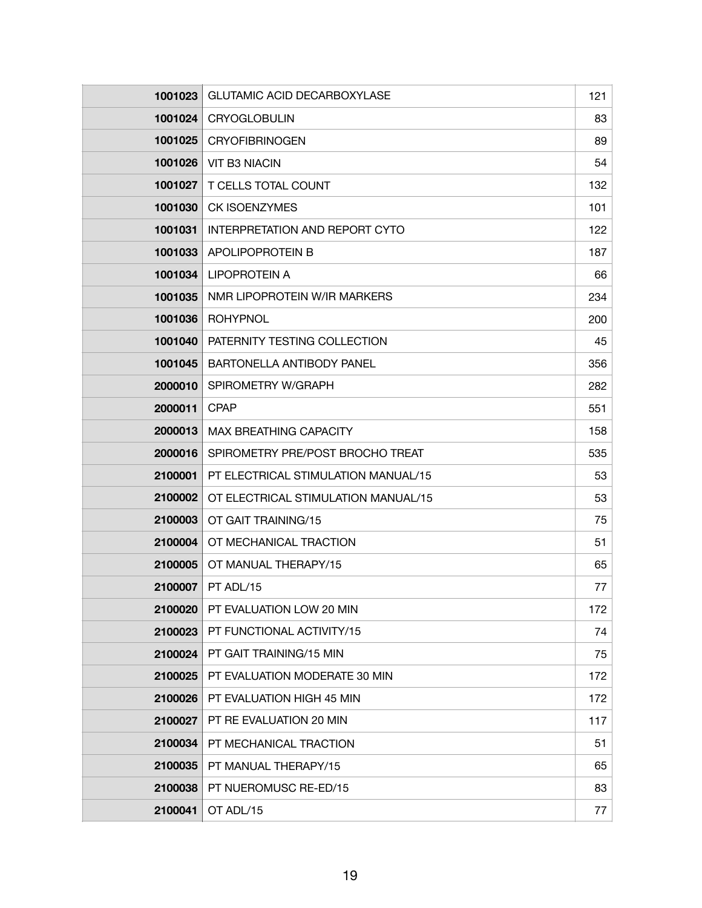| | | |
|---|---|---|
| **1001023** | GLUTAMIC ACID DECARBOXYLASE | 121 |
| **1001024** | CRYOGLOBULIN | 83 |
| **1001025** | CRYOFIBRINOGEN | 89 |
| **1001026** | VIT B3 NIACIN | 54 |
| **1001027** | T CELLS TOTAL COUNT | 132 |
| **1001030** | CK ISOENZYMES | 101 |
| **1001031** | INTERPRETATION AND REPORT CYTO | 122 |
| **1001033** | APOLIPOPROTEIN B | 187 |
| **1001034** | LIPOPROTEIN A | 66 |
| **1001035** | NMR LIPOPROTEIN W/IR MARKERS | 234 |
| **1001036** | ROHYPNOL | 200 |
| **1001040** | PATERNITY TESTING COLLECTION | 45 |
| **1001045** | BARTONELLA ANTIBODY PANEL | 356 |
| **2000010** | SPIROMETRY W/GRAPH | 282 |
| **2000011** | CPAP | 551 |
| **2000013** | MAX BREATHING CAPACITY | 158 |
| **2000016** | SPIROMETRY PRE/POST BROCHO TREAT | 535 |
| **2100001** | PT ELECTRICAL STIMULATION MANUAL/15 | 53 |
| **2100002** | OT ELECTRICAL STIMULATION MANUAL/15 | 53 |
| **2100003** | OT GAIT TRAINING/15 | 75 |
| **2100004** | OT MECHANICAL TRACTION | 51 |
| **2100005** | OT MANUAL THERAPY/15 | 65 |
| **2100007** | PT ADL/15 | 77 |
| **2100020** | PT EVALUATION LOW 20 MIN | 172 |
| **2100023** | PT FUNCTIONAL ACTIVITY/15 | 74 |
| **2100024** | PT GAIT TRAINING/15 MIN | 75 |
| **2100025** | PT EVALUATION MODERATE 30 MIN | 172 |
| **2100026** | PT EVALUATION HIGH 45 MIN | 172 |
| **2100027** | PT RE EVALUATION 20 MIN | 117 |
| **2100034** | PT MECHANICAL TRACTION | 51 |
| **2100035** | PT MANUAL THERAPY/15 | 65 |
| **2100038** | PT NUEROMUSC RE-ED/15 | 83 |
| **2100041** | OT ADL/15 | 77 |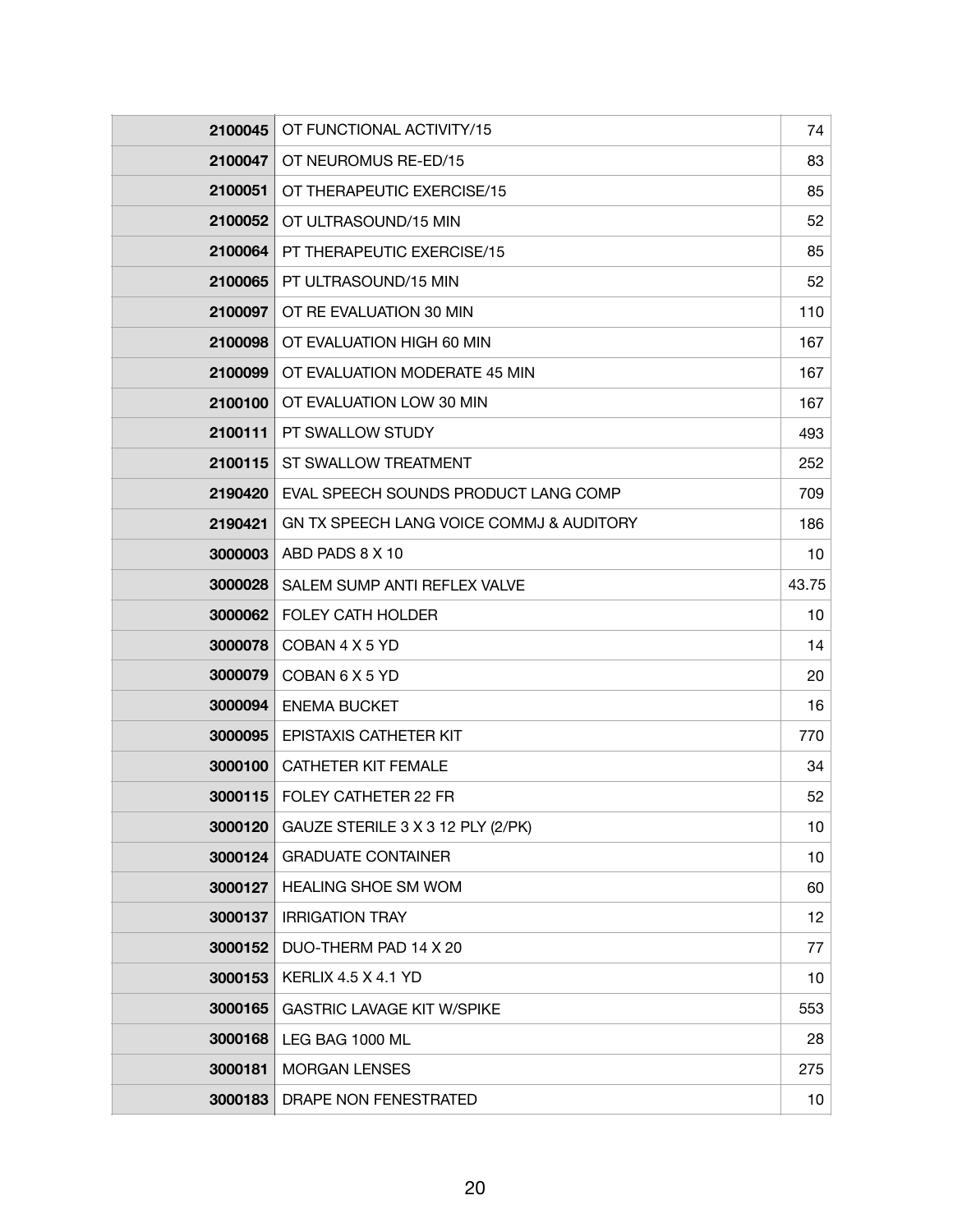| | | |
|---|---|---|
| **2100045** | OT FUNCTIONAL ACTIVITY/15 | 74 |
| **2100047** | OT NEUROMUS RE-ED/15 | 83 |
| **2100051** | OT THERAPEUTIC EXERCISE/15 | 85 |
| **2100052** | OT ULTRASOUND/15 MIN | 52 |
| **2100064** | PT THERAPEUTIC EXERCISE/15 | 85 |
| **2100065** | PT ULTRASOUND/15 MIN | 52 |
| **2100097** | OT RE EVALUATION 30 MIN | 110 |
| **2100098** | OT EVALUATION HIGH 60 MIN | 167 |
| **2100099** | OT EVALUATION MODERATE 45 MIN | 167 |
| **2100100** | OT EVALUATION LOW 30 MIN | 167 |
| **2100111** | PT SWALLOW STUDY | 493 |
| **2100115** | ST SWALLOW TREATMENT | 252 |
| **2190420** | EVAL SPEECH SOUNDS PRODUCT LANG COMP | 709 |
| **2190421** | GN TX SPEECH LANG VOICE COMMJ & AUDITORY | 186 |
| **3000003** | ABD PADS 8 X 10 | 10 |
| **3000028** | SALEM SUMP ANTI REFLEX VALVE | 43.75 |
| **3000062** | FOLEY CATH HOLDER | 10 |
| **3000078** | COBAN 4 X 5 YD | 14 |
| **3000079** | COBAN 6 X 5 YD | 20 |
| **3000094** | ENEMA BUCKET | 16 |
| **3000095** | EPISTAXIS CATHETER KIT | 770 |
| **3000100** | CATHETER KIT FEMALE | 34 |
| **3000115** | FOLEY CATHETER 22 FR | 52 |
| **3000120** | GAUZE STERILE 3 X 3 12 PLY (2/PK) | 10 |
| **3000124** | GRADUATE CONTAINER | 10 |
| **3000127** | HEALING SHOE SM WOM | 60 |
| **3000137** | IRRIGATION TRAY | 12 |
| **3000152** | DUO-THERM PAD 14 X 20 | 77 |
| **3000153** | KERLIX 4.5 X 4.1 YD | 10 |
| **3000165** | GASTRIC LAVAGE KIT W/SPIKE | 553 |
| **3000168** | LEG BAG 1000 ML | 28 |
| **3000181** | MORGAN LENSES | 275 |
| **3000183** | DRAPE NON FENESTRATED | 10 |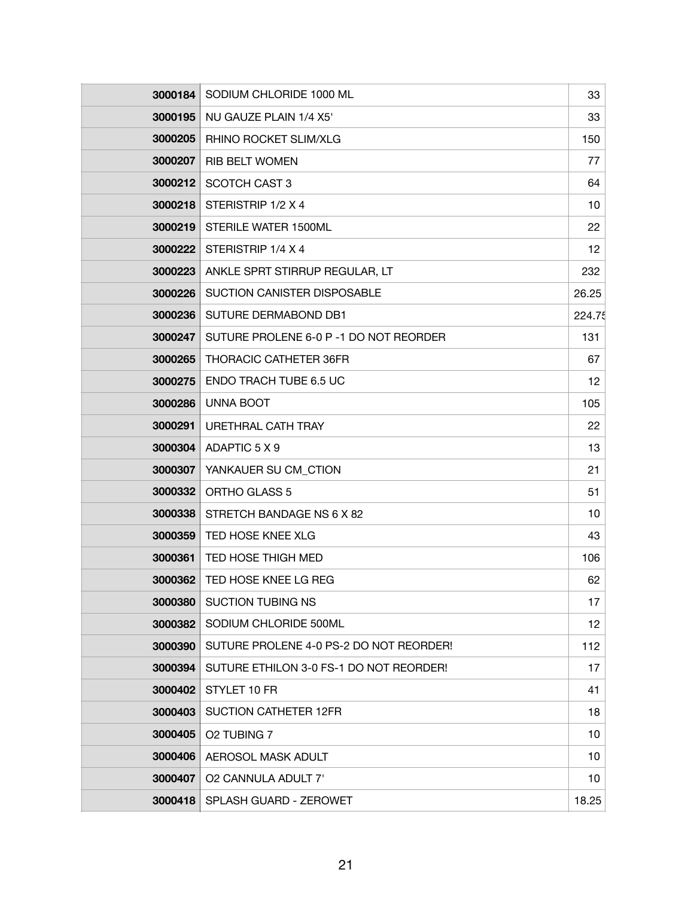| | | |
|---|---|---|
| 3000184 | SODIUM CHLORIDE 1000 ML | 33 |
| 3000195 | NU GAUZE PLAIN 1/4 X5' | 33 |
| 3000205 | RHINO ROCKET SLIM/XLG | 150 |
| 3000207 | RIB BELT WOMEN | 77 |
| 3000212 | SCOTCH CAST 3 | 64 |
| 3000218 | STERISTRIP 1/2 X 4 | 10 |
| 3000219 | STERILE WATER 1500ML | 22 |
| 3000222 | STERISTRIP 1/4 X 4 | 12 |
| 3000223 | ANKLE SPRT STIRRUP REGULAR, LT | 232 |
| 3000226 | SUCTION CANISTER DISPOSABLE | 26.25 |
| 3000236 | SUTURE DERMABOND DB1 | 224.75 |
| 3000247 | SUTURE PROLENE 6-0 P -1 DO NOT REORDER | 131 |
| 3000265 | THORACIC CATHETER 36FR | 67 |
| 3000275 | ENDO TRACH TUBE 6.5 UC | 12 |
| 3000286 | UNNA BOOT | 105 |
| 3000291 | URETHRAL CATH TRAY | 22 |
| 3000304 | ADAPTIC 5 X 9 | 13 |
| 3000307 | YANKAUER SU CM_CTION | 21 |
| 3000332 | ORTHO GLASS 5 | 51 |
| 3000338 | STRETCH BANDAGE NS 6 X 82 | 10 |
| 3000359 | TED HOSE KNEE XLG | 43 |
| 3000361 | TED HOSE THIGH MED | 106 |
| 3000362 | TED HOSE KNEE LG REG | 62 |
| 3000380 | SUCTION TUBING NS | 17 |
| 3000382 | SODIUM CHLORIDE 500ML | 12 |
| 3000390 | SUTURE PROLENE 4-0 PS-2 DO NOT REORDER! | 112 |
| 3000394 | SUTURE ETHILON 3-0 FS-1 DO NOT REORDER! | 17 |
| 3000402 | STYLET 10 FR | 41 |
| 3000403 | SUCTION CATHETER 12FR | 18 |
| 3000405 | O2 TUBING 7 | 10 |
| 3000406 | AEROSOL MASK ADULT | 10 |
| 3000407 | O2 CANNULA ADULT 7' | 10 |
| 3000418 | SPLASH GUARD - ZEROWET | 18.25 |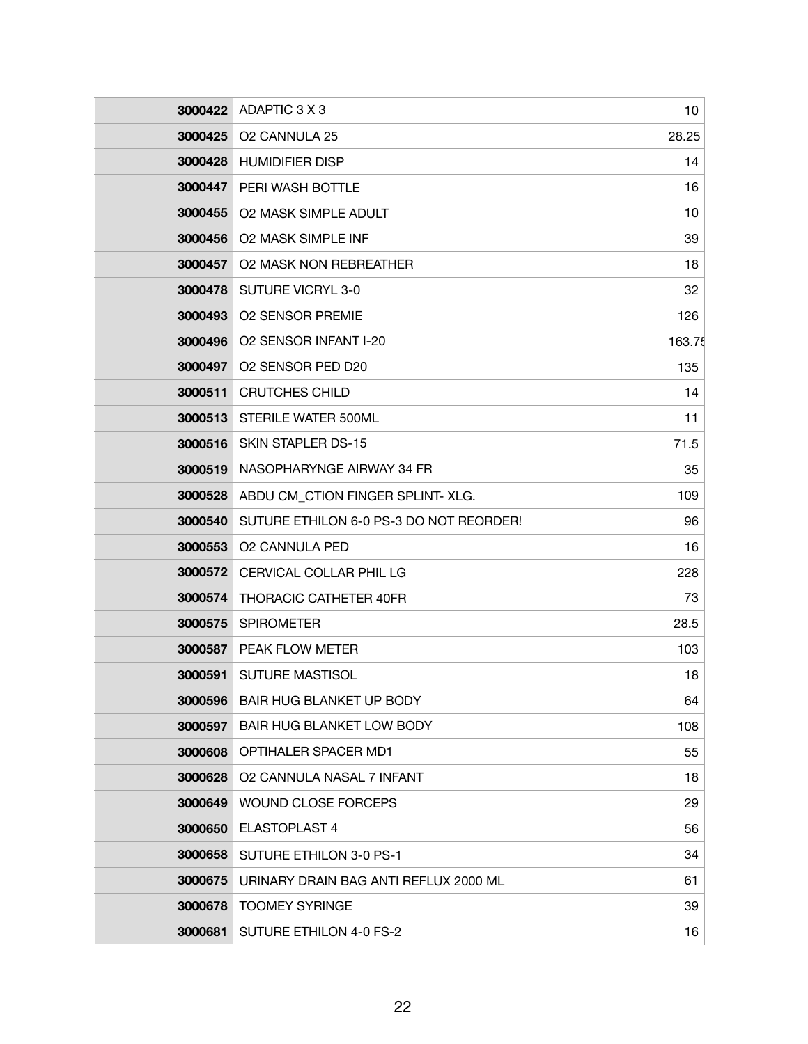| | | |
|---|---|---|
| **3000422** | ADAPTIC 3 X 3 | 10 |
| **3000425** | O2 CANNULA 25 | 28.25 |
| **3000428** | HUMIDIFIER DISP | 14 |
| **3000447** | PERI WASH BOTTLE | 16 |
| **3000455** | O2 MASK SIMPLE ADULT | 10 |
| **3000456** | O2 MASK SIMPLE INF | 39 |
| **3000457** | O2 MASK NON REBREATHER | 18 |
| **3000478** | SUTURE VICRYL 3-0 | 32 |
| **3000493** | O2 SENSOR PREMIE | 126 |
| **3000496** | O2 SENSOR INFANT I-20 | 163.75 |
| **3000497** | O2 SENSOR PED D20 | 135 |
| **3000511** | CRUTCHES CHILD | 14 |
| **3000513** | STERILE WATER 500ML | 11 |
| **3000516** | SKIN STAPLER DS-15 | 71.5 |
| **3000519** | NASOPHARYNGE AIRWAY 34 FR | 35 |
| **3000528** | ABDU CM_CTION FINGER SPLINT- XLG. | 109 |
| **3000540** | SUTURE ETHILON 6-0 PS-3 DO NOT REORDER! | 96 |
| **3000553** | O2 CANNULA PED | 16 |
| **3000572** | CERVICAL COLLAR PHIL LG | 228 |
| **3000574** | THORACIC CATHETER 40FR | 73 |
| **3000575** | SPIROMETER | 28.5 |
| **3000587** | PEAK FLOW METER | 103 |
| **3000591** | SUTURE MASTISOL | 18 |
| **3000596** | BAIR HUG BLANKET UP BODY | 64 |
| **3000597** | BAIR HUG BLANKET LOW BODY | 108 |
| **3000608** | OPTIHALER SPACER MD1 | 55 |
| **3000628** | O2 CANNULA NASAL 7 INFANT | 18 |
| **3000649** | WOUND CLOSE FORCEPS | 29 |
| **3000650** | ELASTOPLAST 4 | 56 |
| **3000658** | SUTURE ETHILON 3-0 PS-1 | 34 |
| **3000675** | URINARY DRAIN BAG ANTI REFLUX 2000 ML | 61 |
| **3000678** | TOOMEY SYRINGE | 39 |
| **3000681** | SUTURE ETHILON 4-0 FS-2 | 16 |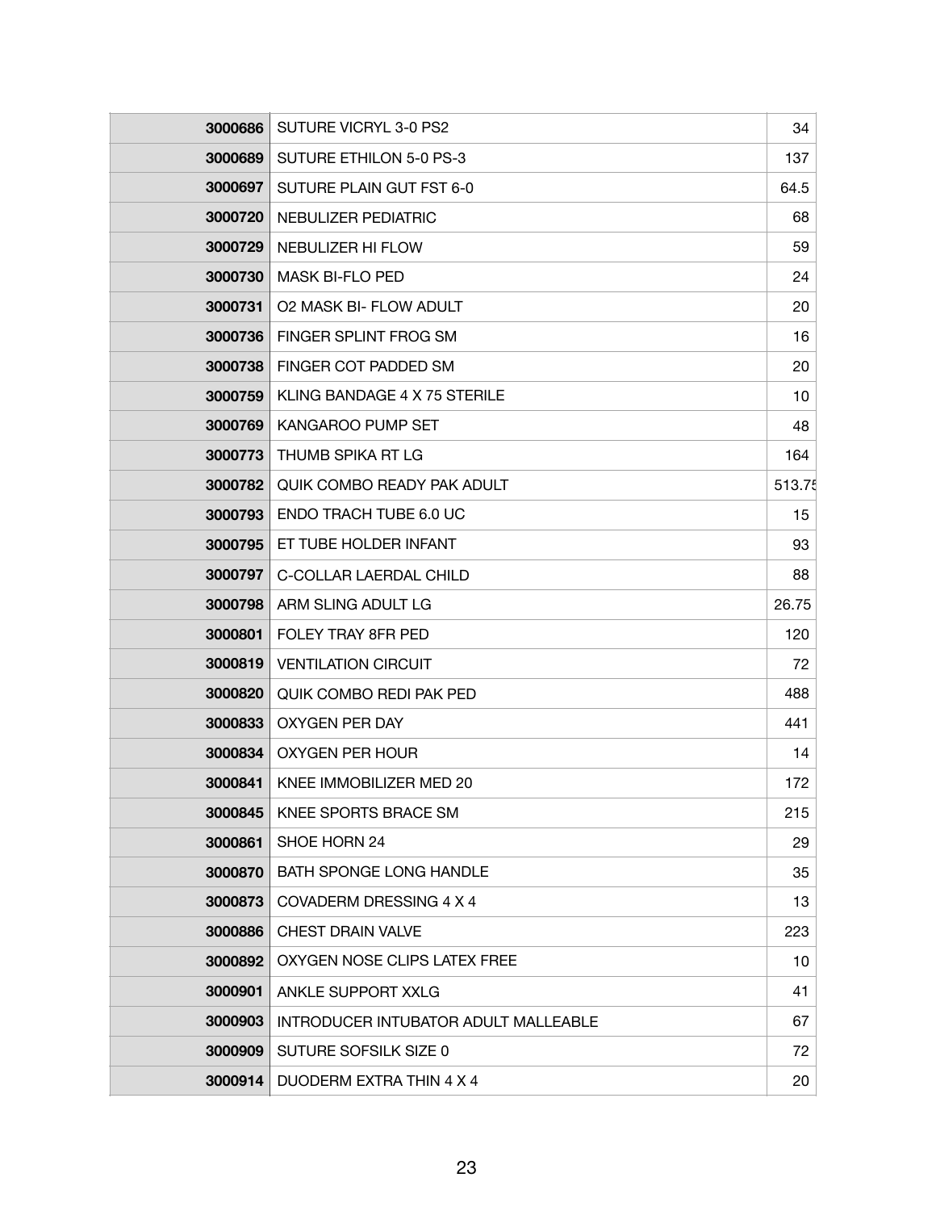| | | |
|---|---|---|
| **3000686** | SUTURE VICRYL 3-0 PS2 | 34 |
| **3000689** | SUTURE ETHILON 5-0 PS-3 | 137 |
| **3000697** | SUTURE PLAIN GUT FST 6-0 | 64.5 |
| **3000720** | NEBULIZER PEDIATRIC | 68 |
| **3000729** | NEBULIZER HI FLOW | 59 |
| **3000730** | MASK BI-FLO PED | 24 |
| **3000731** | O2 MASK BI- FLOW ADULT | 20 |
| **3000736** | FINGER SPLINT FROG SM | 16 |
| **3000738** | FINGER COT PADDED SM | 20 |
| **3000759** | KLING BANDAGE 4 X 75 STERILE | 10 |
| **3000769** | KANGAROO PUMP SET | 48 |
| **3000773** | THUMB SPIKA RT LG | 164 |
| **3000782** | QUIK COMBO READY PAK ADULT | 513.75 |
| **3000793** | ENDO TRACH TUBE 6.0 UC | 15 |
| **3000795** | ET TUBE HOLDER INFANT | 93 |
| **3000797** | C-COLLAR LAERDAL CHILD | 88 |
| **3000798** | ARM SLING ADULT LG | 26.75 |
| **3000801** | FOLEY TRAY 8FR PED | 120 |
| **3000819** | VENTILATION CIRCUIT | 72 |
| **3000820** | QUIK COMBO REDI PAK PED | 488 |
| **3000833** | OXYGEN PER DAY | 441 |
| **3000834** | OXYGEN PER HOUR | 14 |
| **3000841** | KNEE IMMOBILIZER MED 20 | 172 |
| **3000845** | KNEE SPORTS BRACE SM | 215 |
| **3000861** | SHOE HORN 24 | 29 |
| **3000870** | BATH SPONGE LONG HANDLE | 35 |
| **3000873** | COVADERM DRESSING 4 X 4 | 13 |
| **3000886** | CHEST DRAIN VALVE | 223 |
| **3000892** | OXYGEN NOSE CLIPS LATEX FREE | 10 |
| **3000901** | ANKLE SUPPORT XXLG | 41 |
| **3000903** | INTRODUCER INTUBATOR ADULT MALLEABLE | 67 |
| **3000909** | SUTURE SOFSILK SIZE 0 | 72 |
| **3000914** | DUODERM EXTRA THIN 4 X 4 | 20 |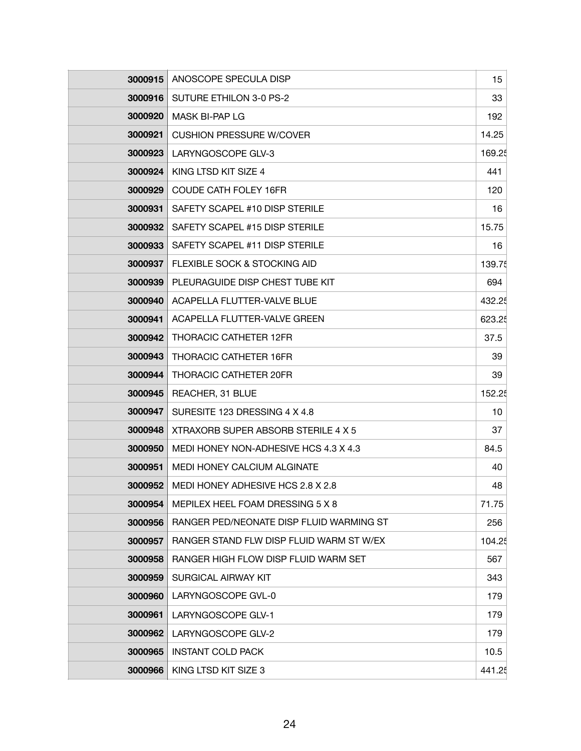| | | |
|---|---|---|
| **3000915** | ANOSCOPE SPECULA DISP | 15 |
| **3000916** | SUTURE ETHILON 3-0 PS-2 | 33 |
| **3000920** | MASK BI-PAP LG | 192 |
| **3000921** | CUSHION PRESSURE W/COVER | 14.25 |
| **3000923** | LARYNGOSCOPE GLV-3 | 169.25 |
| **3000924** | KING LTSD KIT SIZE 4 | 441 |
| **3000929** | COUDE CATH FOLEY 16FR | 120 |
| **3000931** | SAFETY SCAPEL #10 DISP STERILE | 16 |
| **3000932** | SAFETY SCAPEL #15 DISP STERILE | 15.75 |
| **3000933** | SAFETY SCAPEL #11 DISP STERILE | 16 |
| **3000937** | FLEXIBLE SOCK & STOCKING AID | 139.75 |
| **3000939** | PLEURAGUIDE DISP CHEST TUBE KIT | 694 |
| **3000940** | ACAPELLA FLUTTER-VALVE BLUE | 432.25 |
| **3000941** | ACAPELLA FLUTTER-VALVE GREEN | 623.25 |
| **3000942** | THORACIC CATHETER 12FR | 37.5 |
| **3000943** | THORACIC CATHETER 16FR | 39 |
| **3000944** | THORACIC CATHETER 20FR | 39 |
| **3000945** | REACHER, 31 BLUE | 152.25 |
| **3000947** | SURESITE 123 DRESSING 4 X 4.8 | 10 |
| **3000948** | XTRAXORB SUPER ABSORB STERILE 4 X 5 | 37 |
| **3000950** | MEDI HONEY NON-ADHESIVE HCS 4.3 X 4.3 | 84.5 |
| **3000951** | MEDI HONEY CALCIUM ALGINATE | 40 |
| **3000952** | MEDI HONEY ADHESIVE HCS 2.8 X 2.8 | 48 |
| **3000954** | MEPILEX HEEL FOAM DRESSING 5 X 8 | 71.75 |
| **3000956** | RANGER PED/NEONATE DISP FLUID WARMING ST | 256 |
| **3000957** | RANGER STAND FLW DISP FLUID WARM ST W/EX | 104.25 |
| **3000958** | RANGER HIGH FLOW DISP FLUID WARM SET | 567 |
| **3000959** | SURGICAL AIRWAY KIT | 343 |
| **3000960** | LARYNGOSCOPE GVL-0 | 179 |
| **3000961** | LARYNGOSCOPE GLV-1 | 179 |
| **3000962** | LARYNGOSCOPE GLV-2 | 179 |
| **3000965** | INSTANT COLD PACK | 10.5 |
| **3000966** | KING LTSD KIT SIZE 3 | 441.25 |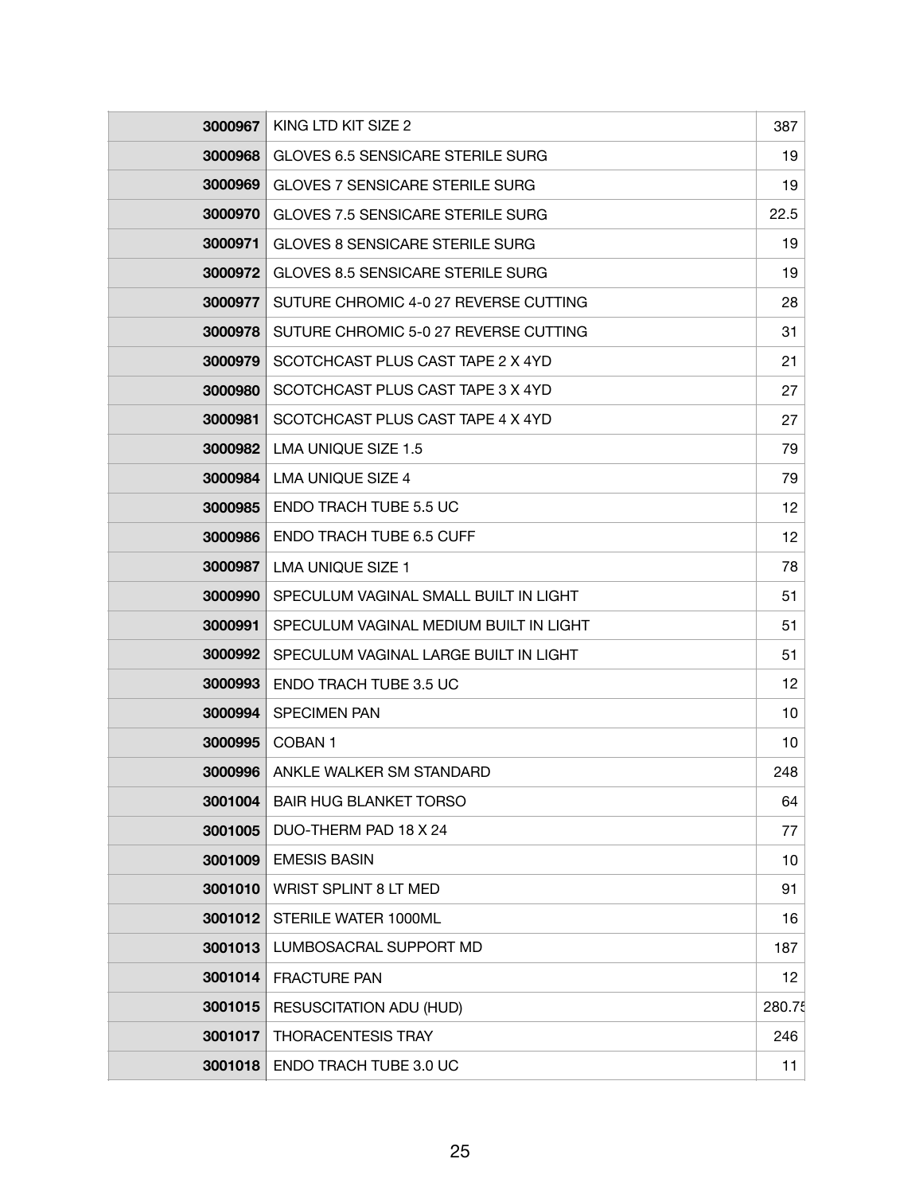| | | |
|---|---|---|
| **3000967** | KING LTD KIT SIZE 2 | 387 |
| **3000968** | GLOVES 6.5 SENSICARE STERILE SURG | 19 |
| **3000969** | GLOVES 7 SENSICARE STERILE SURG | 19 |
| **3000970** | GLOVES 7.5 SENSICARE STERILE SURG | 22.5 |
| **3000971** | GLOVES 8 SENSICARE STERILE SURG | 19 |
| **3000972** | GLOVES 8.5 SENSICARE STERILE SURG | 19 |
| **3000977** | SUTURE CHROMIC 4-0 27 REVERSE CUTTING | 28 |
| **3000978** | SUTURE CHROMIC 5-0 27 REVERSE CUTTING | 31 |
| **3000979** | SCOTCHCAST PLUS CAST TAPE 2 X 4YD | 21 |
| **3000980** | SCOTCHCAST PLUS CAST TAPE 3 X 4YD | 27 |
| **3000981** | SCOTCHCAST PLUS CAST TAPE 4 X 4YD | 27 |
| **3000982** | LMA UNIQUE SIZE 1.5 | 79 |
| **3000984** | LMA UNIQUE SIZE 4 | 79 |
| **3000985** | ENDO TRACH TUBE 5.5 UC | 12 |
| **3000986** | ENDO TRACH TUBE 6.5 CUFF | 12 |
| **3000987** | LMA UNIQUE SIZE 1 | 78 |
| **3000990** | SPECULUM VAGINAL SMALL BUILT IN LIGHT | 51 |
| **3000991** | SPECULUM VAGINAL MEDIUM BUILT IN LIGHT | 51 |
| **3000992** | SPECULUM VAGINAL LARGE BUILT IN LIGHT | 51 |
| **3000993** | ENDO TRACH TUBE 3.5 UC | 12 |
| **3000994** | SPECIMEN PAN | 10 |
| **3000995** | COBAN 1 | 10 |
| **3000996** | ANKLE WALKER SM STANDARD | 248 |
| **3001004** | BAIR HUG BLANKET TORSO | 64 |
| **3001005** | DUO-THERM PAD 18 X 24 | 77 |
| **3001009** | EMESIS BASIN | 10 |
| **3001010** | WRIST SPLINT 8 LT MED | 91 |
| **3001012** | STERILE WATER 1000ML | 16 |
| **3001013** | LUMBOSACRAL SUPPORT MD | 187 |
| **3001014** | FRACTURE PAN | 12 |
| **3001015** | RESUSCITATION ADU (HUD) | 280.75 |
| **3001017** | THORACENTESIS TRAY | 246 |
| **3001018** | ENDO TRACH TUBE 3.0 UC | 11 |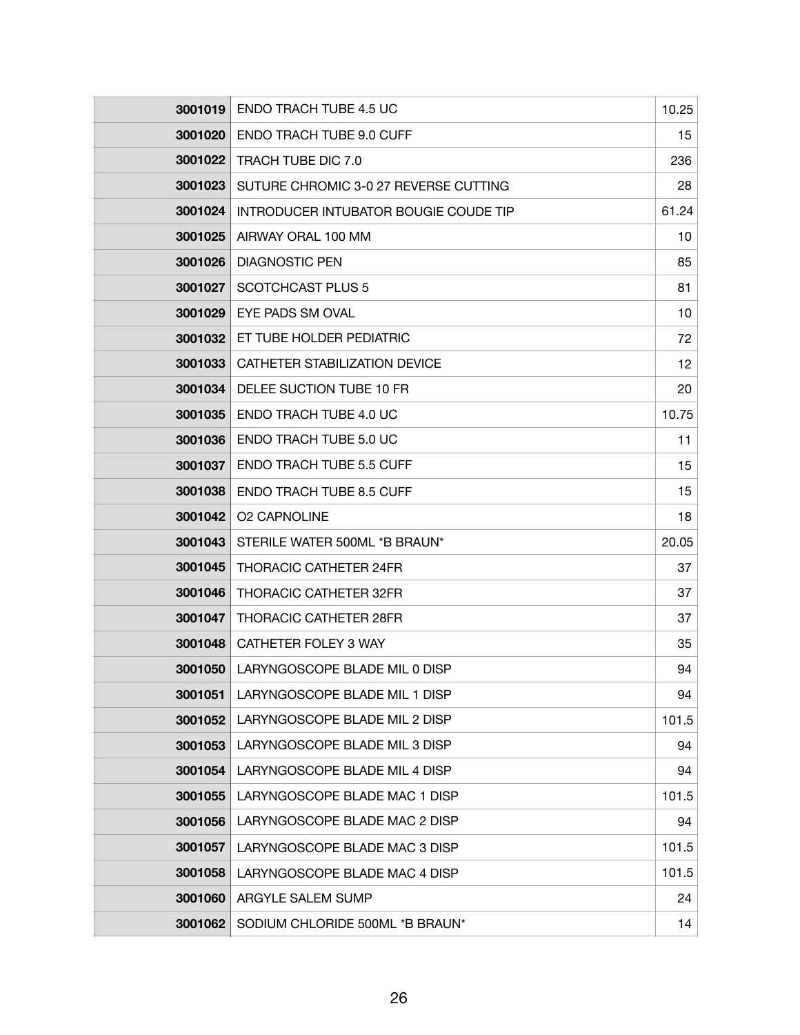| | | |
|---|---|---|
| **3001019** | ENDO TRACH TUBE 4.5 UC | 10.25 |
| **3001020** | ENDO TRACH TUBE 9.0 CUFF | 15 |
| **3001022** | TRACH TUBE DIC 7.0 | 236 |
| **3001023** | SUTURE CHROMIC 3-0 27 REVERSE CUTTING | 28 |
| **3001024** | INTRODUCER INTUBATOR BOUGIE COUDE TIP | 61.24 |
| **3001025** | AIRWAY ORAL 100 MM | 10 |
| **3001026** | DIAGNOSTIC PEN | 85 |
| **3001027** | SCOTCHCAST PLUS 5 | 81 |
| **3001029** | EYE PADS SM OVAL | 10 |
| **3001032** | ET TUBE HOLDER PEDIATRIC | 72 |
| **3001033** | CATHETER STABILIZATION DEVICE | 12 |
| **3001034** | DELEE SUCTION TUBE 10 FR | 20 |
| **3001035** | ENDO TRACH TUBE 4.0 UC | 10.75 |
| **3001036** | ENDO TRACH TUBE 5.0 UC | 11 |
| **3001037** | ENDO TRACH TUBE 5.5 CUFF | 15 |
| **3001038** | ENDO TRACH TUBE 8.5 CUFF | 15 |
| **3001042** | O2 CAPNOLINE | 18 |
| **3001043** | STERILE WATER 500ML *B BRAUN* | 20.05 |
| **3001045** | THORACIC CATHETER 24FR | 37 |
| **3001046** | THORACIC CATHETER 32FR | 37 |
| **3001047** | THORACIC CATHETER 28FR | 37 |
| **3001048** | CATHETER FOLEY 3 WAY | 35 |
| **3001050** | LARYNGOSCOPE BLADE MIL 0 DISP | 94 |
| **3001051** | LARYNGOSCOPE BLADE MIL 1 DISP | 94 |
| **3001052** | LARYNGOSCOPE BLADE MIL 2 DISP | 101.5 |
| **3001053** | LARYNGOSCOPE BLADE MIL 3 DISP | 94 |
| **3001054** | LARYNGOSCOPE BLADE MIL 4 DISP | 94 |
| **3001055** | LARYNGOSCOPE BLADE MAC 1 DISP | 101.5 |
| **3001056** | LARYNGOSCOPE BLADE MAC 2 DISP | 94 |
| **3001057** | LARYNGOSCOPE BLADE MAC 3 DISP | 101.5 |
| **3001058** | LARYNGOSCOPE BLADE MAC 4 DISP | 101.5 |
| **3001060** | ARGYLE SALEM SUMP | 24 |
| **3001062** | SODIUM CHLORIDE 500ML *B BRAUN* | 14 |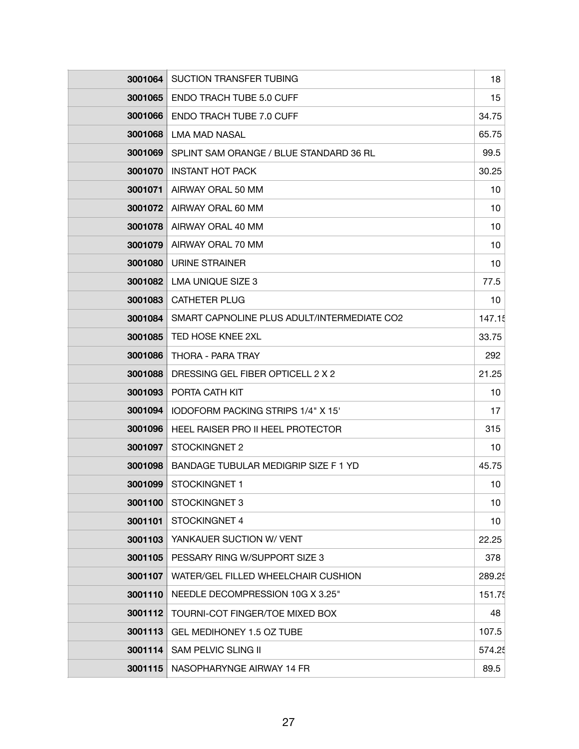| | | |
|---|---|---|
| **3001064** | SUCTION TRANSFER TUBING | 18 |
| **3001065** | ENDO TRACH TUBE 5.0 CUFF | 15 |
| **3001066** | ENDO TRACH TUBE 7.0 CUFF | 34.75 |
| **3001068** | LMA MAD NASAL | 65.75 |
| **3001069** | SPLINT SAM ORANGE / BLUE STANDARD 36 RL | 99.5 |
| **3001070** | INSTANT HOT PACK | 30.25 |
| **3001071** | AIRWAY ORAL 50 MM | 10 |
| **3001072** | AIRWAY ORAL 60 MM | 10 |
| **3001078** | AIRWAY ORAL 40 MM | 10 |
| **3001079** | AIRWAY ORAL 70 MM | 10 |
| **3001080** | URINE STRAINER | 10 |
| **3001082** | LMA UNIQUE SIZE 3 | 77.5 |
| **3001083** | CATHETER PLUG | 10 |
| **3001084** | SMART CAPNOLINE PLUS ADULT/INTERMEDIATE CO2 | 147.15 |
| **3001085** | TED HOSE KNEE 2XL | 33.75 |
| **3001086** | THORA - PARA TRAY | 292 |
| **3001088** | DRESSING GEL FIBER OPTICELL 2 X 2 | 21.25 |
| **3001093** | PORTA CATH KIT | 10 |
| **3001094** | IODOFORM PACKING STRIPS 1/4" X 15' | 17 |
| **3001096** | HEEL RAISER PRO II HEEL PROTECTOR | 315 |
| **3001097** | STOCKINGNET 2 | 10 |
| **3001098** | BANDAGE TUBULAR MEDIGRIP SIZE F 1 YD | 45.75 |
| **3001099** | STOCKINGNET 1 | 10 |
| **3001100** | STOCKINGNET 3 | 10 |
| **3001101** | STOCKINGNET 4 | 10 |
| **3001103** | YANKAUER SUCTION W/ VENT | 22.25 |
| **3001105** | PESSARY RING W/SUPPORT SIZE 3 | 378 |
| **3001107** | WATER/GEL FILLED WHEELCHAIR CUSHION | 289.25 |
| **3001110** | NEEDLE DECOMPRESSION 10G X 3.25" | 151.75 |
| **3001112** | TOURNI-COT FINGER/TOE MIXED BOX | 48 |
| **3001113** | GEL MEDIHONEY 1.5 OZ TUBE | 107.5 |
| **3001114** | SAM PELVIC SLING II | 574.25 |
| **3001115** | NASOPHARYNGE AIRWAY 14 FR | 89.5 |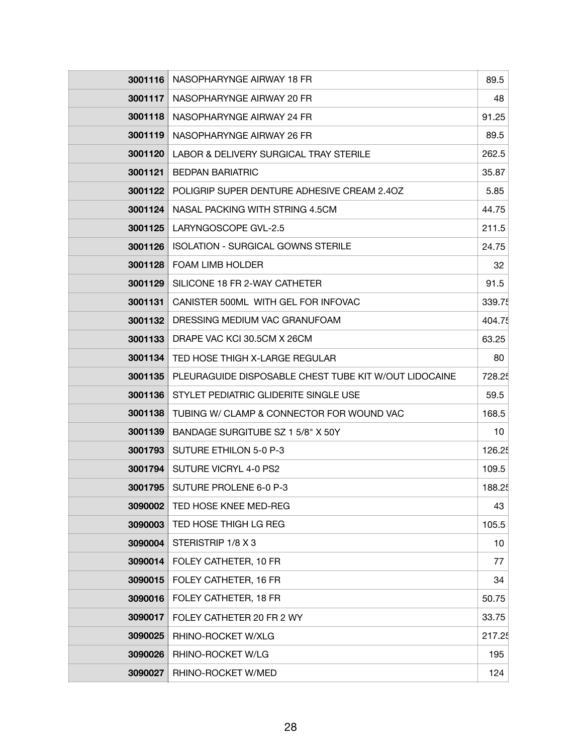| 3001116 | NASOPHARYNGE AIRWAY 18 FR | 89.5 |
|---|---|---|
| 3001117 | NASOPHARYNGE AIRWAY 20 FR | 48 |
| 3001118 | NASOPHARYNGE AIRWAY 24 FR | 91.25 |
| 3001119 | NASOPHARYNGE AIRWAY 26 FR | 89.5 |
| 3001120 | LABOR & DELIVERY SURGICAL TRAY STERILE | 262.5 |
| 3001121 | BEDPAN BARIATRIC | 35.87 |
| 3001122 | POLIGRIP SUPER DENTURE ADHESIVE CREAM 2.4OZ | 5.85 |
| 3001124 | NASAL PACKING WITH STRING 4.5CM | 44.75 |
| 3001125 | LARYNGOSCOPE GVL-2.5 | 211.5 |
| 3001126 | ISOLATION - SURGICAL GOWNS STERILE | 24.75 |
| 3001128 | FOAM LIMB HOLDER | 32 |
| 3001129 | SILICONE 18 FR 2-WAY CATHETER | 91.5 |
| 3001131 | CANISTER 500ML WITH GEL FOR INFOVAC | 339.75 |
| 3001132 | DRESSING MEDIUM VAC GRANUFOAM | 404.75 |
| 3001133 | DRAPE VAC KCI 30.5CM X 26CM | 63.25 |
| 3001134 | TED HOSE THIGH X-LARGE REGULAR | 80 |
| 3001135 | PLEURAGUIDE DISPOSABLE CHEST TUBE KIT W/OUT LIDOCAINE | 728.25 |
| 3001136 | STYLET PEDIATRIC GLIDERITE SINGLE USE | 59.5 |
| 3001138 | TUBING W/ CLAMP & CONNECTOR FOR WOUND VAC | 168.5 |
| 3001139 | BANDAGE SURGITUBE SZ 1 5/8" X 50Y | 10 |
| 3001793 | SUTURE ETHILON 5-0 P-3 | 126.25 |
| 3001794 | SUTURE VICRYL 4-0 PS2 | 109.5 |
| 3001795 | SUTURE PROLENE 6-0 P-3 | 188.25 |
| 3090002 | TED HOSE KNEE MED-REG | 43 |
| 3090003 | TED HOSE THIGH LG REG | 105.5 |
| 3090004 | STERISTRIP 1/8 X 3 | 10 |
| 3090014 | FOLEY CATHETER, 10 FR | 77 |
| 3090015 | FOLEY CATHETER, 16 FR | 34 |
| 3090016 | FOLEY CATHETER, 18 FR | 50.75 |
| 3090017 | FOLEY CATHETER 20 FR 2 WY | 33.75 |
| 3090025 | RHINO-ROCKET W/XLG | 217.25 |
| 3090026 | RHINO-ROCKET W/LG | 195 |
| 3090027 | RHINO-ROCKET W/MED | 124 |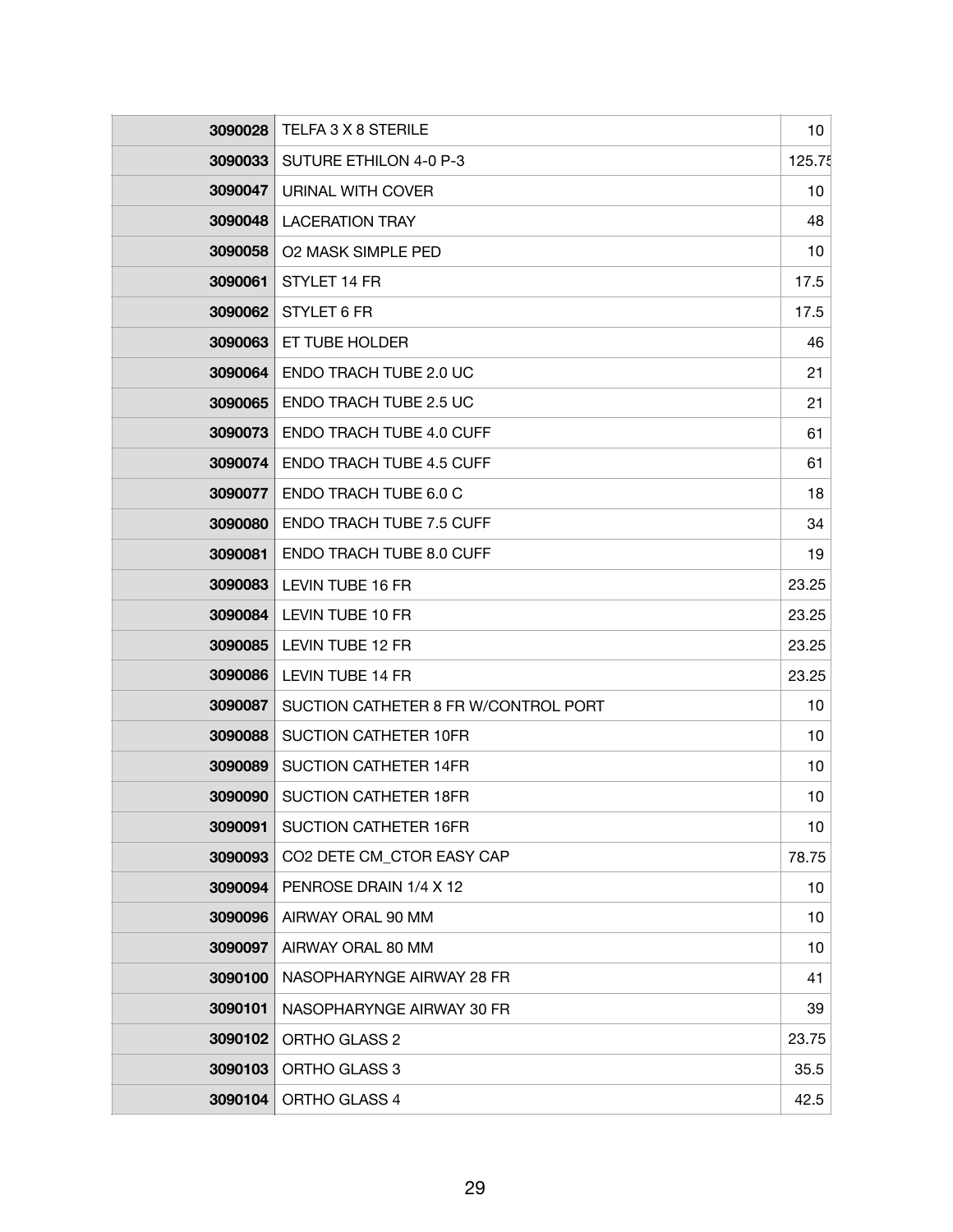| | | |
|---|---|---|
| **3090028** | TELFA 3 X 8 STERILE | 10 |
| **3090033** | SUTURE ETHILON 4-0 P-3 | 125.75 |
| **3090047** | URINAL WITH COVER | 10 |
| **3090048** | LACERATION TRAY | 48 |
| **3090058** | O2 MASK SIMPLE PED | 10 |
| **3090061** | STYLET 14 FR | 17.5 |
| **3090062** | STYLET 6 FR | 17.5 |
| **3090063** | ET TUBE HOLDER | 46 |
| **3090064** | ENDO TRACH TUBE 2.0 UC | 21 |
| **3090065** | ENDO TRACH TUBE 2.5 UC | 21 |
| **3090073** | ENDO TRACH TUBE 4.0 CUFF | 61 |
| **3090074** | ENDO TRACH TUBE 4.5 CUFF | 61 |
| **3090077** | ENDO TRACH TUBE 6.0 C | 18 |
| **3090080** | ENDO TRACH TUBE 7.5 CUFF | 34 |
| **3090081** | ENDO TRACH TUBE 8.0 CUFF | 19 |
| **3090083** | LEVIN TUBE 16 FR | 23.25 |
| **3090084** | LEVIN TUBE 10 FR | 23.25 |
| **3090085** | LEVIN TUBE 12 FR | 23.25 |
| **3090086** | LEVIN TUBE 14 FR | 23.25 |
| **3090087** | SUCTION CATHETER 8 FR W/CONTROL PORT | 10 |
| **3090088** | SUCTION CATHETER 10FR | 10 |
| **3090089** | SUCTION CATHETER 14FR | 10 |
| **3090090** | SUCTION CATHETER 18FR | 10 |
| **3090091** | SUCTION CATHETER 16FR | 10 |
| **3090093** | CO2 DETE CM_CTOR EASY CAP | 78.75 |
| **3090094** | PENROSE DRAIN 1/4 X 12 | 10 |
| **3090096** | AIRWAY ORAL 90 MM | 10 |
| **3090097** | AIRWAY ORAL 80 MM | 10 |
| **3090100** | NASOPHARYNGE AIRWAY 28 FR | 41 |
| **3090101** | NASOPHARYNGE AIRWAY 30 FR | 39 |
| **3090102** | ORTHO GLASS 2 | 23.75 |
| **3090103** | ORTHO GLASS 3 | 35.5 |
| **3090104** | ORTHO GLASS 4 | 42.5 |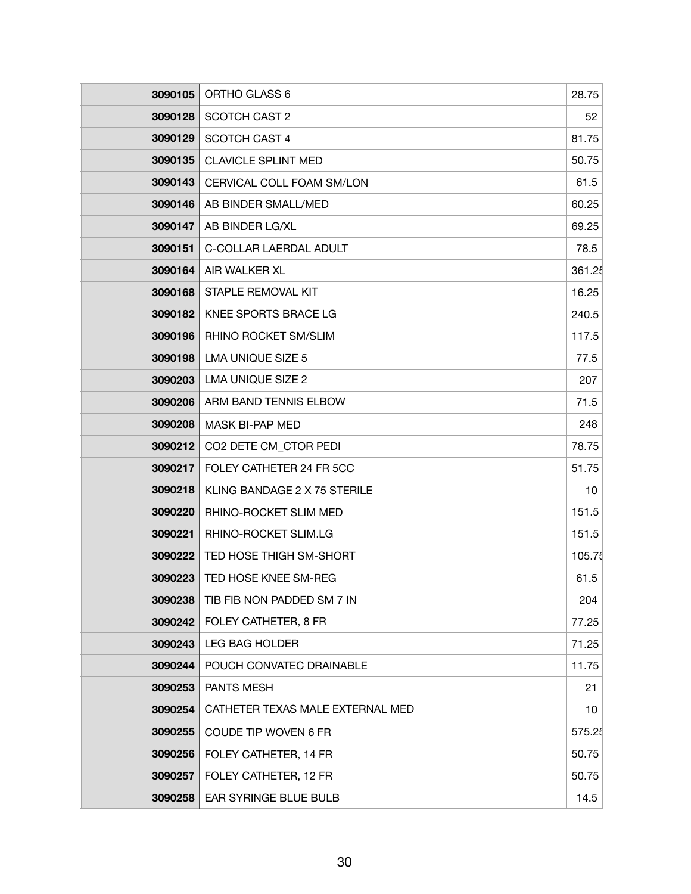| | | |
|---|---|---|
| **3090105** | ORTHO GLASS 6 | 28.75 |
| **3090128** | SCOTCH CAST 2 | 52 |
| **3090129** | SCOTCH CAST 4 | 81.75 |
| **3090135** | CLAVICLE SPLINT MED | 50.75 |
| **3090143** | CERVICAL COLL FOAM SM/LON | 61.5 |
| **3090146** | AB BINDER SMALL/MED | 60.25 |
| **3090147** | AB BINDER LG/XL | 69.25 |
| **3090151** | C-COLLAR LAERDAL ADULT | 78.5 |
| **3090164** | AIR WALKER XL | 361.25 |
| **3090168** | STAPLE REMOVAL KIT | 16.25 |
| **3090182** | KNEE SPORTS BRACE LG | 240.5 |
| **3090196** | RHINO ROCKET SM/SLIM | 117.5 |
| **3090198** | LMA UNIQUE SIZE 5 | 77.5 |
| **3090203** | LMA UNIQUE SIZE 2 | 207 |
| **3090206** | ARM BAND TENNIS ELBOW | 71.5 |
| **3090208** | MASK BI-PAP MED | 248 |
| **3090212** | CO2 DETE CM_CTOR PEDI | 78.75 |
| **3090217** | FOLEY CATHETER 24 FR 5CC | 51.75 |
| **3090218** | KLING BANDAGE 2 X 75 STERILE | 10 |
| **3090220** | RHINO-ROCKET SLIM MED | 151.5 |
| **3090221** | RHINO-ROCKET SLIM.LG | 151.5 |
| **3090222** | TED HOSE THIGH SM-SHORT | 105.75 |
| **3090223** | TED HOSE KNEE SM-REG | 61.5 |
| **3090238** | TIB FIB NON PADDED SM 7 IN | 204 |
| **3090242** | FOLEY CATHETER, 8 FR | 77.25 |
| **3090243** | LEG BAG HOLDER | 71.25 |
| **3090244** | POUCH CONVATEC DRAINABLE | 11.75 |
| **3090253** | PANTS MESH | 21 |
| **3090254** | CATHETER TEXAS MALE EXTERNAL MED | 10 |
| **3090255** | COUDE TIP WOVEN 6 FR | 575.25 |
| **3090256** | FOLEY CATHETER, 14 FR | 50.75 |
| **3090257** | FOLEY CATHETER, 12 FR | 50.75 |
| **3090258** | EAR SYRINGE BLUE BULB | 14.5 |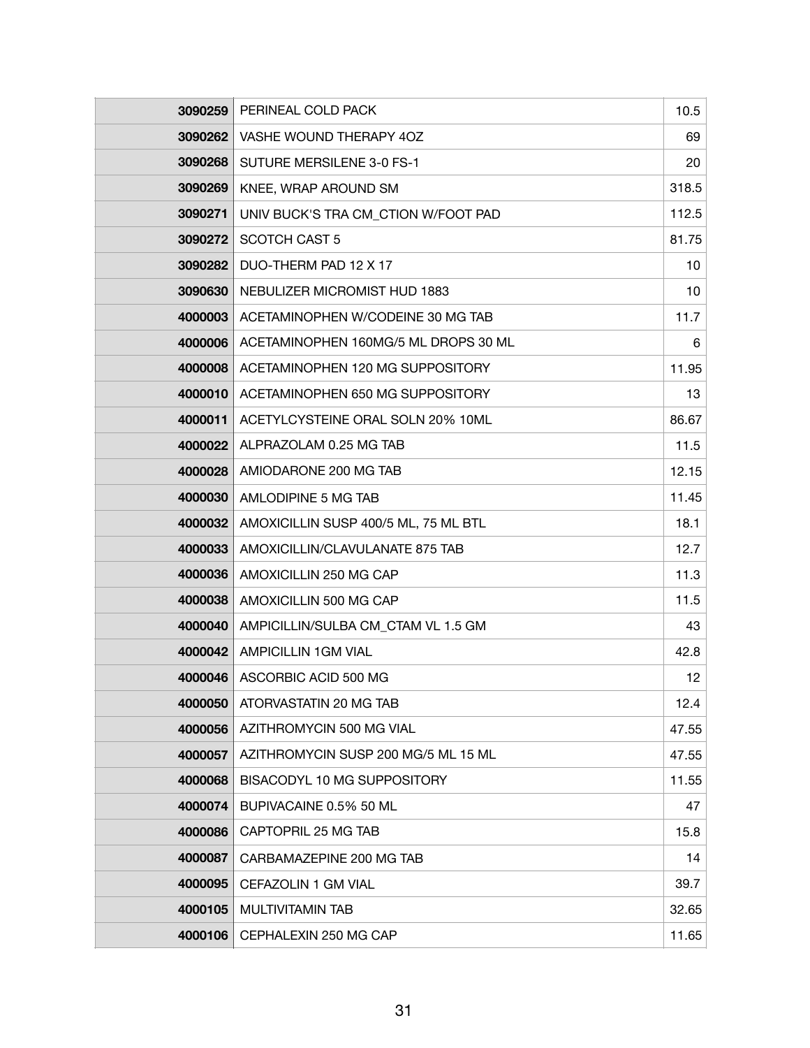| | | |
|---|---|---|
| **3090259** | PERINEAL COLD PACK | 10.5 |
| **3090262** | VASHE WOUND THERAPY 4OZ | 69 |
| **3090268** | SUTURE MERSILENE 3-0 FS-1 | 20 |
| **3090269** | KNEE, WRAP AROUND SM | 318.5 |
| **3090271** | UNIV BUCK'S TRA CM_CTION W/FOOT PAD | 112.5 |
| **3090272** | SCOTCH CAST 5 | 81.75 |
| **3090282** | DUO-THERM PAD 12 X 17 | 10 |
| **3090630** | NEBULIZER MICROMIST HUD 1883 | 10 |
| **4000003** | ACETAMINOPHEN W/CODEINE 30 MG TAB | 11.7 |
| **4000006** | ACETAMINOPHEN 160MG/5 ML DROPS 30 ML | 6 |
| **4000008** | ACETAMINOPHEN 120 MG SUPPOSITORY | 11.95 |
| **4000010** | ACETAMINOPHEN 650 MG SUPPOSITORY | 13 |
| **4000011** | ACETYLCYSTEINE ORAL SOLN 20% 10ML | 86.67 |
| **4000022** | ALPRAZOLAM 0.25 MG TAB | 11.5 |
| **4000028** | AMIODARONE 200 MG TAB | 12.15 |
| **4000030** | AMLODIPINE 5 MG TAB | 11.45 |
| **4000032** | AMOXICILLIN SUSP 400/5 ML, 75 ML BTL | 18.1 |
| **4000033** | AMOXICILLIN/CLAVULANATE 875 TAB | 12.7 |
| **4000036** | AMOXICILLIN 250 MG CAP | 11.3 |
| **4000038** | AMOXICILLIN 500 MG CAP | 11.5 |
| **4000040** | AMPICILLIN/SULBA CM_CTAM VL 1.5 GM | 43 |
| **4000042** | AMPICILLIN 1GM VIAL | 42.8 |
| **4000046** | ASCORBIC ACID 500 MG | 12 |
| **4000050** | ATORVASTATIN 20 MG TAB | 12.4 |
| **4000056** | AZITHROMYCIN 500 MG VIAL | 47.55 |
| **4000057** | AZITHROMYCIN SUSP 200 MG/5 ML 15 ML | 47.55 |
| **4000068** | BISACODYL 10 MG SUPPOSITORY | 11.55 |
| **4000074** | BUPIVACAINE 0.5% 50 ML | 47 |
| **4000086** | CAPTOPRIL 25 MG TAB | 15.8 |
| **4000087** | CARBAMAZEPINE 200 MG TAB | 14 |
| **4000095** | CEFAZOLIN 1 GM VIAL | 39.7 |
| **4000105** | MULTIVITAMIN TAB | 32.65 |
| **4000106** | CEPHALEXIN 250 MG CAP | 11.65 |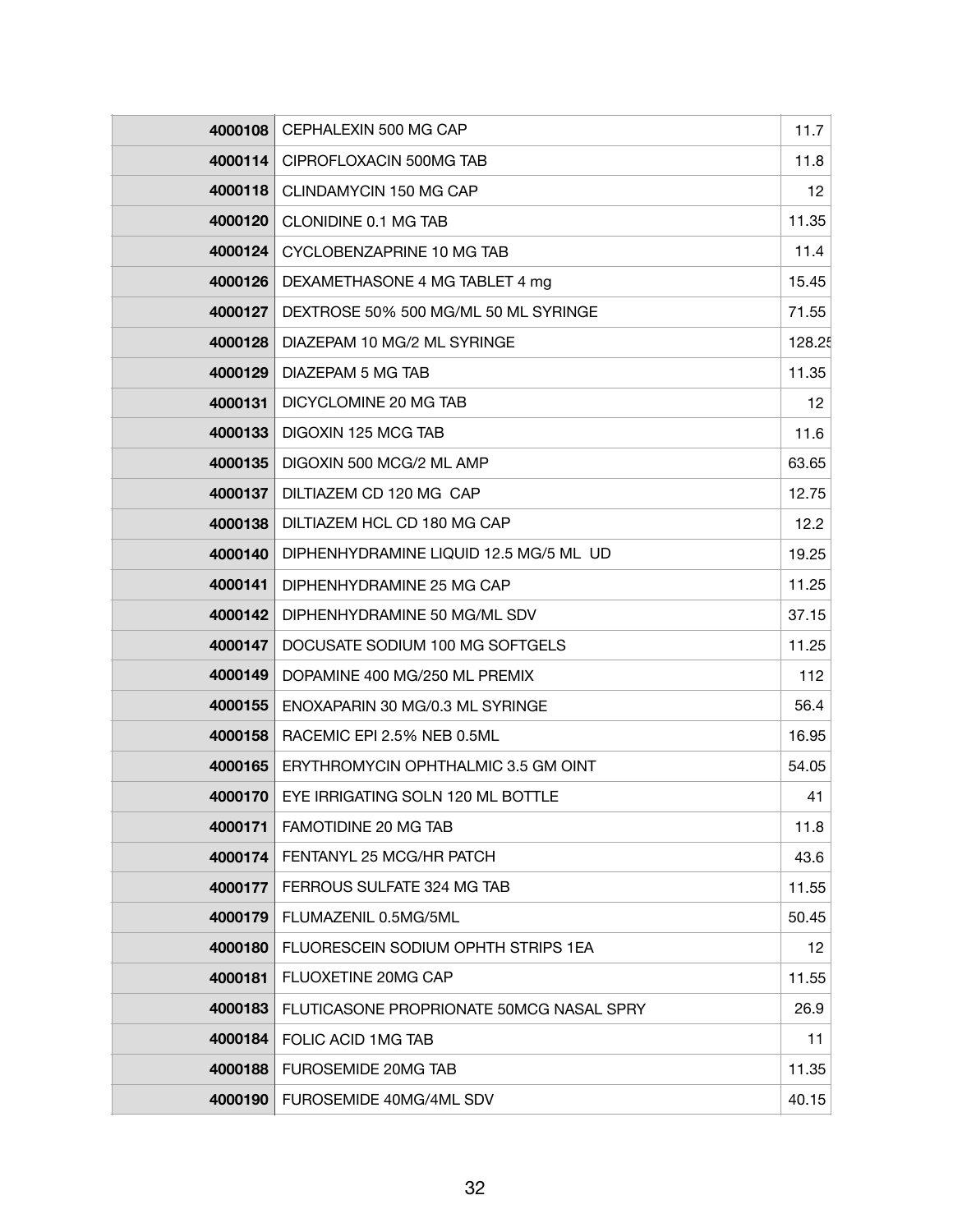| | | |
|---|---|---|
| **4000108** | CEPHALEXIN 500 MG CAP | 11.7 |
| **4000114** | CIPROFLOXACIN 500MG TAB | 11.8 |
| **4000118** | CLINDAMYCIN 150 MG CAP | 12 |
| **4000120** | CLONIDINE 0.1 MG TAB | 11.35 |
| **4000124** | CYCLOBENZAPRINE 10 MG TAB | 11.4 |
| **4000126** | DEXAMETHASONE 4 MG TABLET 4 mg | 15.45 |
| **4000127** | DEXTROSE 50% 500 MG/ML 50 ML SYRINGE | 71.55 |
| **4000128** | DIAZEPAM 10 MG/2 ML SYRINGE | 128.25 |
| **4000129** | DIAZEPAM 5 MG TAB | 11.35 |
| **4000131** | DICYCLOMINE 20 MG TAB | 12 |
| **4000133** | DIGOXIN 125 MCG TAB | 11.6 |
| **4000135** | DIGOXIN 500 MCG/2 ML AMP | 63.65 |
| **4000137** | DILTIAZEM CD 120 MG CAP | 12.75 |
| **4000138** | DILTIAZEM HCL CD 180 MG CAP | 12.2 |
| **4000140** | DIPHENHYDRAMINE LIQUID 12.5 MG/5 ML UD | 19.25 |
| **4000141** | DIPHENHYDRAMINE 25 MG CAP | 11.25 |
| **4000142** | DIPHENHYDRAMINE 50 MG/ML SDV | 37.15 |
| **4000147** | DOCUSATE SODIUM 100 MG SOFTGELS | 11.25 |
| **4000149** | DOPAMINE 400 MG/250 ML PREMIX | 112 |
| **4000155** | ENOXAPARIN 30 MG/0.3 ML SYRINGE | 56.4 |
| **4000158** | RACEMIC EPI 2.5% NEB 0.5ML | 16.95 |
| **4000165** | ERYTHROMYCIN OPHTHALMIC 3.5 GM OINT | 54.05 |
| **4000170** | EYE IRRIGATING SOLN 120 ML BOTTLE | 41 |
| **4000171** | FAMOTIDINE 20 MG TAB | 11.8 |
| **4000174** | FENTANYL 25 MCG/HR PATCH | 43.6 |
| **4000177** | FERROUS SULFATE 324 MG TAB | 11.55 |
| **4000179** | FLUMAZENIL 0.5MG/5ML | 50.45 |
| **4000180** | FLUORESCEIN SODIUM OPHTH STRIPS 1EA | 12 |
| **4000181** | FLUOXETINE 20MG CAP | 11.55 |
| **4000183** | FLUTICASONE PROPRIONATE 50MCG NASAL SPRY | 26.9 |
| **4000184** | FOLIC ACID 1MG TAB | 11 |
| **4000188** | FUROSEMIDE 20MG TAB | 11.35 |
| **4000190** | FUROSEMIDE 40MG/4ML SDV | 40.15 |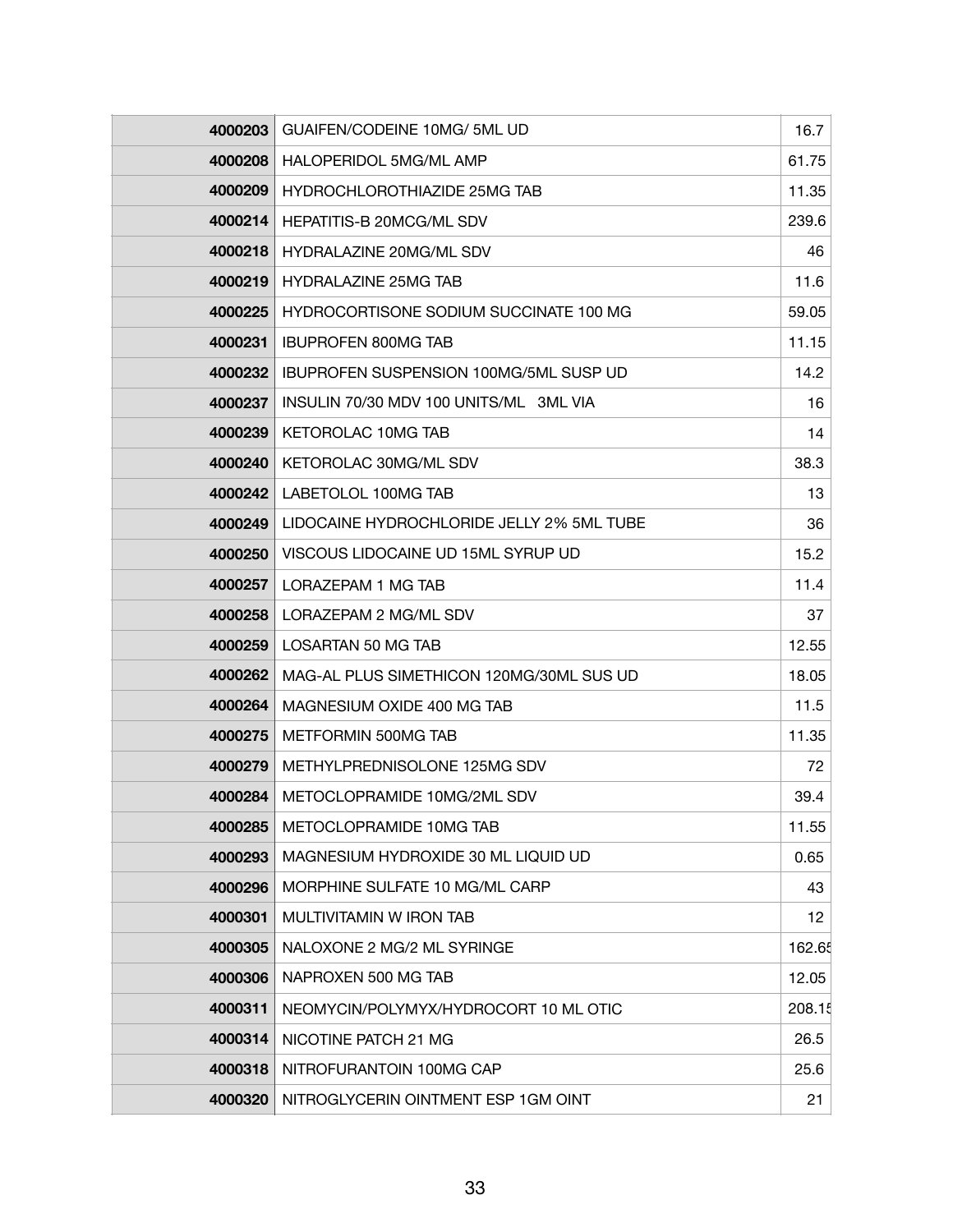| | | |
|---|---|---|
| **4000203** | GUAIFEN/CODEINE 10MG/ 5ML UD | 16.7 |
| **4000208** | HALOPERIDOL 5MG/ML AMP | 61.75 |
| **4000209** | HYDROCHLOROTHIAZIDE 25MG TAB | 11.35 |
| **4000214** | HEPATITIS-B 20MCG/ML SDV | 239.6 |
| **4000218** | HYDRALAZINE 20MG/ML SDV | 46 |
| **4000219** | HYDRALAZINE 25MG TAB | 11.6 |
| **4000225** | HYDROCORTISONE SODIUM SUCCINATE 100 MG | 59.05 |
| **4000231** | IBUPROFEN 800MG TAB | 11.15 |
| **4000232** | IBUPROFEN SUSPENSION 100MG/5ML SUSP UD | 14.2 |
| **4000237** | INSULIN 70/30 MDV 100 UNITS/ML 3ML VIA | 16 |
| **4000239** | KETOROLAC 10MG TAB | 14 |
| **4000240** | KETOROLAC 30MG/ML SDV | 38.3 |
| **4000242** | LABETOLOL 100MG TAB | 13 |
| **4000249** | LIDOCAINE HYDROCHLORIDE JELLY 2% 5ML TUBE | 36 |
| **4000250** | VISCOUS LIDOCAINE UD 15ML SYRUP UD | 15.2 |
| **4000257** | LORAZEPAM 1 MG TAB | 11.4 |
| **4000258** | LORAZEPAM 2 MG/ML SDV | 37 |
| **4000259** | LOSARTAN 50 MG TAB | 12.55 |
| **4000262** | MAG-AL PLUS SIMETHICON 120MG/30ML SUS UD | 18.05 |
| **4000264** | MAGNESIUM OXIDE 400 MG TAB | 11.5 |
| **4000275** | METFORMIN 500MG TAB | 11.35 |
| **4000279** | METHYLPREDNISOLONE 125MG SDV | 72 |
| **4000284** | METOCLOPRAMIDE 10MG/2ML SDV | 39.4 |
| **4000285** | METOCLOPRAMIDE 10MG TAB | 11.55 |
| **4000293** | MAGNESIUM HYDROXIDE 30 ML LIQUID UD | 0.65 |
| **4000296** | MORPHINE SULFATE 10 MG/ML CARP | 43 |
| **4000301** | MULTIVITAMIN W IRON TAB | 12 |
| **4000305** | NALOXONE 2 MG/2 ML SYRINGE | 162.65 |
| **4000306** | NAPROXEN 500 MG TAB | 12.05 |
| **4000311** | NEOMYCIN/POLYMYX/HYDROCORT 10 ML OTIC | 208.15 |
| **4000314** | NICOTINE PATCH 21 MG | 26.5 |
| **4000318** | NITROFURANTOIN 100MG CAP | 25.6 |
| **4000320** | NITROGLYCERIN OINTMENT ESP 1GM OINT | 21 |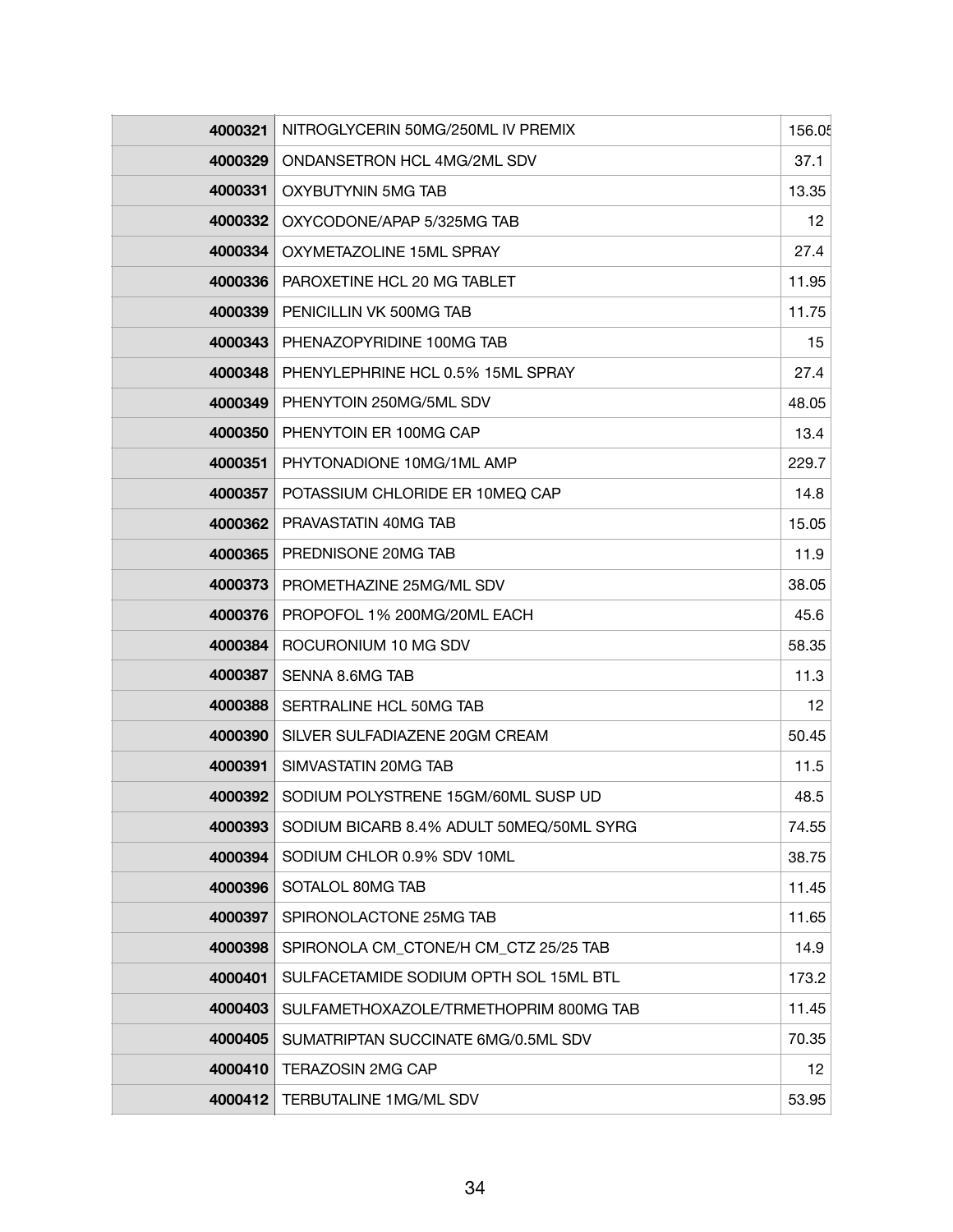| | | |
|---|---|---|
| **4000321** | NITROGLYCERIN 50MG/250ML IV PREMIX | 156.05 |
| **4000329** | ONDANSETRON HCL 4MG/2ML SDV | 37.1 |
| **4000331** | OXYBUTYNIN 5MG TAB | 13.35 |
| **4000332** | OXYCODONE/APAP 5/325MG TAB | 12 |
| **4000334** | OXYMETAZOLINE 15ML SPRAY | 27.4 |
| **4000336** | PAROXETINE HCL 20 MG TABLET | 11.95 |
| **4000339** | PENICILLIN VK 500MG TAB | 11.75 |
| **4000343** | PHENAZOPYRIDINE 100MG TAB | 15 |
| **4000348** | PHENYLEPHRINE HCL 0.5% 15ML SPRAY | 27.4 |
| **4000349** | PHENYTOIN 250MG/5ML SDV | 48.05 |
| **4000350** | PHENYTOIN ER 100MG CAP | 13.4 |
| **4000351** | PHYTONADIONE 10MG/1ML AMP | 229.7 |
| **4000357** | POTASSIUM CHLORIDE ER 10MEQ CAP | 14.8 |
| **4000362** | PRAVASTATIN 40MG TAB | 15.05 |
| **4000365** | PREDNISONE 20MG TAB | 11.9 |
| **4000373** | PROMETHAZINE 25MG/ML SDV | 38.05 |
| **4000376** | PROPOFOL 1% 200MG/20ML EACH | 45.6 |
| **4000384** | ROCURONIUM 10 MG SDV | 58.35 |
| **4000387** | SENNA 8.6MG TAB | 11.3 |
| **4000388** | SERTRALINE HCL 50MG TAB | 12 |
| **4000390** | SILVER SULFADIAZENE 20GM CREAM | 50.45 |
| **4000391** | SIMVASTATIN 20MG TAB | 11.5 |
| **4000392** | SODIUM POLYSTRENE 15GM/60ML SUSP UD | 48.5 |
| **4000393** | SODIUM BICARB 8.4% ADULT 50MEQ/50ML SYRG | 74.55 |
| **4000394** | SODIUM CHLOR 0.9% SDV 10ML | 38.75 |
| **4000396** | SOTALOL 80MG TAB | 11.45 |
| **4000397** | SPIRONOLACTONE 25MG TAB | 11.65 |
| **4000398** | SPIRONOLA CM_CTONE/H CM_CTZ 25/25 TAB | 14.9 |
| **4000401** | SULFACETAMIDE SODIUM OPTH SOL 15ML BTL | 173.2 |
| **4000403** | SULFAMETHOXAZOLE/TRMETHOPRIM 800MG TAB | 11.45 |
| **4000405** | SUMATRIPTAN SUCCINATE 6MG/0.5ML SDV | 70.35 |
| **4000410** | TERAZOSIN 2MG CAP | 12 |
| **4000412** | TERBUTALINE 1MG/ML SDV | 53.95 |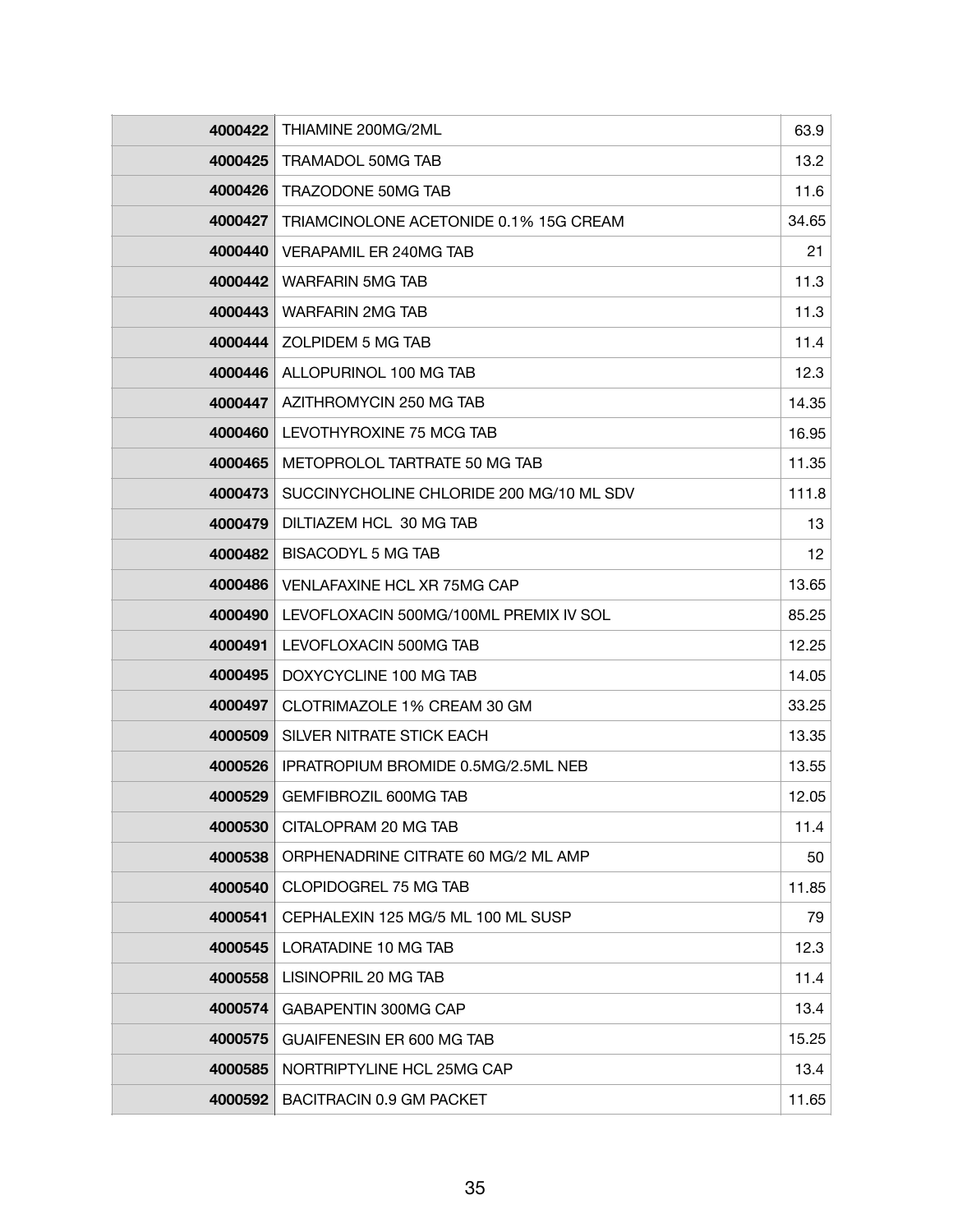| | | |
|---|---|---|
| **4000422** | THIAMINE 200MG/2ML | 63.9 |
| **4000425** | TRAMADOL 50MG TAB | 13.2 |
| **4000426** | TRAZODONE 50MG TAB | 11.6 |
| **4000427** | TRIAMCINOLONE ACETONIDE 0.1% 15G CREAM | 34.65 |
| **4000440** | VERAPAMIL ER 240MG TAB | 21 |
| **4000442** | WARFARIN 5MG TAB | 11.3 |
| **4000443** | WARFARIN 2MG TAB | 11.3 |
| **4000444** | ZOLPIDEM 5 MG TAB | 11.4 |
| **4000446** | ALLOPURINOL 100 MG TAB | 12.3 |
| **4000447** | AZITHROMYCIN 250 MG TAB | 14.35 |
| **4000460** | LEVOTHYROXINE 75 MCG TAB | 16.95 |
| **4000465** | METOPROLOL TARTRATE 50 MG TAB | 11.35 |
| **4000473** | SUCCINYCHOLINE CHLORIDE 200 MG/10 ML SDV | 111.8 |
| **4000479** | DILTIAZEM HCL 30 MG TAB | 13 |
| **4000482** | BISACODYL 5 MG TAB | 12 |
| **4000486** | VENLAFAXINE HCL XR 75MG CAP | 13.65 |
| **4000490** | LEVOFLOXACIN 500MG/100ML PREMIX IV SOL | 85.25 |
| **4000491** | LEVOFLOXACIN 500MG TAB | 12.25 |
| **4000495** | DOXYCYCLINE 100 MG TAB | 14.05 |
| **4000497** | CLOTRIMAZOLE 1% CREAM 30 GM | 33.25 |
| **4000509** | SILVER NITRATE STICK EACH | 13.35 |
| **4000526** | IPRATROPIUM BROMIDE 0.5MG/2.5ML NEB | 13.55 |
| **4000529** | GEMFIBROZIL 600MG TAB | 12.05 |
| **4000530** | CITALOPRAM 20 MG TAB | 11.4 |
| **4000538** | ORPHENADRINE CITRATE 60 MG/2 ML AMP | 50 |
| **4000540** | CLOPIDOGREL 75 MG TAB | 11.85 |
| **4000541** | CEPHALEXIN 125 MG/5 ML 100 ML SUSP | 79 |
| **4000545** | LORATADINE 10 MG TAB | 12.3 |
| **4000558** | LISINOPRIL 20 MG TAB | 11.4 |
| **4000574** | GABAPENTIN 300MG CAP | 13.4 |
| **4000575** | GUAIFENESIN ER 600 MG TAB | 15.25 |
| **4000585** | NORTRIPTYLINE HCL 25MG CAP | 13.4 |
| **4000592** | BACITRACIN 0.9 GM PACKET | 11.65 |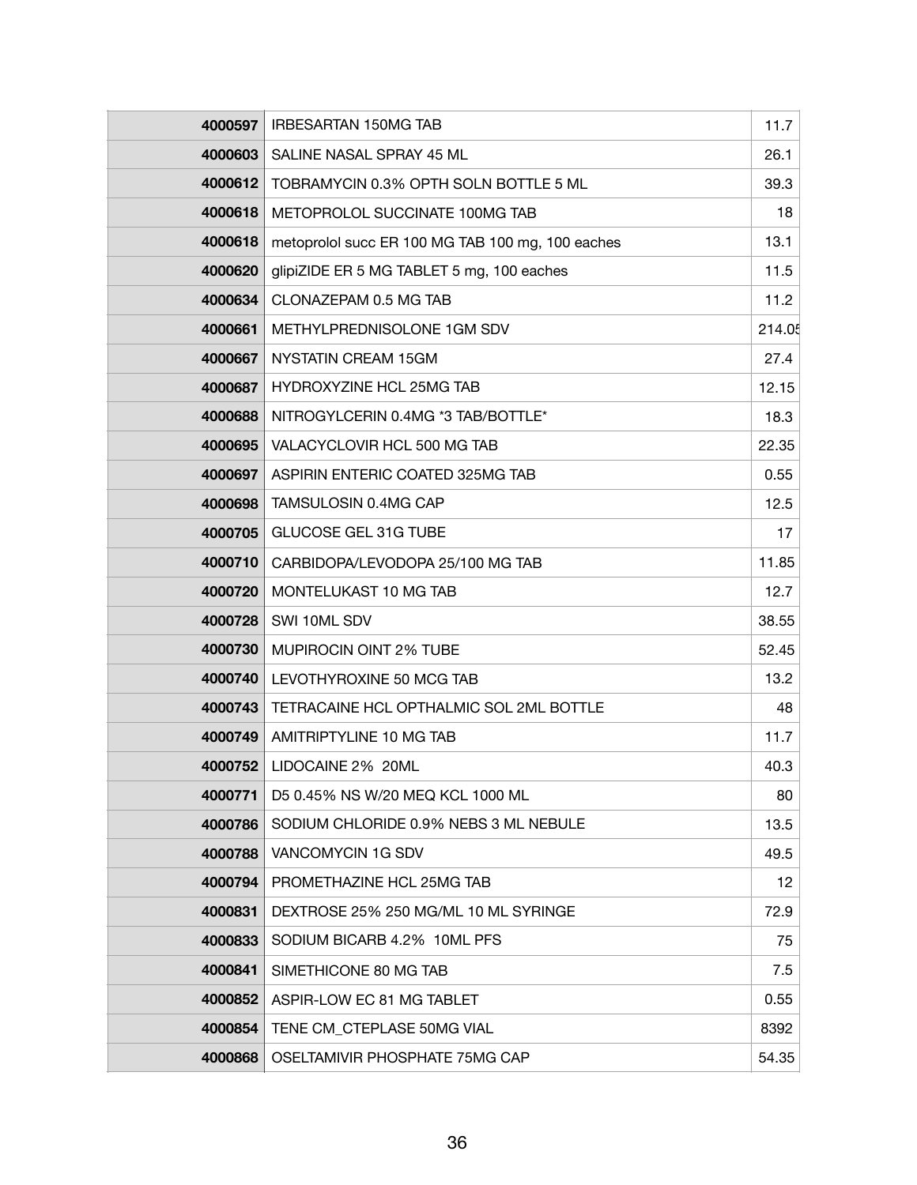| | | |
|---|---|---|
| **4000597** | IRBESARTAN 150MG TAB | 11.7 |
| **4000603** | SALINE NASAL SPRAY 45 ML | 26.1 |
| **4000612** | TOBRAMYCIN 0.3% OPTH SOLN BOTTLE 5 ML | 39.3 |
| **4000618** | METOPROLOL SUCCINATE 100MG TAB | 18 |
| **4000618** | metoprolol succ ER 100 MG TAB 100 mg, 100 eaches | 13.1 |
| **4000620** | glipiZIDE ER 5 MG TABLET 5 mg, 100 eaches | 11.5 |
| **4000634** | CLONAZEPAM 0.5 MG TAB | 11.2 |
| **4000661** | METHYLPREDNISOLONE 1GM SDV | 214.05 |
| **4000667** | NYSTATIN CREAM 15GM | 27.4 |
| **4000687** | HYDROXYZINE HCL 25MG TAB | 12.15 |
| **4000688** | NITROGYLCERIN 0.4MG *3 TAB/BOTTLE* | 18.3 |
| **4000695** | VALACYCLOVIR HCL 500 MG TAB | 22.35 |
| **4000697** | ASPIRIN ENTERIC COATED 325MG TAB | 0.55 |
| **4000698** | TAMSULOSIN 0.4MG CAP | 12.5 |
| **4000705** | GLUCOSE GEL 31G TUBE | 17 |
| **4000710** | CARBIDOPA/LEVODOPA 25/100 MG TAB | 11.85 |
| **4000720** | MONTELUKAST 10 MG TAB | 12.7 |
| **4000728** | SWI 10ML SDV | 38.55 |
| **4000730** | MUPIROCIN OINT 2% TUBE | 52.45 |
| **4000740** | LEVOTHYROXINE 50 MCG TAB | 13.2 |
| **4000743** | TETRACAINE HCL OPTHALMIC SOL 2ML BOTTLE | 48 |
| **4000749** | AMITRIPTYLINE 10 MG TAB | 11.7 |
| **4000752** | LIDOCAINE 2% 20ML | 40.3 |
| **4000771** | D5 0.45% NS W/20 MEQ KCL 1000 ML | 80 |
| **4000786** | SODIUM CHLORIDE 0.9% NEBS 3 ML NEBULE | 13.5 |
| **4000788** | VANCOMYCIN 1G SDV | 49.5 |
| **4000794** | PROMETHAZINE HCL 25MG TAB | 12 |
| **4000831** | DEXTROSE 25% 250 MG/ML 10 ML SYRINGE | 72.9 |
| **4000833** | SODIUM BICARB 4.2% 10ML PFS | 75 |
| **4000841** | SIMETHICONE 80 MG TAB | 7.5 |
| **4000852** | ASPIR-LOW EC 81 MG TABLET | 0.55 |
| **4000854** | TENE CM_CTEPLASE 50MG VIAL | 8392 |
| **4000868** | OSELTAMIVIR PHOSPHATE 75MG CAP | 54.35 |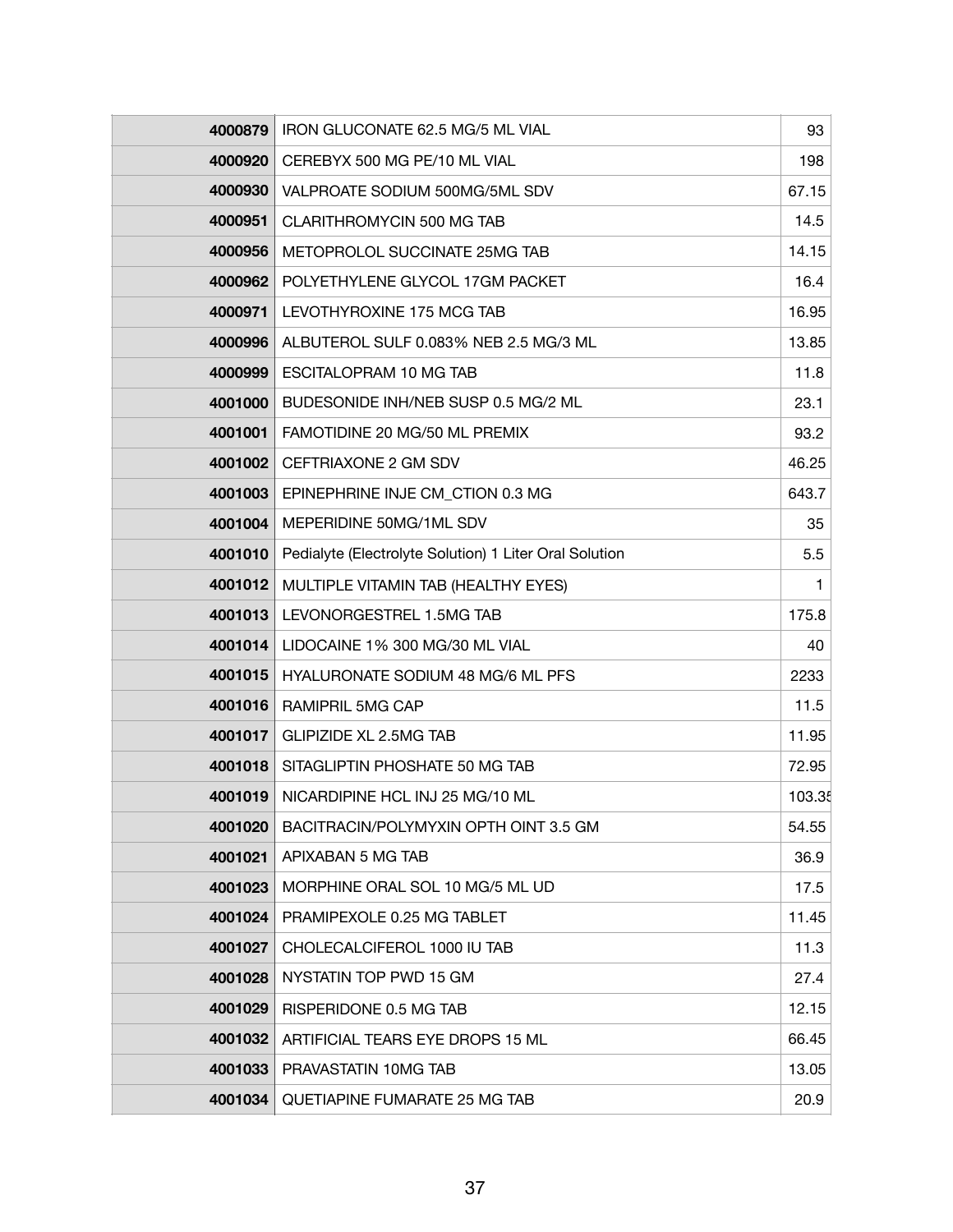| | | |
|---|---|---|
| **4000879** | IRON GLUCONATE 62.5 MG/5 ML VIAL | 93 |
| **4000920** | CEREBYX 500 MG PE/10 ML VIAL | 198 |
| **4000930** | VALPROATE SODIUM 500MG/5ML SDV | 67.15 |
| **4000951** | CLARITHROMYCIN 500 MG TAB | 14.5 |
| **4000956** | METOPROLOL SUCCINATE 25MG TAB | 14.15 |
| **4000962** | POLYETHYLENE GLYCOL 17GM PACKET | 16.4 |
| **4000971** | LEVOTHYROXINE 175 MCG TAB | 16.95 |
| **4000996** | ALBUTEROL SULF 0.083% NEB 2.5 MG/3 ML | 13.85 |
| **4000999** | ESCITALOPRAM 10 MG TAB | 11.8 |
| **4001000** | BUDESONIDE INH/NEB SUSP 0.5 MG/2 ML | 23.1 |
| **4001001** | FAMOTIDINE 20 MG/50 ML PREMIX | 93.2 |
| **4001002** | CEFTRIAXONE 2 GM SDV | 46.25 |
| **4001003** | EPINEPHRINE INJE CM_CTION 0.3 MG | 643.7 |
| **4001004** | MEPERIDINE 50MG/1ML SDV | 35 |
| **4001010** | Pedialyte (Electrolyte Solution) 1 Liter Oral Solution | 5.5 |
| **4001012** | MULTIPLE VITAMIN TAB (HEALTHY EYES) | 1 |
| **4001013** | LEVONORGESTREL 1.5MG TAB | 175.8 |
| **4001014** | LIDOCAINE 1% 300 MG/30 ML VIAL | 40 |
| **4001015** | HYALURONATE SODIUM 48 MG/6 ML PFS | 2233 |
| **4001016** | RAMIPRIL 5MG CAP | 11.5 |
| **4001017** | GLIPIZIDE XL 2.5MG TAB | 11.95 |
| **4001018** | SITAGLIPTIN PHOSHATE 50 MG TAB | 72.95 |
| **4001019** | NICARDIPINE HCL INJ 25 MG/10 ML | 103.35 |
| **4001020** | BACITRACIN/POLYMYXIN OPTH OINT 3.5 GM | 54.55 |
| **4001021** | APIXABAN 5 MG TAB | 36.9 |
| **4001023** | MORPHINE ORAL SOL 10 MG/5 ML UD | 17.5 |
| **4001024** | PRAMIPEXOLE 0.25 MG TABLET | 11.45 |
| **4001027** | CHOLECALCIFEROL 1000 IU TAB | 11.3 |
| **4001028** | NYSTATIN TOP PWD 15 GM | 27.4 |
| **4001029** | RISPERIDONE 0.5 MG TAB | 12.15 |
| **4001032** | ARTIFICIAL TEARS EYE DROPS 15 ML | 66.45 |
| **4001033** | PRAVASTATIN 10MG TAB | 13.05 |
| **4001034** | QUETIAPINE FUMARATE 25 MG TAB | 20.9 |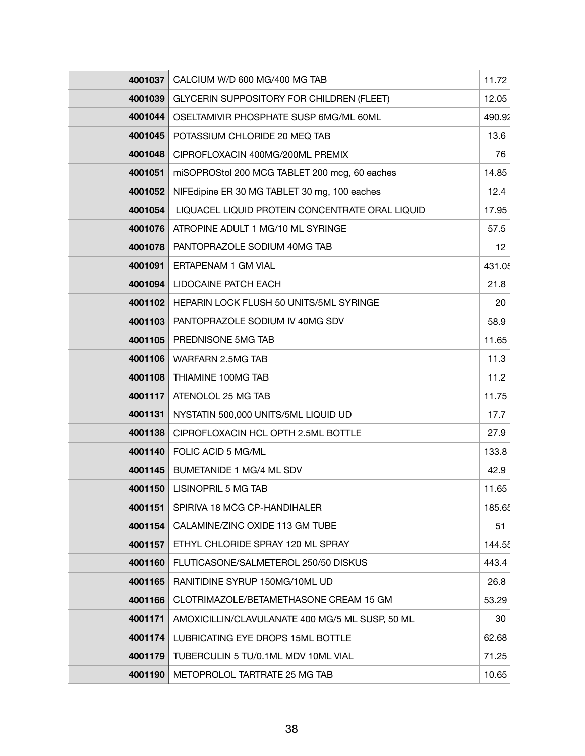| | | |
|---|---|---|
| **4001037** | CALCIUM W/D 600 MG/400 MG TAB | 11.72 |
| **4001039** | GLYCERIN SUPPOSITORY FOR CHILDREN (FLEET) | 12.05 |
| **4001044** | OSELTAMIVIR PHOSPHATE SUSP 6MG/ML 60ML | 490.92 |
| **4001045** | POTASSIUM CHLORIDE 20 MEQ TAB | 13.6 |
| **4001048** | CIPROFLOXACIN 400MG/200ML PREMIX | 76 |
| **4001051** | miSOPROStol 200 MCG TABLET 200 mcg, 60 eaches | 14.85 |
| **4001052** | NIFEdipine ER 30 MG TABLET 30 mg, 100 eaches | 12.4 |
| **4001054** | LIQUACEL LIQUID PROTEIN CONCENTRATE ORAL LIQUID | 17.95 |
| **4001076** | ATROPINE ADULT 1 MG/10 ML SYRINGE | 57.5 |
| **4001078** | PANTOPRAZOLE SODIUM 40MG TAB | 12 |
| **4001091** | ERTAPENAM 1 GM VIAL | 431.05 |
| **4001094** | LIDOCAINE PATCH EACH | 21.8 |
| **4001102** | HEPARIN LOCK FLUSH 50 UNITS/5ML SYRINGE | 20 |
| **4001103** | PANTOPRAZOLE SODIUM IV 40MG SDV | 58.9 |
| **4001105** | PREDNISONE 5MG TAB | 11.65 |
| **4001106** | WARFARN 2.5MG TAB | 11.3 |
| **4001108** | THIAMINE 100MG TAB | 11.2 |
| **4001117** | ATENOLOL 25 MG TAB | 11.75 |
| **4001131** | NYSTATIN 500,000 UNITS/5ML LIQUID UD | 17.7 |
| **4001138** | CIPROFLOXACIN HCL OPTH 2.5ML BOTTLE | 27.9 |
| **4001140** | FOLIC ACID 5 MG/ML | 133.8 |
| **4001145** | BUMETANIDE 1 MG/4 ML SDV | 42.9 |
| **4001150** | LISINOPRIL 5 MG TAB | 11.65 |
| **4001151** | SPIRIVA 18 MCG CP-HANDIHALER | 185.65 |
| **4001154** | CALAMINE/ZINC OXIDE 113 GM TUBE | 51 |
| **4001157** | ETHYL CHLORIDE SPRAY 120 ML SPRAY | 144.55 |
| **4001160** | FLUTICASONE/SALMETEROL 250/50 DISKUS | 443.4 |
| **4001165** | RANITIDINE SYRUP 150MG/10ML UD | 26.8 |
| **4001166** | CLOTRIMAZOLE/BETAMETHASONE CREAM 15 GM | 53.29 |
| **4001171** | AMOXICILLIN/CLAVULANATE 400 MG/5 ML SUSP, 50 ML | 30 |
| **4001174** | LUBRICATING EYE DROPS 15ML BOTTLE | 62.68 |
| **4001179** | TUBERCULIN 5 TU/0.1ML MDV 10ML VIAL | 71.25 |
| **4001190** | METOPROLOL TARTRATE 25 MG TAB | 10.65 |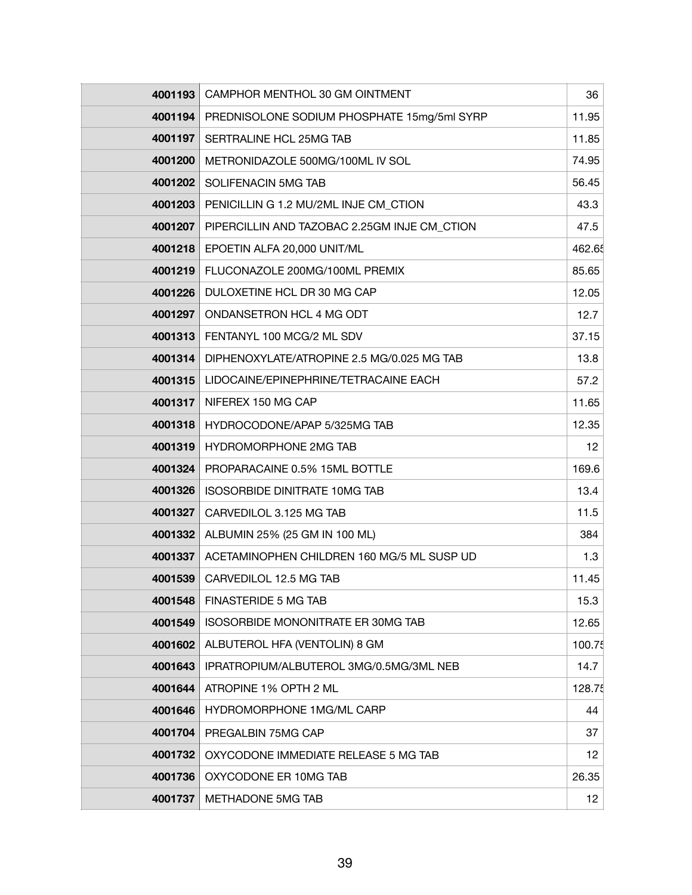| | | |
|---|---|---|
| **4001193** | CAMPHOR MENTHOL 30 GM OINTMENT | 36 |
| **4001194** | PREDNISOLONE SODIUM PHOSPHATE 15mg/5ml SYRP | 11.95 |
| **4001197** | SERTRALINE HCL 25MG TAB | 11.85 |
| **4001200** | METRONIDAZOLE 500MG/100ML IV SOL | 74.95 |
| **4001202** | SOLIFENACIN 5MG TAB | 56.45 |
| **4001203** | PENICILLIN G 1.2 MU/2ML INJE CM_CTION | 43.3 |
| **4001207** | PIPERCILLIN AND TAZOBAC 2.25GM INJE CM_CTION | 47.5 |
| **4001218** | EPOETIN ALFA 20,000 UNIT/ML | 462.65 |
| **4001219** | FLUCONAZOLE 200MG/100ML PREMIX | 85.65 |
| **4001226** | DULOXETINE HCL DR 30 MG CAP | 12.05 |
| **4001297** | ONDANSETRON HCL 4 MG ODT | 12.7 |
| **4001313** | FENTANYL 100 MCG/2 ML SDV | 37.15 |
| **4001314** | DIPHENOXYLATE/ATROPINE 2.5 MG/0.025 MG TAB | 13.8 |
| **4001315** | LIDOCAINE/EPINEPHRINE/TETRACAINE EACH | 57.2 |
| **4001317** | NIFEREX 150 MG CAP | 11.65 |
| **4001318** | HYDROCODONE/APAP 5/325MG TAB | 12.35 |
| **4001319** | HYDROMORPHONE 2MG TAB | 12 |
| **4001324** | PROPARACAINE 0.5% 15ML BOTTLE | 169.6 |
| **4001326** | ISOSORBIDE DINITRATE 10MG TAB | 13.4 |
| **4001327** | CARVEDILOL 3.125 MG TAB | 11.5 |
| **4001332** | ALBUMIN 25% (25 GM IN 100 ML) | 384 |
| **4001337** | ACETAMINOPHEN CHILDREN 160 MG/5 ML SUSP UD | 1.3 |
| **4001539** | CARVEDILOL 12.5 MG TAB | 11.45 |
| **4001548** | FINASTERIDE 5 MG TAB | 15.3 |
| **4001549** | ISOSORBIDE MONONITRATE ER 30MG TAB | 12.65 |
| **4001602** | ALBUTEROL HFA (VENTOLIN) 8 GM | 100.75 |
| **4001643** | IPRATROPIUM/ALBUTEROL 3MG/0.5MG/3ML NEB | 14.7 |
| **4001644** | ATROPINE 1% OPTH 2 ML | 128.75 |
| **4001646** | HYDROMORPHONE 1MG/ML CARP | 44 |
| **4001704** | PREGALBIN 75MG CAP | 37 |
| **4001732** | OXYCODONE IMMEDIATE RELEASE 5 MG TAB | 12 |
| **4001736** | OXYCODONE ER 10MG TAB | 26.35 |
| **4001737** | METHADONE 5MG TAB | 12 |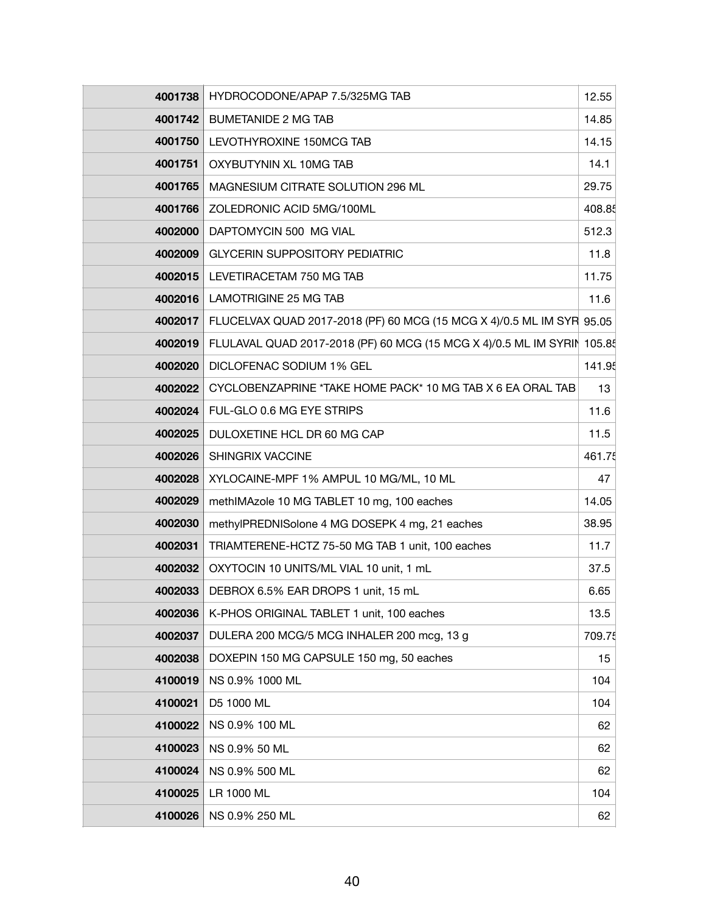| | | |
|---|---|---|
| **4001738** | HYDROCODONE/APAP 7.5/325MG TAB | 12.55 |
| **4001742** | BUMETANIDE 2 MG TAB | 14.85 |
| **4001750** | LEVOTHYROXINE 150MCG TAB | 14.15 |
| **4001751** | OXYBUTYNIN XL 10MG TAB | 14.1 |
| **4001765** | MAGNESIUM CITRATE SOLUTION 296 ML | 29.75 |
| **4001766** | ZOLEDRONIC ACID 5MG/100ML | 408.85 |
| **4002000** | DAPTOMYCIN 500 MG VIAL | 512.3 |
| **4002009** | GLYCERIN SUPPOSITORY PEDIATRIC | 11.8 |
| **4002015** | LEVETIRACETAM 750 MG TAB | 11.75 |
| **4002016** | LAMOTRIGINE 25 MG TAB | 11.6 |
| **4002017** | FLUCELVAX QUAD 2017-2018 (PF) 60 MCG (15 MCG X 4)/0.5 ML IM SYR | 95.05 |
| **4002019** | FLULAVAL QUAD 2017-2018 (PF) 60 MCG (15 MCG X 4)/0.5 ML IM SYRIN | 105.85 |
| **4002020** | DICLOFENAC SODIUM 1% GEL | 141.95 |
| **4002022** | CYCLOBENZAPRINE *TAKE HOME PACK* 10 MG TAB X 6 EA ORAL TAB | 13 |
| **4002024** | FUL-GLO 0.6 MG EYE STRIPS | 11.6 |
| **4002025** | DULOXETINE HCL DR 60 MG CAP | 11.5 |
| **4002026** | SHINGRIX VACCINE | 461.75 |
| **4002028** | XYLOCAINE-MPF 1% AMPUL 10 MG/ML, 10 ML | 47 |
| **4002029** | methIMAzole 10 MG TABLET 10 mg, 100 eaches | 14.05 |
| **4002030** | methylPREDNISolone 4 MG DOSEPK 4 mg, 21 eaches | 38.95 |
| **4002031** | TRIAMTERENE-HCTZ 75-50 MG TAB 1 unit, 100 eaches | 11.7 |
| **4002032** | OXYTOCIN 10 UNITS/ML VIAL 10 unit, 1 mL | 37.5 |
| **4002033** | DEBROX 6.5% EAR DROPS 1 unit, 15 mL | 6.65 |
| **4002036** | K-PHOS ORIGINAL TABLET 1 unit, 100 eaches | 13.5 |
| **4002037** | DULERA 200 MCG/5 MCG INHALER 200 mcg, 13 g | 709.75 |
| **4002038** | DOXEPIN 150 MG CAPSULE 150 mg, 50 eaches | 15 |
| **4100019** | NS 0.9% 1000 ML | 104 |
| **4100021** | D5 1000 ML | 104 |
| **4100022** | NS 0.9% 100 ML | 62 |
| **4100023** | NS 0.9% 50 ML | 62 |
| **4100024** | NS 0.9% 500 ML | 62 |
| **4100025** | LR 1000 ML | 104 |
| **4100026** | NS 0.9% 250 ML | 62 |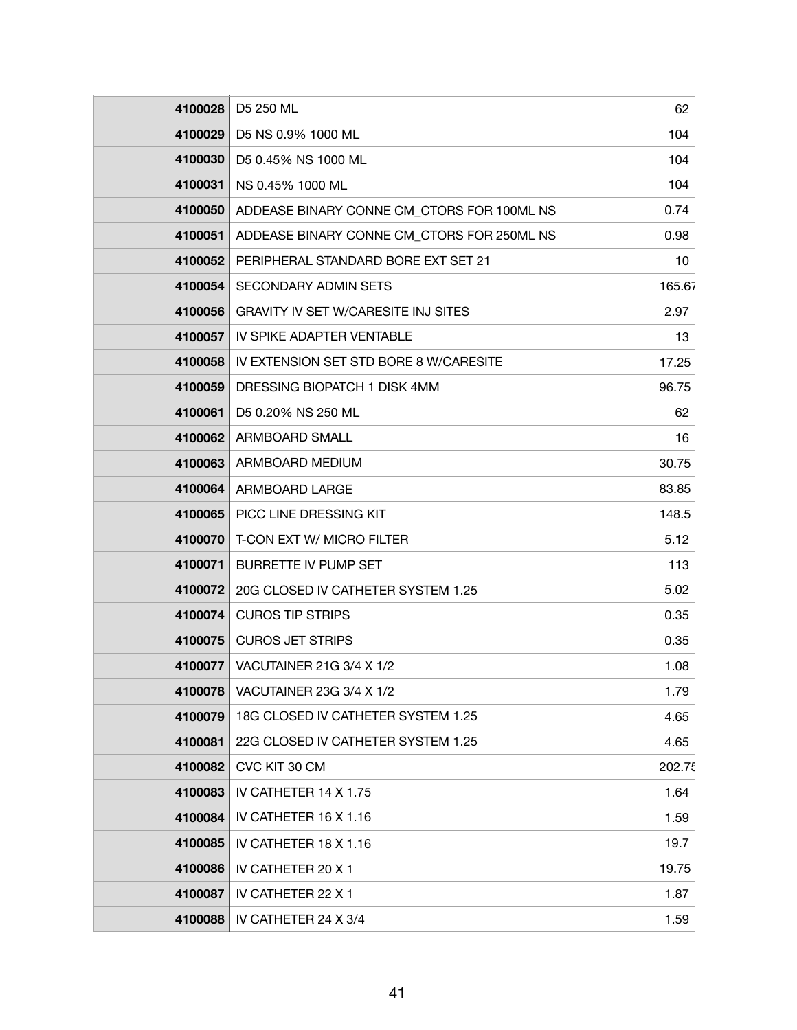| | | |
|---|---|---|
| **4100028** | D5 250 ML | 62 |
| **4100029** | D5 NS 0.9% 1000 ML | 104 |
| **4100030** | D5 0.45% NS 1000 ML | 104 |
| **4100031** | NS 0.45% 1000 ML | 104 |
| **4100050** | ADDEASE BINARY CONNE CM_CTORS FOR 100ML NS | 0.74 |
| **4100051** | ADDEASE BINARY CONNE CM_CTORS FOR 250ML NS | 0.98 |
| **4100052** | PERIPHERAL STANDARD BORE EXT SET 21 | 10 |
| **4100054** | SECONDARY ADMIN SETS | 165.67 |
| **4100056** | GRAVITY IV SET W/CARESITE INJ SITES | 2.97 |
| **4100057** | IV SPIKE ADAPTER VENTABLE | 13 |
| **4100058** | IV EXTENSION SET STD BORE 8 W/CARESITE | 17.25 |
| **4100059** | DRESSING BIOPATCH 1 DISK 4MM | 96.75 |
| **4100061** | D5 0.20% NS 250 ML | 62 |
| **4100062** | ARMBOARD SMALL | 16 |
| **4100063** | ARMBOARD MEDIUM | 30.75 |
| **4100064** | ARMBOARD LARGE | 83.85 |
| **4100065** | PICC LINE DRESSING KIT | 148.5 |
| **4100070** | T-CON EXT W/ MICRO FILTER | 5.12 |
| **4100071** | BURRETTE IV PUMP SET | 113 |
| **4100072** | 20G CLOSED IV CATHETER SYSTEM 1.25 | 5.02 |
| **4100074** | CUROS TIP STRIPS | 0.35 |
| **4100075** | CUROS JET STRIPS | 0.35 |
| **4100077** | VACUTAINER 21G 3/4 X 1/2 | 1.08 |
| **4100078** | VACUTAINER 23G 3/4 X 1/2 | 1.79 |
| **4100079** | 18G CLOSED IV CATHETER SYSTEM 1.25 | 4.65 |
| **4100081** | 22G CLOSED IV CATHETER SYSTEM 1.25 | 4.65 |
| **4100082** | CVC KIT 30 CM | 202.75 |
| **4100083** | IV CATHETER 14 X 1.75 | 1.64 |
| **4100084** | IV CATHETER 16 X 1.16 | 1.59 |
| **4100085** | IV CATHETER 18 X 1.16 | 19.7 |
| **4100086** | IV CATHETER 20 X 1 | 19.75 |
| **4100087** | IV CATHETER 22 X 1 | 1.87 |
| **4100088** | IV CATHETER 24 X 3/4 | 1.59 |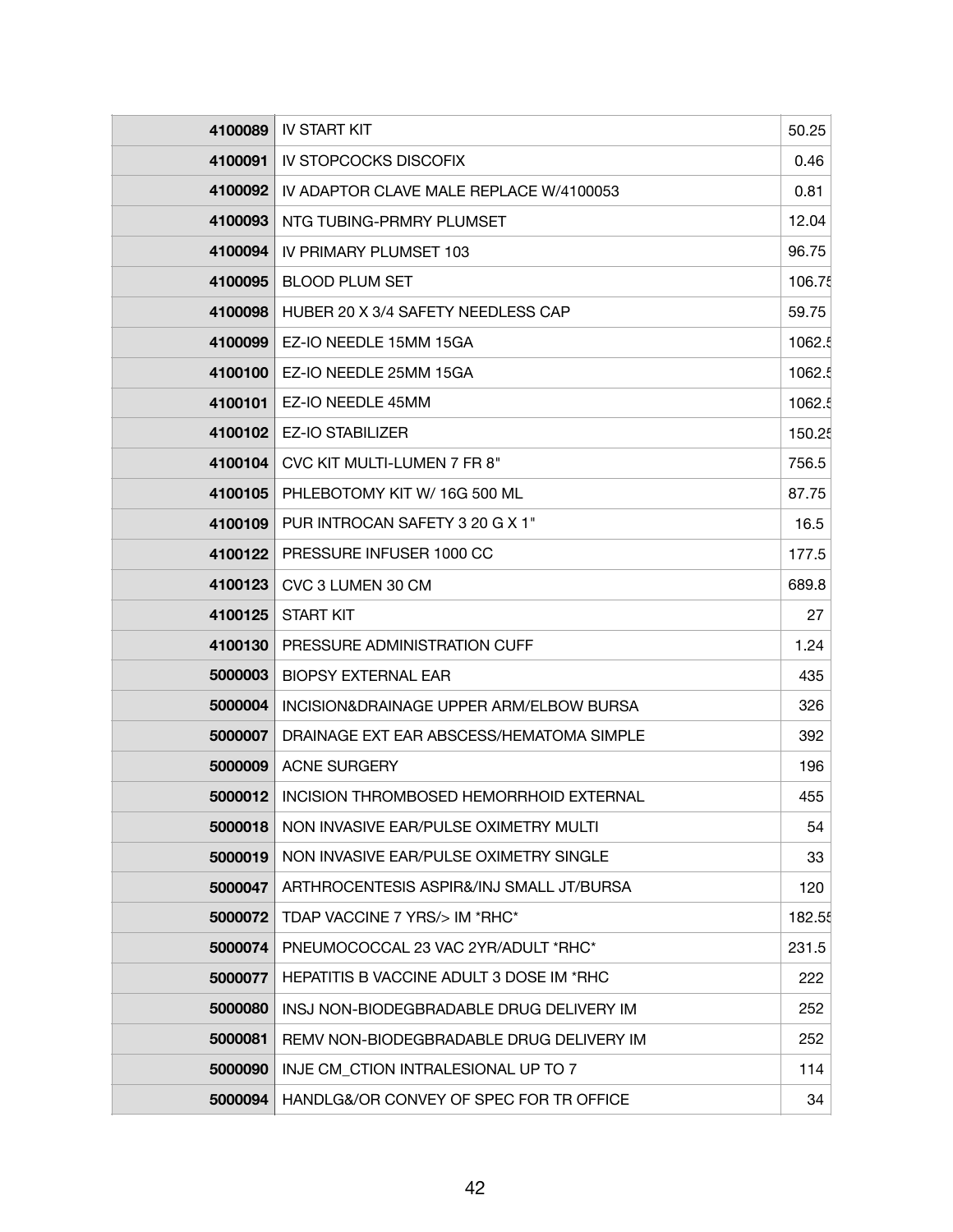| | | |
|---|---|---|
| **4100089** | IV START KIT | 50.25 |
| **4100091** | IV STOPCOCKS DISCOFIX | 0.46 |
| **4100092** | IV ADAPTOR CLAVE MALE REPLACE W/4100053 | 0.81 |
| **4100093** | NTG TUBING-PRMRY PLUMSET | 12.04 |
| **4100094** | IV PRIMARY PLUMSET 103 | 96.75 |
| **4100095** | BLOOD PLUM SET | 106.75 |
| **4100098** | HUBER 20 X 3/4 SAFETY NEEDLESS CAP | 59.75 |
| **4100099** | EZ-IO NEEDLE 15MM 15GA | 1062.5 |
| **4100100** | EZ-IO NEEDLE 25MM 15GA | 1062.5 |
| **4100101** | EZ-IO NEEDLE 45MM | 1062.5 |
| **4100102** | EZ-IO STABILIZER | 150.25 |
| **4100104** | CVC KIT MULTI-LUMEN 7 FR 8" | 756.5 |
| **4100105** | PHLEBOTOMY KIT W/ 16G 500 ML | 87.75 |
| **4100109** | PUR INTROCAN SAFETY 3 20 G X 1" | 16.5 |
| **4100122** | PRESSURE INFUSER 1000 CC | 177.5 |
| **4100123** | CVC 3 LUMEN 30 CM | 689.8 |
| **4100125** | START KIT | 27 |
| **4100130** | PRESSURE ADMINISTRATION CUFF | 1.24 |
| **5000003** | BIOPSY EXTERNAL EAR | 435 |
| **5000004** | INCISION&DRAINAGE UPPER ARM/ELBOW BURSA | 326 |
| **5000007** | DRAINAGE EXT EAR ABSCESS/HEMATOMA SIMPLE | 392 |
| **5000009** | ACNE SURGERY | 196 |
| **5000012** | INCISION THROMBOSED HEMORRHOID EXTERNAL | 455 |
| **5000018** | NON INVASIVE EAR/PULSE OXIMETRY MULTI | 54 |
| **5000019** | NON INVASIVE EAR/PULSE OXIMETRY SINGLE | 33 |
| **5000047** | ARTHROCENTESIS ASPIR&/INJ SMALL JT/BURSA | 120 |
| **5000072** | TDAP VACCINE 7 YRS/> IM *RHC* | 182.55 |
| **5000074** | PNEUMOCOCCAL 23 VAC 2YR/ADULT *RHC* | 231.5 |
| **5000077** | HEPATITIS B VACCINE ADULT 3 DOSE IM *RHC | 222 |
| **5000080** | INSJ NON-BIODEGBRADABLE DRUG DELIVERY IM | 252 |
| **5000081** | REMV NON-BIODEGBRADABLE DRUG DELIVERY IM | 252 |
| **5000090** | INJE CM_CTION INTRALESIONAL UP TO 7 | 114 |
| **5000094** | HANDLG&/OR CONVEY OF SPEC FOR TR OFFICE | 34 |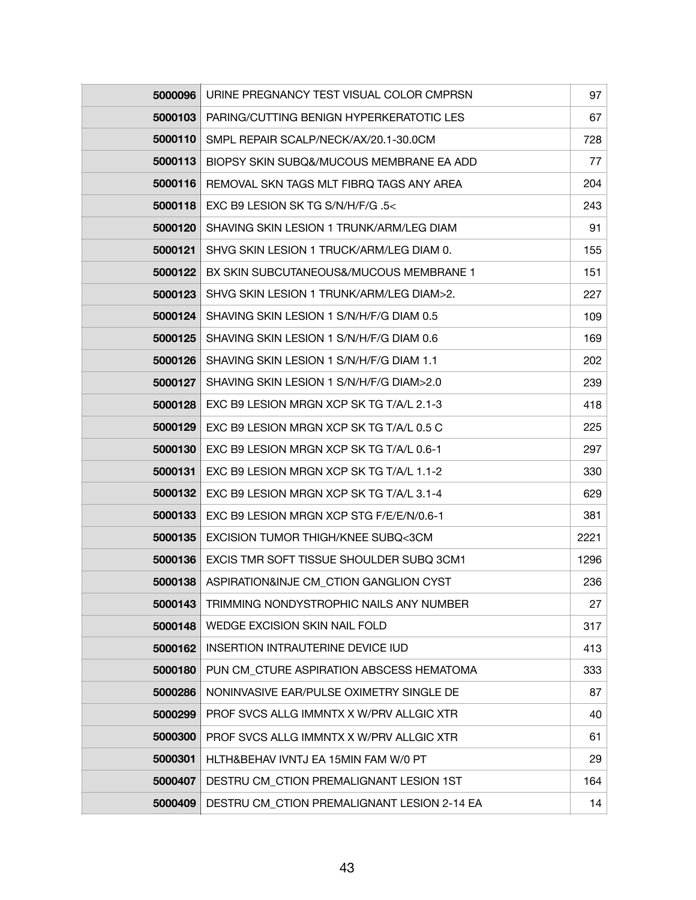| | | |
|---|---|---|
| **5000096** | URINE PREGNANCY TEST VISUAL COLOR CMPRSN | 97 |
| **5000103** | PARING/CUTTING BENIGN HYPERKERATOTIC LES | 67 |
| **5000110** | SMPL REPAIR SCALP/NECK/AX/20.1-30.0CM | 728 |
| **5000113** | BIOPSY SKIN SUBQ&/MUCOUS MEMBRANE EA ADD | 77 |
| **5000116** | REMOVAL SKN TAGS MLT FIBRQ TAGS ANY AREA | 204 |
| **5000118** | EXC B9 LESION SK TG S/N/H/F/G .5< | 243 |
| **5000120** | SHAVING SKIN LESION 1 TRUNK/ARM/LEG DIAM | 91 |
| **5000121** | SHVG SKIN LESION 1 TRUCK/ARM/LEG DIAM 0. | 155 |
| **5000122** | BX SKIN SUBCUTANEOUS&/MUCOUS MEMBRANE 1 | 151 |
| **5000123** | SHVG SKIN LESION 1 TRUNK/ARM/LEG DIAM>2. | 227 |
| **5000124** | SHAVING SKIN LESION 1 S/N/H/F/G DIAM 0.5 | 109 |
| **5000125** | SHAVING SKIN LESION 1 S/N/H/F/G DIAM 0.6 | 169 |
| **5000126** | SHAVING SKIN LESION 1 S/N/H/F/G DIAM 1.1 | 202 |
| **5000127** | SHAVING SKIN LESION 1 S/N/H/F/G DIAM>2.0 | 239 |
| **5000128** | EXC B9 LESION MRGN XCP SK TG T/A/L 2.1-3 | 418 |
| **5000129** | EXC B9 LESION MRGN XCP SK TG T/A/L 0.5 C | 225 |
| **5000130** | EXC B9 LESION MRGN XCP SK TG T/A/L 0.6-1 | 297 |
| **5000131** | EXC B9 LESION MRGN XCP SK TG T/A/L 1.1-2 | 330 |
| **5000132** | EXC B9 LESION MRGN XCP SK TG T/A/L 3.1-4 | 629 |
| **5000133** | EXC B9 LESION MRGN XCP STG F/E/E/N/0.6-1 | 381 |
| **5000135** | EXCISION TUMOR THIGH/KNEE SUBQ<3CM | 2221 |
| **5000136** | EXCIS TMR SOFT TISSUE SHOULDER SUBQ 3CM1 | 1296 |
| **5000138** | ASPIRATION&INJE CM_CTION GANGLION CYST | 236 |
| **5000143** | TRIMMING NONDYSTROPHIC NAILS ANY NUMBER | 27 |
| **5000148** | WEDGE EXCISION SKIN NAIL FOLD | 317 |
| **5000162** | INSERTION INTRAUTERINE DEVICE IUD | 413 |
| **5000180** | PUN CM_CTURE ASPIRATION ABSCESS HEMATOMA | 333 |
| **5000286** | NONINVASIVE EAR/PULSE OXIMETRY SINGLE DE | 87 |
| **5000299** | PROF SVCS ALLG IMMNTX X W/PRV ALLGIC XTR | 40 |
| **5000300** | PROF SVCS ALLG IMMNTX X W/PRV ALLGIC XTR | 61 |
| **5000301** | HLTH&BEHAV IVNTJ EA 15MIN FAM W/0 PT | 29 |
| **5000407** | DESTRU CM_CTION PREMALIGNANT LESION 1ST | 164 |
| **5000409** | DESTRU CM_CTION PREMALIGNANT LESION 2-14 EA | 14 |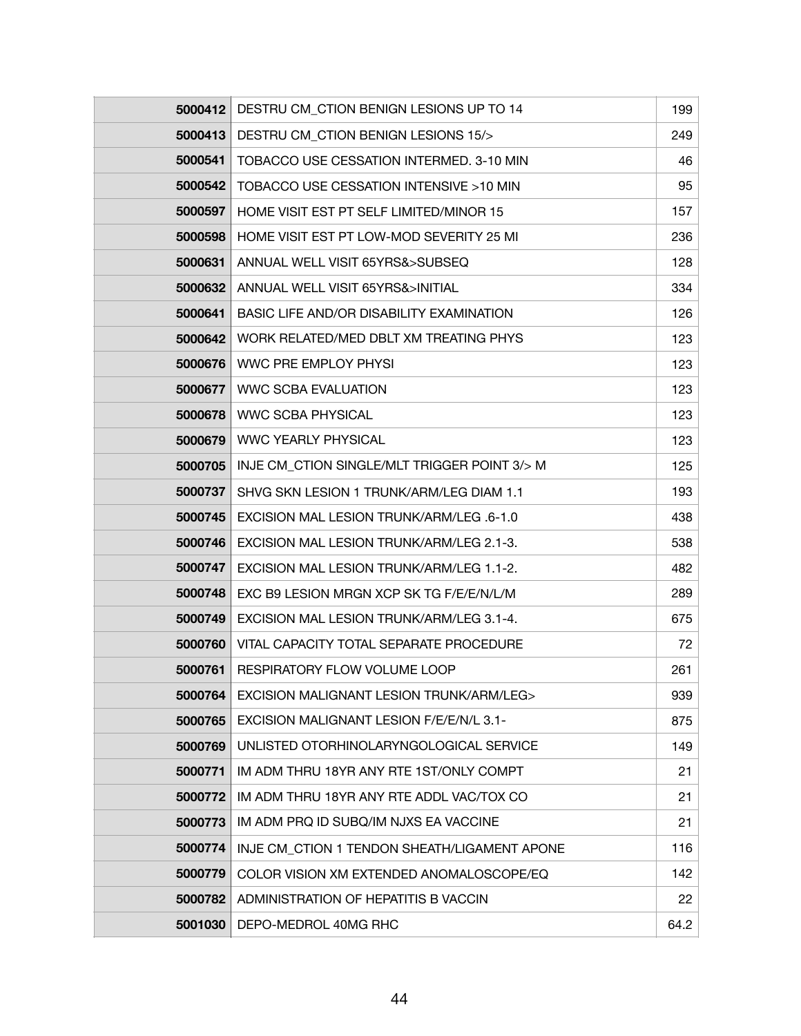| | | |
|---|---|---|
| **5000412** | DESTRU CM_CTION BENIGN LESIONS UP TO 14 | 199 |
| **5000413** | DESTRU CM_CTION BENIGN LESIONS 15/> | 249 |
| **5000541** | TOBACCO USE CESSATION INTERMED. 3-10 MIN | 46 |
| **5000542** | TOBACCO USE CESSATION INTENSIVE >10 MIN | 95 |
| **5000597** | HOME VISIT EST PT SELF LIMITED/MINOR 15 | 157 |
| **5000598** | HOME VISIT EST PT LOW-MOD SEVERITY 25 MI | 236 |
| **5000631** | ANNUAL WELL VISIT 65YRS&>SUBSEQ | 128 |
| **5000632** | ANNUAL WELL VISIT 65YRS&>INITIAL | 334 |
| **5000641** | BASIC LIFE AND/OR DISABILITY EXAMINATION | 126 |
| **5000642** | WORK RELATED/MED DBLT XM TREATING PHYS | 123 |
| **5000676** | WWC PRE EMPLOY PHYSI | 123 |
| **5000677** | WWC SCBA EVALUATION | 123 |
| **5000678** | WWC SCBA PHYSICAL | 123 |
| **5000679** | WWC YEARLY PHYSICAL | 123 |
| **5000705** | INJE CM_CTION SINGLE/MLT TRIGGER POINT 3/> M | 125 |
| **5000737** | SHVG SKN LESION 1 TRUNK/ARM/LEG DIAM 1.1 | 193 |
| **5000745** | EXCISION MAL LESION TRUNK/ARM/LEG .6-1.0 | 438 |
| **5000746** | EXCISION MAL LESION TRUNK/ARM/LEG 2.1-3. | 538 |
| **5000747** | EXCISION MAL LESION TRUNK/ARM/LEG 1.1-2. | 482 |
| **5000748** | EXC B9 LESION MRGN XCP SK TG F/E/E/N/L/M | 289 |
| **5000749** | EXCISION MAL LESION TRUNK/ARM/LEG 3.1-4. | 675 |
| **5000760** | VITAL CAPACITY TOTAL SEPARATE PROCEDURE | 72 |
| **5000761** | RESPIRATORY FLOW VOLUME LOOP | 261 |
| **5000764** | EXCISION MALIGNANT LESION TRUNK/ARM/LEG> | 939 |
| **5000765** | EXCISION MALIGNANT LESION F/E/E/N/L 3.1- | 875 |
| **5000769** | UNLISTED OTORHINOLARYNGOLOGICAL SERVICE | 149 |
| **5000771** | IM ADM THRU 18YR ANY RTE 1ST/ONLY COMPT | 21 |
| **5000772** | IM ADM THRU 18YR ANY RTE ADDL VAC/TOX CO | 21 |
| **5000773** | IM ADM PRQ ID SUBQ/IM NJXS EA VACCINE | 21 |
| **5000774** | INJE CM_CTION 1 TENDON SHEATH/LIGAMENT APONE | 116 |
| **5000779** | COLOR VISION XM EXTENDED ANOMALOSCOPE/EQ | 142 |
| **5000782** | ADMINISTRATION OF HEPATITIS B VACCIN | 22 |
| **5001030** | DEPO-MEDROL 40MG RHC | 64.2 |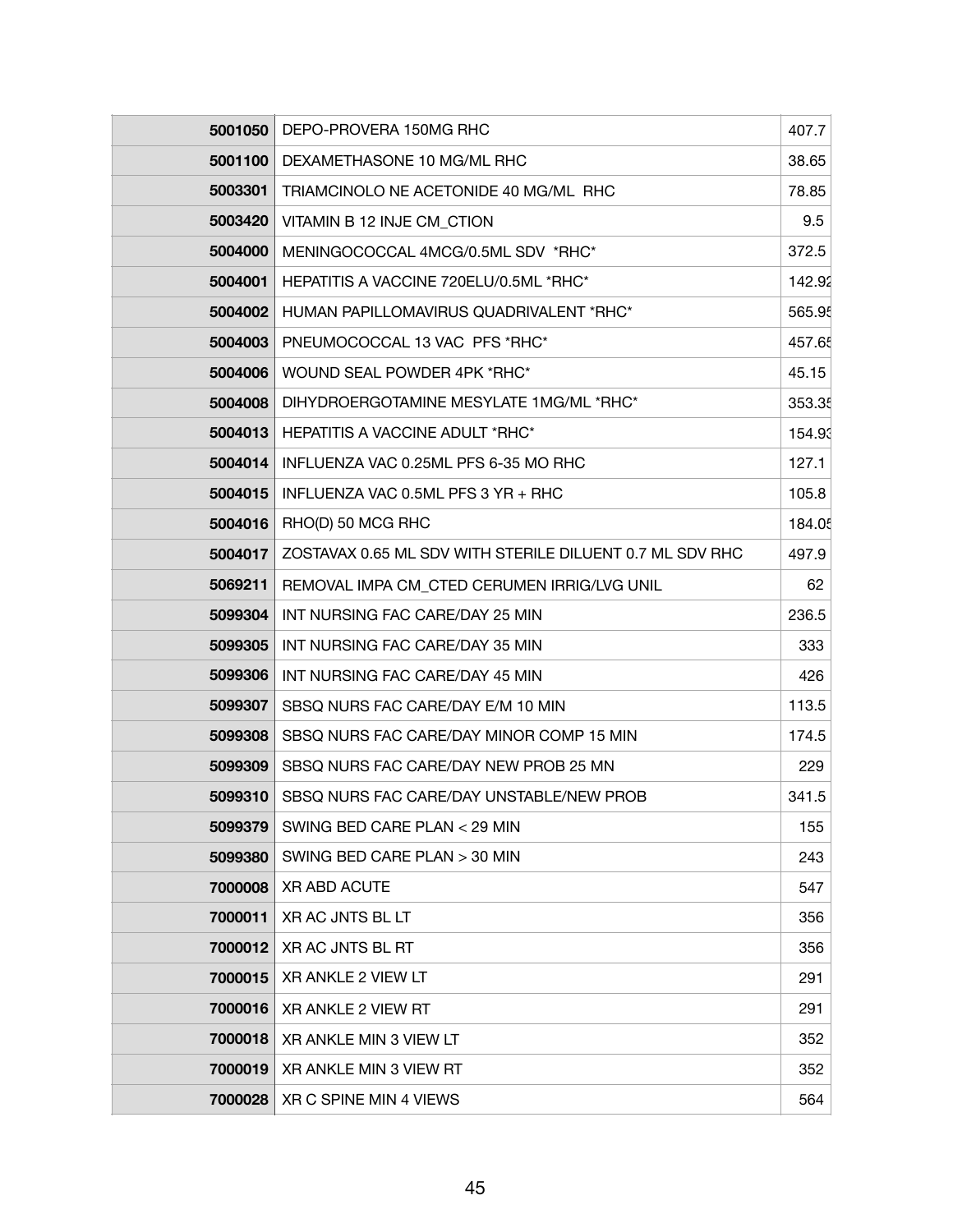| | | |
|---|---|---|
| **5001050** | DEPO-PROVERA 150MG RHC | 407.7 |
| **5001100** | DEXAMETHASONE 10 MG/ML RHC | 38.65 |
| **5003301** | TRIAMCINOLO NE ACETONIDE 40 MG/ML  RHC | 78.85 |
| **5003420** | VITAMIN B 12 INJE CM_CTION | 9.5 |
| **5004000** | MENINGOCOCCAL 4MCG/0.5ML SDV  *RHC* | 372.5 |
| **5004001** | HEPATITIS A VACCINE 720ELU/0.5ML *RHC* | 142.92 |
| **5004002** | HUMAN PAPILLOMAVIRUS QUADRIVALENT *RHC* | 565.95 |
| **5004003** | PNEUMOCOCCAL 13 VAC  PFS *RHC* | 457.65 |
| **5004006** | WOUND SEAL POWDER 4PK *RHC* | 45.15 |
| **5004008** | DIHYDROERGOTAMINE MESYLATE 1MG/ML *RHC* | 353.35 |
| **5004013** | HEPATITIS A VACCINE ADULT *RHC* | 154.93 |
| **5004014** | INFLUENZA VAC 0.25ML PFS 6-35 MO RHC | 127.1 |
| **5004015** | INFLUENZA VAC 0.5ML PFS 3 YR + RHC | 105.8 |
| **5004016** | RHO(D) 50 MCG RHC | 184.05 |
| **5004017** | ZOSTAVAX 0.65 ML SDV WITH STERILE DILUENT 0.7 ML SDV RHC | 497.9 |
| **5069211** | REMOVAL IMPA CM_CTED CERUMEN IRRIG/LVG UNIL | 62 |
| **5099304** | INT NURSING FAC CARE/DAY 25 MIN | 236.5 |
| **5099305** | INT NURSING FAC CARE/DAY 35 MIN | 333 |
| **5099306** | INT NURSING FAC CARE/DAY 45 MIN | 426 |
| **5099307** | SBSQ NURS FAC CARE/DAY E/M 10 MIN | 113.5 |
| **5099308** | SBSQ NURS FAC CARE/DAY MINOR COMP 15 MIN | 174.5 |
| **5099309** | SBSQ NURS FAC CARE/DAY NEW PROB 25 MN | 229 |
| **5099310** | SBSQ NURS FAC CARE/DAY UNSTABLE/NEW PROB | 341.5 |
| **5099379** | SWING BED CARE PLAN < 29 MIN | 155 |
| **5099380** | SWING BED CARE PLAN > 30 MIN | 243 |
| **7000008** | XR ABD ACUTE | 547 |
| **7000011** | XR AC JNTS BL LT | 356 |
| **7000012** | XR AC JNTS BL RT | 356 |
| **7000015** | XR ANKLE 2 VIEW LT | 291 |
| **7000016** | XR ANKLE 2 VIEW RT | 291 |
| **7000018** | XR ANKLE MIN 3 VIEW LT | 352 |
| **7000019** | XR ANKLE MIN 3 VIEW RT | 352 |
| **7000028** | XR C SPINE MIN 4 VIEWS | 564 |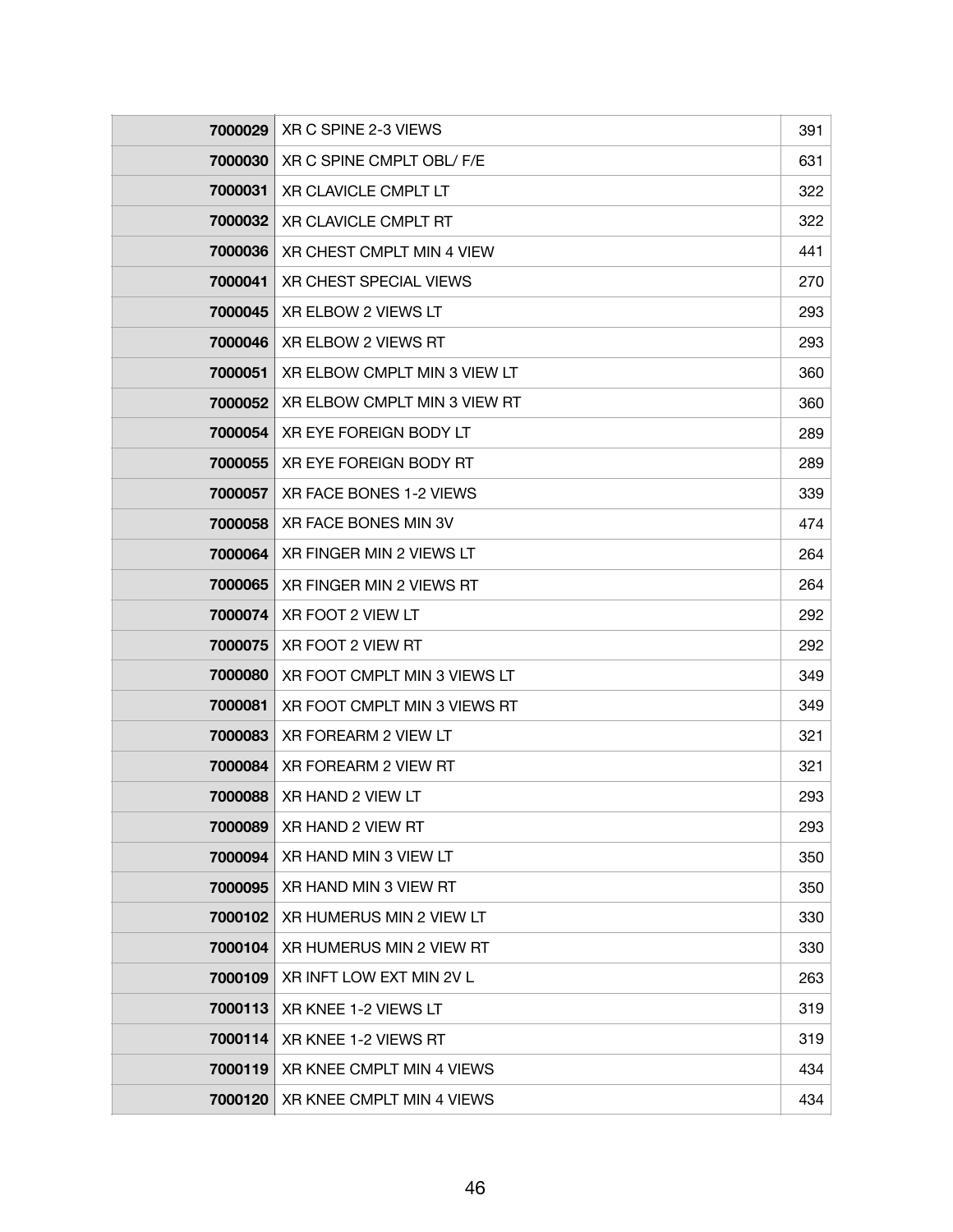| | | |
|---|---|---|
| **7000029** | XR C SPINE 2-3 VIEWS | 391 |
| **7000030** | XR C SPINE CMPLT OBL/ F/E | 631 |
| **7000031** | XR CLAVICLE CMPLT LT | 322 |
| **7000032** | XR CLAVICLE CMPLT RT | 322 |
| **7000036** | XR CHEST CMPLT MIN 4 VIEW | 441 |
| **7000041** | XR CHEST SPECIAL VIEWS | 270 |
| **7000045** | XR ELBOW 2 VIEWS LT | 293 |
| **7000046** | XR ELBOW 2 VIEWS RT | 293 |
| **7000051** | XR ELBOW CMPLT MIN 3 VIEW LT | 360 |
| **7000052** | XR ELBOW CMPLT MIN 3 VIEW RT | 360 |
| **7000054** | XR EYE FOREIGN BODY LT | 289 |
| **7000055** | XR EYE FOREIGN BODY RT | 289 |
| **7000057** | XR FACE BONES 1-2 VIEWS | 339 |
| **7000058** | XR FACE BONES MIN 3V | 474 |
| **7000064** | XR FINGER MIN 2 VIEWS LT | 264 |
| **7000065** | XR FINGER MIN 2 VIEWS RT | 264 |
| **7000074** | XR FOOT 2 VIEW LT | 292 |
| **7000075** | XR FOOT 2 VIEW RT | 292 |
| **7000080** | XR FOOT CMPLT MIN 3 VIEWS LT | 349 |
| **7000081** | XR FOOT CMPLT MIN 3 VIEWS RT | 349 |
| **7000083** | XR FOREARM 2 VIEW LT | 321 |
| **7000084** | XR FOREARM 2 VIEW RT | 321 |
| **7000088** | XR HAND 2 VIEW LT | 293 |
| **7000089** | XR HAND 2 VIEW RT | 293 |
| **7000094** | XR HAND MIN 3 VIEW LT | 350 |
| **7000095** | XR HAND MIN 3 VIEW RT | 350 |
| **7000102** | XR HUMERUS MIN 2 VIEW LT | 330 |
| **7000104** | XR HUMERUS MIN 2 VIEW RT | 330 |
| **7000109** | XR INFT LOW EXT MIN 2V L | 263 |
| **7000113** | XR KNEE 1-2 VIEWS LT | 319 |
| **7000114** | XR KNEE 1-2 VIEWS RT | 319 |
| **7000119** | XR KNEE CMPLT MIN 4 VIEWS | 434 |
| **7000120** | XR KNEE CMPLT MIN 4 VIEWS | 434 |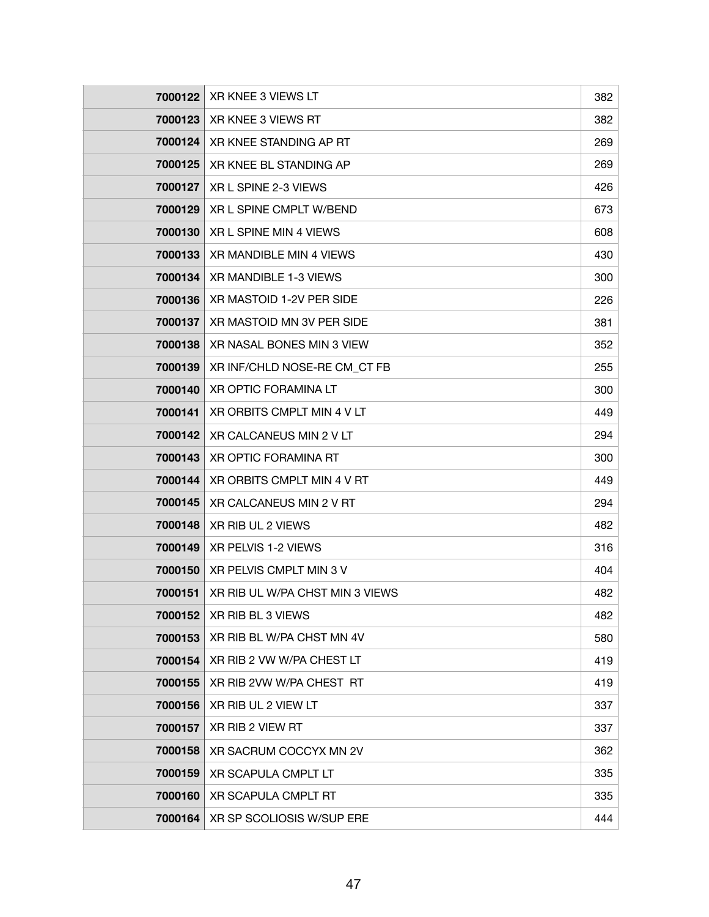| | | |
|---|---|---|
| **7000122** | XR KNEE 3 VIEWS LT | 382 |
| **7000123** | XR KNEE 3 VIEWS RT | 382 |
| **7000124** | XR KNEE STANDING AP RT | 269 |
| **7000125** | XR KNEE BL STANDING AP | 269 |
| **7000127** | XR L SPINE 2-3 VIEWS | 426 |
| **7000129** | XR L SPINE CMPLT W/BEND | 673 |
| **7000130** | XR L SPINE MIN 4 VIEWS | 608 |
| **7000133** | XR MANDIBLE MIN 4 VIEWS | 430 |
| **7000134** | XR MANDIBLE 1-3 VIEWS | 300 |
| **7000136** | XR MASTOID 1-2V PER SIDE | 226 |
| **7000137** | XR MASTOID MN 3V PER SIDE | 381 |
| **7000138** | XR NASAL BONES MIN 3 VIEW | 352 |
| **7000139** | XR INF/CHLD NOSE-RE CM_CT FB | 255 |
| **7000140** | XR OPTIC FORAMINA LT | 300 |
| **7000141** | XR ORBITS CMPLT MIN 4 V LT | 449 |
| **7000142** | XR CALCANEUS MIN 2 V LT | 294 |
| **7000143** | XR OPTIC FORAMINA RT | 300 |
| **7000144** | XR ORBITS CMPLT MIN 4 V RT | 449 |
| **7000145** | XR CALCANEUS MIN 2 V RT | 294 |
| **7000148** | XR RIB UL 2 VIEWS | 482 |
| **7000149** | XR PELVIS 1-2 VIEWS | 316 |
| **7000150** | XR PELVIS CMPLT MIN 3 V | 404 |
| **7000151** | XR RIB UL W/PA CHST MIN 3 VIEWS | 482 |
| **7000152** | XR RIB BL 3 VIEWS | 482 |
| **7000153** | XR RIB BL W/PA CHST MN 4V | 580 |
| **7000154** | XR RIB 2 VW W/PA CHEST LT | 419 |
| **7000155** | XR RIB 2VW W/PA CHEST RT | 419 |
| **7000156** | XR RIB UL 2 VIEW LT | 337 |
| **7000157** | XR RIB 2 VIEW RT | 337 |
| **7000158** | XR SACRUM COCCYX MN 2V | 362 |
| **7000159** | XR SCAPULA CMPLT LT | 335 |
| **7000160** | XR SCAPULA CMPLT RT | 335 |
| **7000164** | XR SP SCOLIOSIS W/SUP ERE | 444 |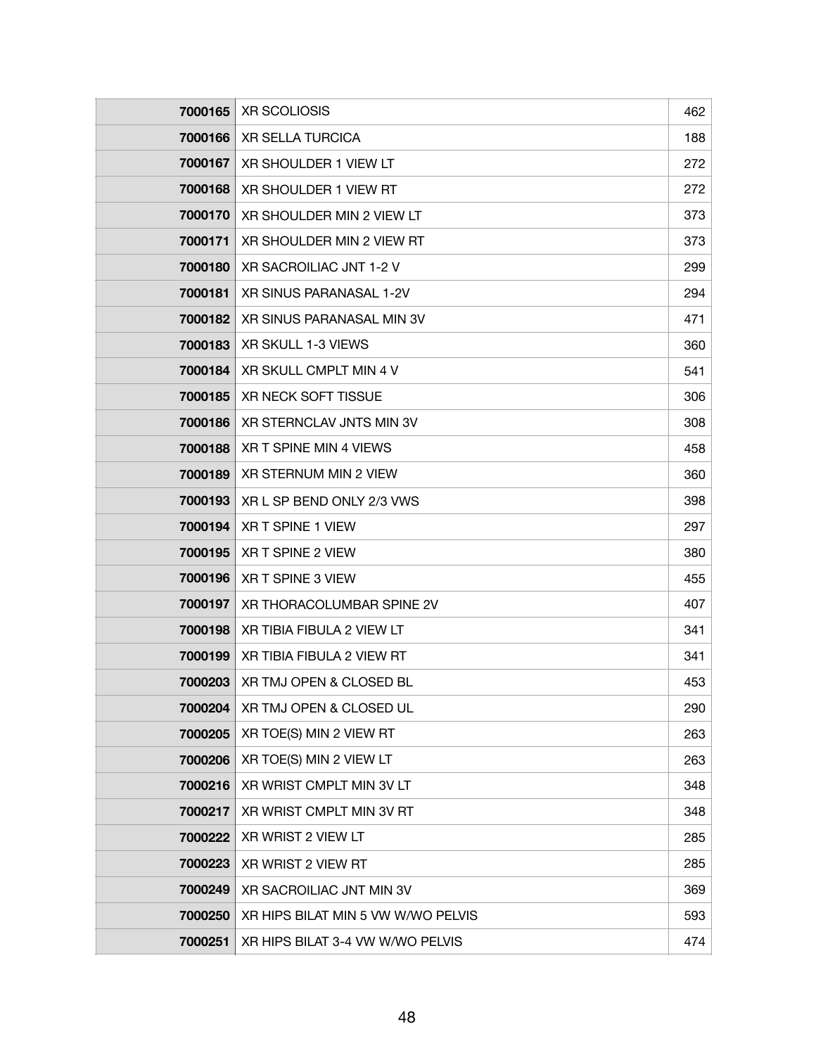| | | |
|---|---|---|
| **7000165** | XR SCOLIOSIS | 462 |
| **7000166** | XR SELLA TURCICA | 188 |
| **7000167** | XR SHOULDER 1 VIEW LT | 272 |
| **7000168** | XR SHOULDER 1 VIEW RT | 272 |
| **7000170** | XR SHOULDER MIN 2 VIEW LT | 373 |
| **7000171** | XR SHOULDER MIN 2 VIEW RT | 373 |
| **7000180** | XR SACROILIAC JNT 1-2 V | 299 |
| **7000181** | XR SINUS PARANASAL 1-2V | 294 |
| **7000182** | XR SINUS PARANASAL MIN 3V | 471 |
| **7000183** | XR SKULL 1-3 VIEWS | 360 |
| **7000184** | XR SKULL CMPLT MIN 4 V | 541 |
| **7000185** | XR NECK SOFT TISSUE | 306 |
| **7000186** | XR STERNCLAV JNTS MIN 3V | 308 |
| **7000188** | XR T SPINE MIN 4 VIEWS | 458 |
| **7000189** | XR STERNUM MIN 2 VIEW | 360 |
| **7000193** | XR L SP BEND ONLY 2/3 VWS | 398 |
| **7000194** | XR T SPINE 1 VIEW | 297 |
| **7000195** | XR T SPINE 2 VIEW | 380 |
| **7000196** | XR T SPINE 3 VIEW | 455 |
| **7000197** | XR THORACOLUMBAR SPINE 2V | 407 |
| **7000198** | XR TIBIA FIBULA 2 VIEW LT | 341 |
| **7000199** | XR TIBIA FIBULA 2 VIEW RT | 341 |
| **7000203** | XR TMJ OPEN & CLOSED BL | 453 |
| **7000204** | XR TMJ OPEN & CLOSED UL | 290 |
| **7000205** | XR TOE(S) MIN 2 VIEW RT | 263 |
| **7000206** | XR TOE(S) MIN 2 VIEW LT | 263 |
| **7000216** | XR WRIST CMPLT MIN 3V LT | 348 |
| **7000217** | XR WRIST CMPLT MIN 3V RT | 348 |
| **7000222** | XR WRIST 2 VIEW LT | 285 |
| **7000223** | XR WRIST 2 VIEW RT | 285 |
| **7000249** | XR SACROILIAC JNT MIN 3V | 369 |
| **7000250** | XR HIPS BILAT MIN 5 VW W/WO PELVIS | 593 |
| **7000251** | XR HIPS BILAT 3-4 VW W/WO PELVIS | 474 |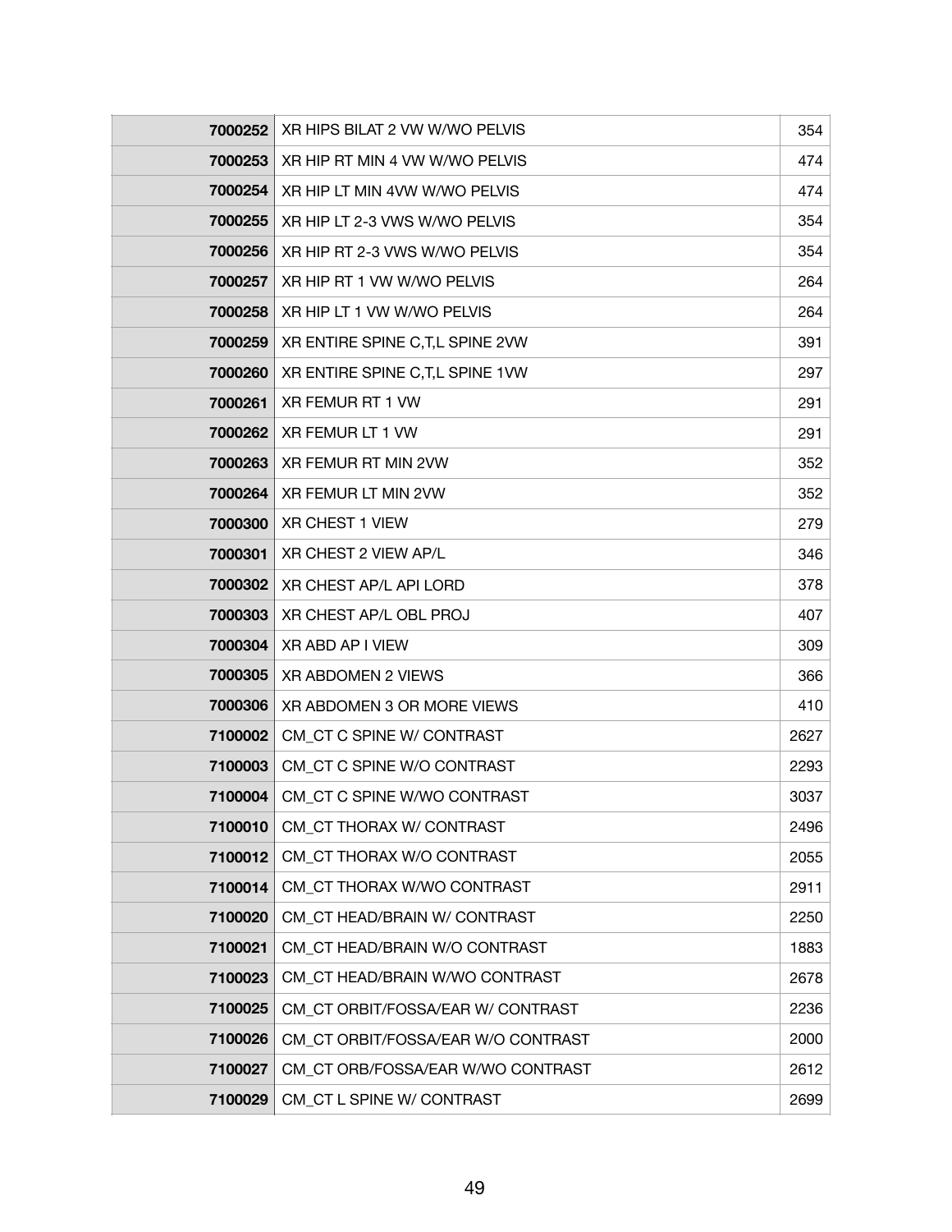| | | |
|---|---|---|
| **7000252** | XR HIPS BILAT 2 VW W/WO PELVIS | 354 |
| **7000253** | XR HIP RT MIN 4 VW W/WO PELVIS | 474 |
| **7000254** | XR HIP LT MIN 4VW W/WO PELVIS | 474 |
| **7000255** | XR HIP LT 2-3 VWS W/WO PELVIS | 354 |
| **7000256** | XR HIP RT 2-3 VWS W/WO PELVIS | 354 |
| **7000257** | XR HIP RT 1 VW W/WO PELVIS | 264 |
| **7000258** | XR HIP LT 1 VW W/WO PELVIS | 264 |
| **7000259** | XR ENTIRE SPINE C,T,L SPINE 2VW | 391 |
| **7000260** | XR ENTIRE SPINE C,T,L SPINE 1VW | 297 |
| **7000261** | XR FEMUR RT 1 VW | 291 |
| **7000262** | XR FEMUR LT 1 VW | 291 |
| **7000263** | XR FEMUR RT MIN 2VW | 352 |
| **7000264** | XR FEMUR LT MIN 2VW | 352 |
| **7000300** | XR CHEST 1 VIEW | 279 |
| **7000301** | XR CHEST 2 VIEW AP/L | 346 |
| **7000302** | XR CHEST AP/L API LORD | 378 |
| **7000303** | XR CHEST AP/L OBL PROJ | 407 |
| **7000304** | XR ABD AP I VIEW | 309 |
| **7000305** | XR ABDOMEN 2 VIEWS | 366 |
| **7000306** | XR ABDOMEN 3 OR MORE VIEWS | 410 |
| **7100002** | CM_CT C SPINE W/ CONTRAST | 2627 |
| **7100003** | CM_CT C SPINE W/O CONTRAST | 2293 |
| **7100004** | CM_CT C SPINE W/WO CONTRAST | 3037 |
| **7100010** | CM_CT THORAX W/ CONTRAST | 2496 |
| **7100012** | CM_CT THORAX W/O CONTRAST | 2055 |
| **7100014** | CM_CT THORAX W/WO CONTRAST | 2911 |
| **7100020** | CM_CT HEAD/BRAIN W/ CONTRAST | 2250 |
| **7100021** | CM_CT HEAD/BRAIN W/O CONTRAST | 1883 |
| **7100023** | CM_CT HEAD/BRAIN W/WO CONTRAST | 2678 |
| **7100025** | CM_CT ORBIT/FOSSA/EAR W/ CONTRAST | 2236 |
| **7100026** | CM_CT ORBIT/FOSSA/EAR W/O CONTRAST | 2000 |
| **7100027** | CM_CT ORB/FOSSA/EAR W/WO CONTRAST | 2612 |
| **7100029** | CM_CT L SPINE W/ CONTRAST | 2699 |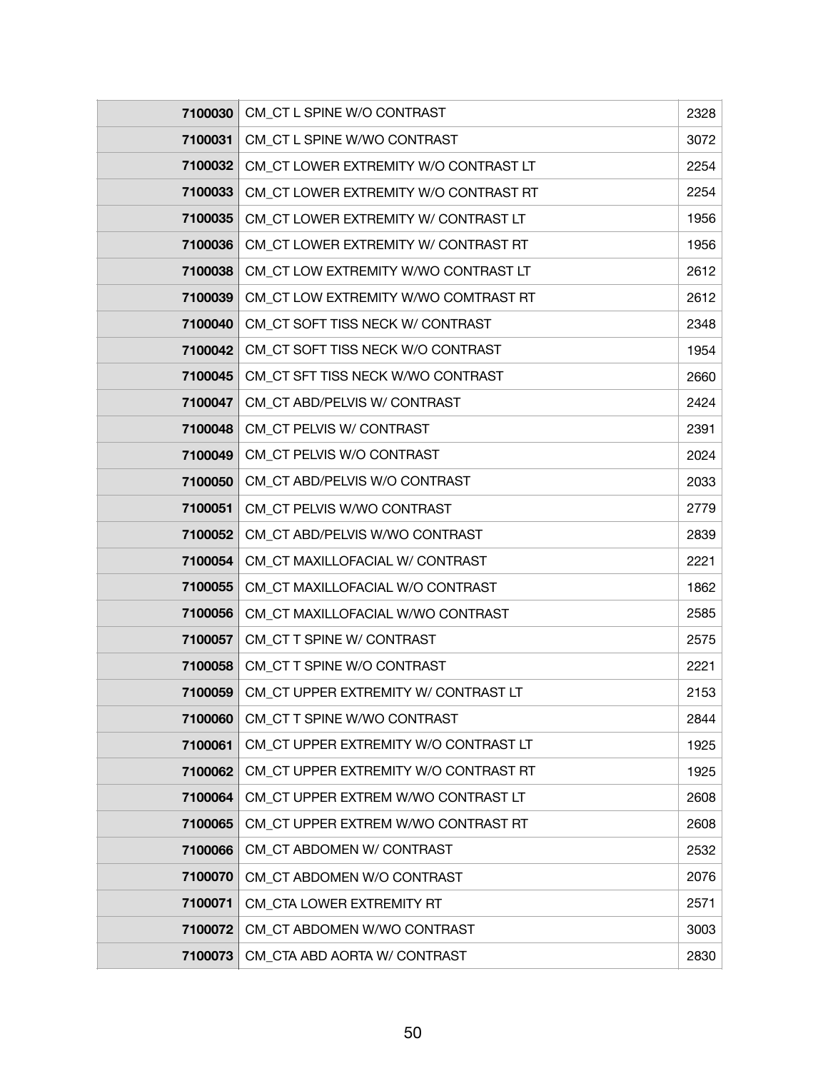| | | |
|---|---|---|
| **7100030** | CM_CT L SPINE W/O CONTRAST | 2328 |
| **7100031** | CM_CT L SPINE W/WO CONTRAST | 3072 |
| **7100032** | CM_CT LOWER EXTREMITY W/O CONTRAST LT | 2254 |
| **7100033** | CM_CT LOWER EXTREMITY W/O CONTRAST RT | 2254 |
| **7100035** | CM_CT LOWER EXTREMITY W/ CONTRAST LT | 1956 |
| **7100036** | CM_CT LOWER EXTREMITY W/ CONTRAST RT | 1956 |
| **7100038** | CM_CT LOW EXTREMITY W/WO CONTRAST LT | 2612 |
| **7100039** | CM_CT LOW EXTREMITY W/WO COMTRAST RT | 2612 |
| **7100040** | CM_CT SOFT TISS NECK W/ CONTRAST | 2348 |
| **7100042** | CM_CT SOFT TISS NECK W/O CONTRAST | 1954 |
| **7100045** | CM_CT SFT TISS NECK W/WO CONTRAST | 2660 |
| **7100047** | CM_CT ABD/PELVIS W/ CONTRAST | 2424 |
| **7100048** | CM_CT PELVIS W/ CONTRAST | 2391 |
| **7100049** | CM_CT PELVIS W/O CONTRAST | 2024 |
| **7100050** | CM_CT ABD/PELVIS W/O CONTRAST | 2033 |
| **7100051** | CM_CT PELVIS W/WO CONTRAST | 2779 |
| **7100052** | CM_CT ABD/PELVIS W/WO CONTRAST | 2839 |
| **7100054** | CM_CT MAXILLOFACIAL W/ CONTRAST | 2221 |
| **7100055** | CM_CT MAXILLOFACIAL W/O CONTRAST | 1862 |
| **7100056** | CM_CT MAXILLOFACIAL W/WO CONTRAST | 2585 |
| **7100057** | CM_CT T SPINE W/ CONTRAST | 2575 |
| **7100058** | CM_CT T SPINE W/O CONTRAST | 2221 |
| **7100059** | CM_CT UPPER EXTREMITY W/ CONTRAST LT | 2153 |
| **7100060** | CM_CT T SPINE W/WO CONTRAST | 2844 |
| **7100061** | CM_CT UPPER EXTREMITY W/O CONTRAST LT | 1925 |
| **7100062** | CM_CT UPPER EXTREMITY W/O CONTRAST RT | 1925 |
| **7100064** | CM_CT UPPER EXTREM W/WO CONTRAST LT | 2608 |
| **7100065** | CM_CT UPPER EXTREM W/WO CONTRAST RT | 2608 |
| **7100066** | CM_CT ABDOMEN W/ CONTRAST | 2532 |
| **7100070** | CM_CT ABDOMEN W/O CONTRAST | 2076 |
| **7100071** | CM_CTA LOWER EXTREMITY RT | 2571 |
| **7100072** | CM_CT ABDOMEN W/WO CONTRAST | 3003 |
| **7100073** | CM_CTA ABD AORTA W/ CONTRAST | 2830 |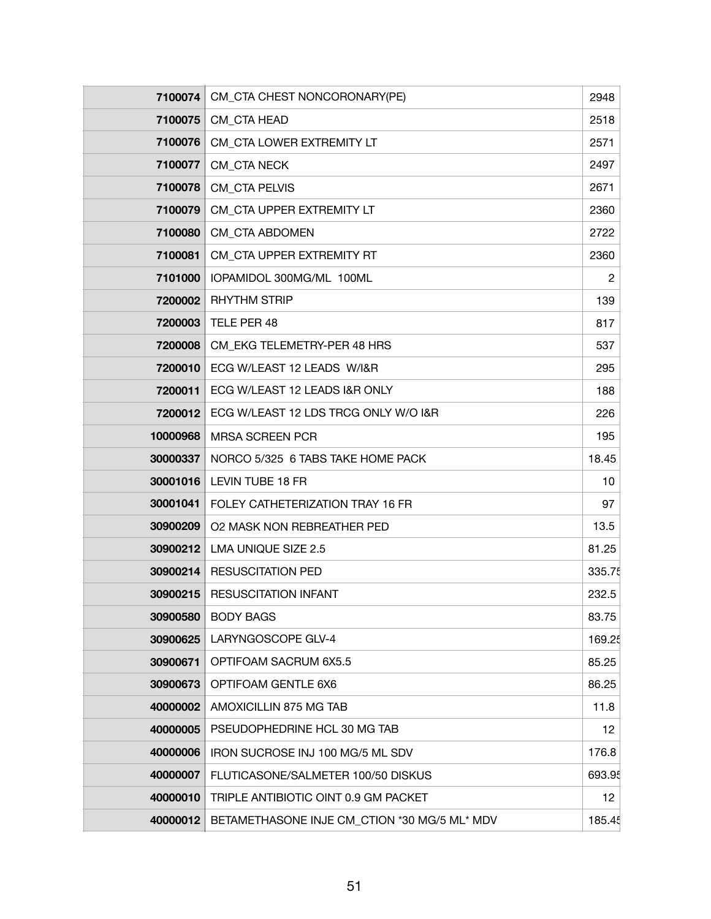| | | |
|---|---|---|
| **7100074** | CM_CTA CHEST NONCORONARY(PE) | 2948 |
| **7100075** | CM_CTA HEAD | 2518 |
| **7100076** | CM_CTA LOWER EXTREMITY LT | 2571 |
| **7100077** | CM_CTA NECK | 2497 |
| **7100078** | CM_CTA PELVIS | 2671 |
| **7100079** | CM_CTA UPPER EXTREMITY LT | 2360 |
| **7100080** | CM_CTA ABDOMEN | 2722 |
| **7100081** | CM_CTA UPPER EXTREMITY RT | 2360 |
| **7101000** | IOPAMIDOL 300MG/ML 100ML | 2 |
| **7200002** | RHYTHM STRIP | 139 |
| **7200003** | TELE PER 48 | 817 |
| **7200008** | CM_EKG TELEMETRY-PER 48 HRS | 537 |
| **7200010** | ECG W/LEAST 12 LEADS W/I&R | 295 |
| **7200011** | ECG W/LEAST 12 LEADS I&R ONLY | 188 |
| **7200012** | ECG W/LEAST 12 LDS TRCG ONLY W/O I&R | 226 |
| **10000968** | MRSA SCREEN PCR | 195 |
| **30000337** | NORCO 5/325 6 TABS TAKE HOME PACK | 18.45 |
| **30001016** | LEVIN TUBE 18 FR | 10 |
| **30001041** | FOLEY CATHETERIZATION TRAY 16 FR | 97 |
| **30900209** | O2 MASK NON REBREATHER PED | 13.5 |
| **30900212** | LMA UNIQUE SIZE 2.5 | 81.25 |
| **30900214** | RESUSCITATION PED | 335.75 |
| **30900215** | RESUSCITATION INFANT | 232.5 |
| **30900580** | BODY BAGS | 83.75 |
| **30900625** | LARYNGOSCOPE GLV-4 | 169.25 |
| **30900671** | OPTIFOAM SACRUM 6X5.5 | 85.25 |
| **30900673** | OPTIFOAM GENTLE 6X6 | 86.25 |
| **40000002** | AMOXICILLIN 875 MG TAB | 11.8 |
| **40000005** | PSEUDOPHEDRINE HCL 30 MG TAB | 12 |
| **40000006** | IRON SUCROSE INJ 100 MG/5 ML SDV | 176.8 |
| **40000007** | FLUTICASONE/SALMETER 100/50 DISKUS | 693.95 |
| **40000010** | TRIPLE ANTIBIOTIC OINT 0.9 GM PACKET | 12 |
| **40000012** | BETAMETHASONE INJE CM_CTION *30 MG/5 ML* MDV | 185.45 |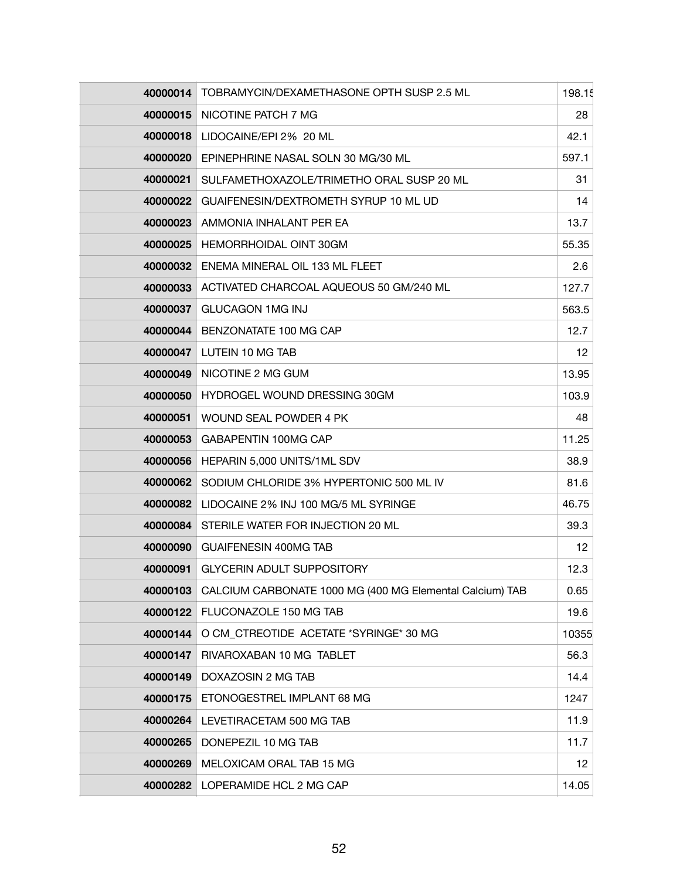| | | |
|---|---|---|
| **40000014** | TOBRAMYCIN/DEXAMETHASONE OPTH SUSP 2.5 ML | 198.15 |
| **40000015** | NICOTINE PATCH 7 MG | 28 |
| **40000018** | LIDOCAINE/EPI 2% 20 ML | 42.1 |
| **40000020** | EPINEPHRINE NASAL SOLN 30 MG/30 ML | 597.1 |
| **40000021** | SULFAMETHOXAZOLE/TRIMETHO ORAL SUSP 20 ML | 31 |
| **40000022** | GUAIFENESIN/DEXTROMETH SYRUP 10 ML UD | 14 |
| **40000023** | AMMONIA INHALANT PER EA | 13.7 |
| **40000025** | HEMORRHOIDAL OINT 30GM | 55.35 |
| **40000032** | ENEMA MINERAL OIL 133 ML FLEET | 2.6 |
| **40000033** | ACTIVATED CHARCOAL AQUEOUS 50 GM/240 ML | 127.7 |
| **40000037** | GLUCAGON 1MG INJ | 563.5 |
| **40000044** | BENZONATATE 100 MG CAP | 12.7 |
| **40000047** | LUTEIN 10 MG TAB | 12 |
| **40000049** | NICOTINE 2 MG GUM | 13.95 |
| **40000050** | HYDROGEL WOUND DRESSING 30GM | 103.9 |
| **40000051** | WOUND SEAL POWDER 4 PK | 48 |
| **40000053** | GABAPENTIN 100MG CAP | 11.25 |
| **40000056** | HEPARIN 5,000 UNITS/1ML SDV | 38.9 |
| **40000062** | SODIUM CHLORIDE 3% HYPERTONIC 500 ML IV | 81.6 |
| **40000082** | LIDOCAINE 2% INJ 100 MG/5 ML SYRINGE | 46.75 |
| **40000084** | STERILE WATER FOR INJECTION 20 ML | 39.3 |
| **40000090** | GUAIFENESIN 400MG TAB | 12 |
| **40000091** | GLYCERIN ADULT SUPPOSITORY | 12.3 |
| **40000103** | CALCIUM CARBONATE 1000 MG (400 MG Elemental Calcium) TAB | 0.65 |
| **40000122** | FLUCONAZOLE 150 MG TAB | 19.6 |
| **40000144** | O CM_CTREOTIDE ACETATE *SYRINGE* 30 MG | 10355 |
| **40000147** | RIVAROXABAN 10 MG TABLET | 56.3 |
| **40000149** | DOXAZOSIN 2 MG TAB | 14.4 |
| **40000175** | ETONOGESTREL IMPLANT 68 MG | 1247 |
| **40000264** | LEVETIRACETAM 500 MG TAB | 11.9 |
| **40000265** | DONEPEZIL 10 MG TAB | 11.7 |
| **40000269** | MELOXICAM ORAL TAB 15 MG | 12 |
| **40000282** | LOPERAMIDE HCL 2 MG CAP | 14.05 |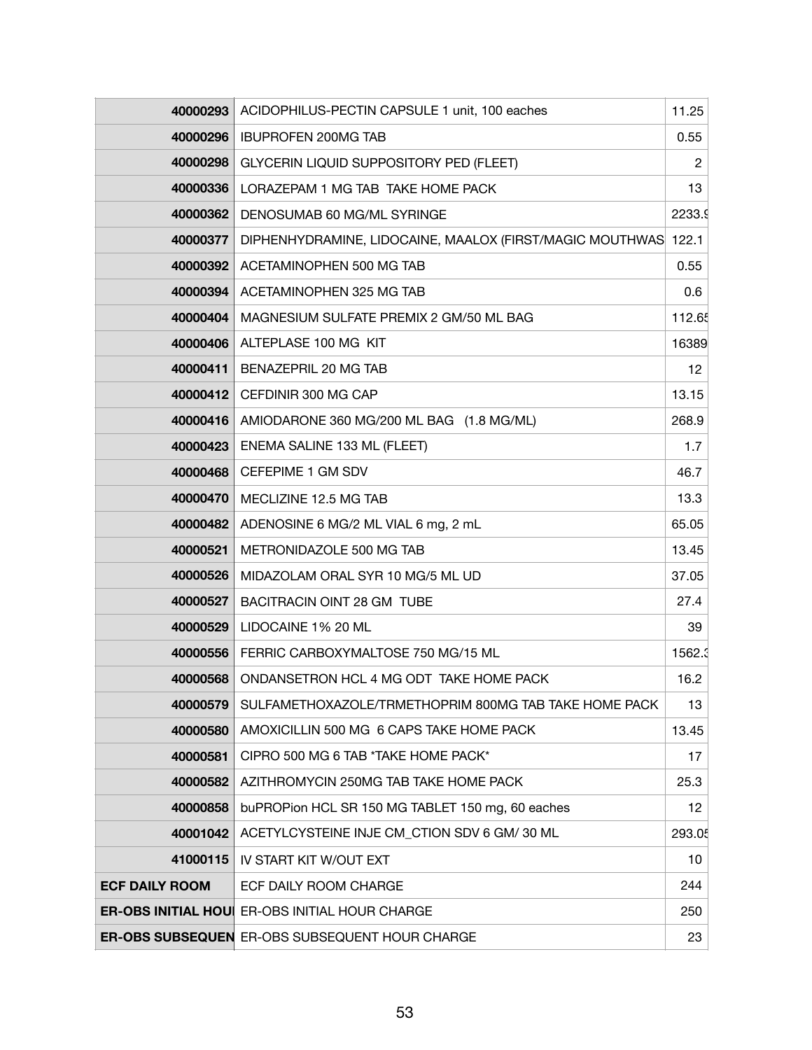| | | |
|---|---|---|
| **40000293** | ACIDOPHILUS-PECTIN CAPSULE 1 unit, 100 eaches | 11.25 |
| **40000296** | IBUPROFEN 200MG TAB | 0.55 |
| **40000298** | GLYCERIN LIQUID SUPPOSITORY PED (FLEET) | 2 |
| **40000336** | LORAZEPAM 1 MG TAB TAKE HOME PACK | 13 |
| **40000362** | DENOSUMAB 60 MG/ML SYRINGE | 2233.9 |
| **40000377** | DIPHENHYDRAMINE, LIDOCAINE, MAALOX (FIRST/MAGIC MOUTHWAS | 122.1 |
| **40000392** | ACETAMINOPHEN 500 MG TAB | 0.55 |
| **40000394** | ACETAMINOPHEN 325 MG TAB | 0.6 |
| **40000404** | MAGNESIUM SULFATE PREMIX 2 GM/50 ML BAG | 112.65 |
| **40000406** | ALTEPLASE 100 MG KIT | 16389 |
| **40000411** | BENAZEPRIL 20 MG TAB | 12 |
| **40000412** | CEFDINIR 300 MG CAP | 13.15 |
| **40000416** | AMIODARONE 360 MG/200 ML BAG (1.8 MG/ML) | 268.9 |
| **40000423** | ENEMA SALINE 133 ML (FLEET) | 1.7 |
| **40000468** | CEFEPIME 1 GM SDV | 46.7 |
| **40000470** | MECLIZINE 12.5 MG TAB | 13.3 |
| **40000482** | ADENOSINE 6 MG/2 ML VIAL 6 mg, 2 mL | 65.05 |
| **40000521** | METRONIDAZOLE 500 MG TAB | 13.45 |
| **40000526** | MIDAZOLAM ORAL SYR 10 MG/5 ML UD | 37.05 |
| **40000527** | BACITRACIN OINT 28 GM TUBE | 27.4 |
| **40000529** | LIDOCAINE 1% 20 ML | 39 |
| **40000556** | FERRIC CARBOXYMALTOSE 750 MG/15 ML | 1562.3 |
| **40000568** | ONDANSETRON HCL 4 MG ODT TAKE HOME PACK | 16.2 |
| **40000579** | SULFAMETHOXAZOLE/TRMETHOPRIM 800MG TAB TAKE HOME PACK | 13 |
| **40000580** | AMOXICILLIN 500 MG 6 CAPS TAKE HOME PACK | 13.45 |
| **40000581** | CIPRO 500 MG 6 TAB *TAKE HOME PACK* | 17 |
| **40000582** | AZITHROMYCIN 250MG TAB TAKE HOME PACK | 25.3 |
| **40000858** | buPROPion HCL SR 150 MG TABLET 150 mg, 60 eaches | 12 |
| **40001042** | ACETYLCYSTEINE INJE CM_CTION SDV 6 GM/ 30 ML | 293.05 |
| **41000115** | IV START KIT W/OUT EXT | 10 |
| **ECF DAILY ROOM** | ECF DAILY ROOM CHARGE | 244 |
| **ER-OBS INITIAL HOU** | ER-OBS INITIAL HOUR CHARGE | 250 |
| **ER-OBS SUBSEQUEN** | ER-OBS SUBSEQUENT HOUR CHARGE | 23 |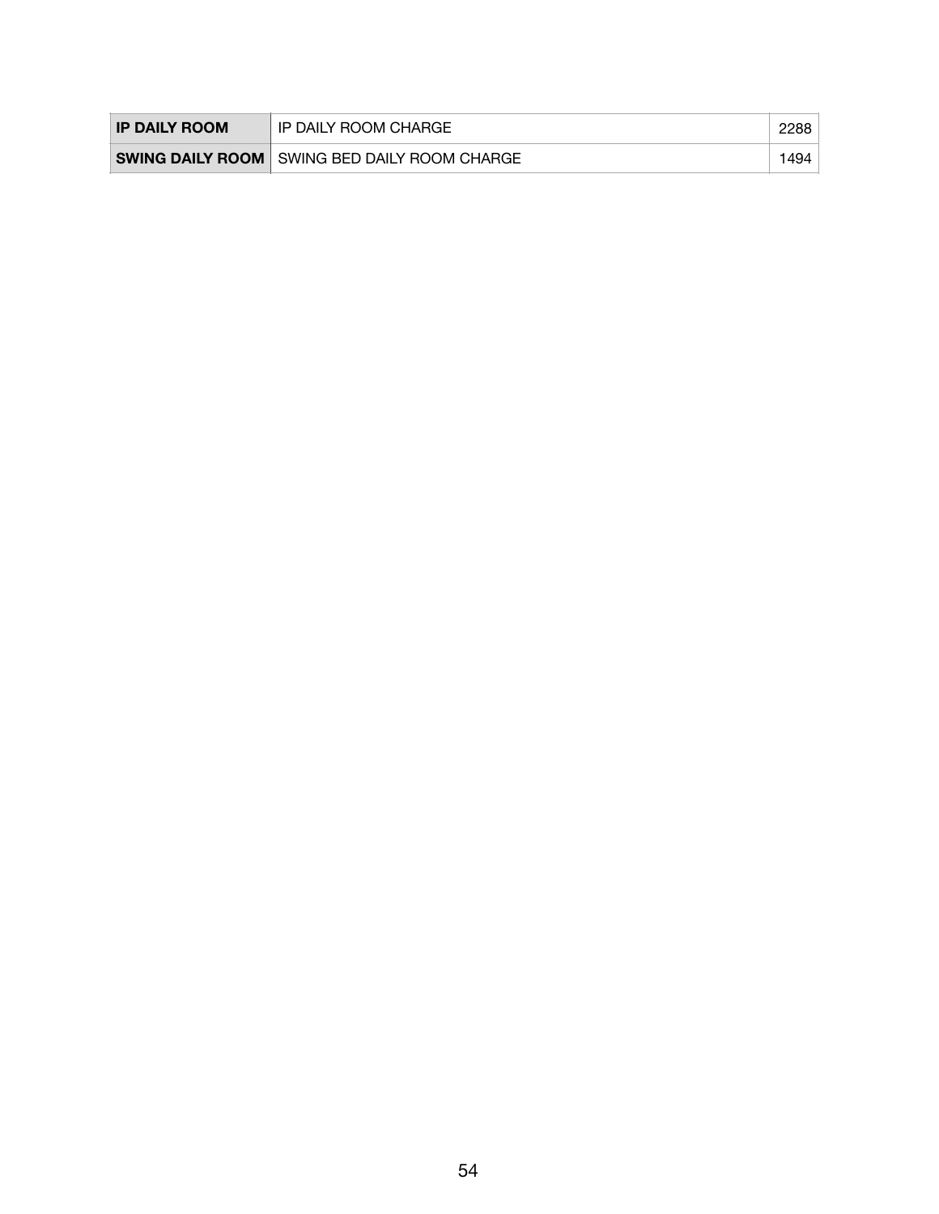| | | |
|---|---|---|
| **IP DAILY ROOM** | IP DAILY ROOM CHARGE | 2288 |
| **SWING DAILY ROOM** | SWING BED DAILY ROOM CHARGE | 1494 |